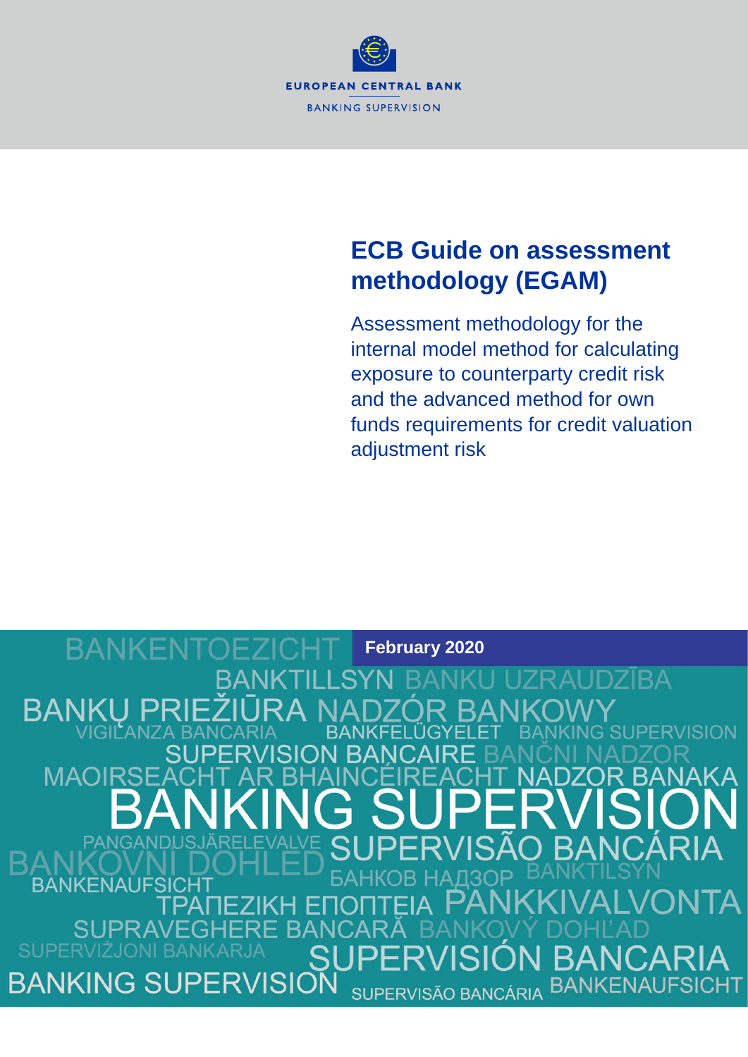EUROPEAN CENTRAL BANK

BANKING SUPERVISION

# ECB Guide on assessment methodology (EGAM)

Assessment methodology for the internal model method for calculating exposure to counterparty credit risk and the advanced method for own funds requirements for credit valuation adjustment risk

**February 2020**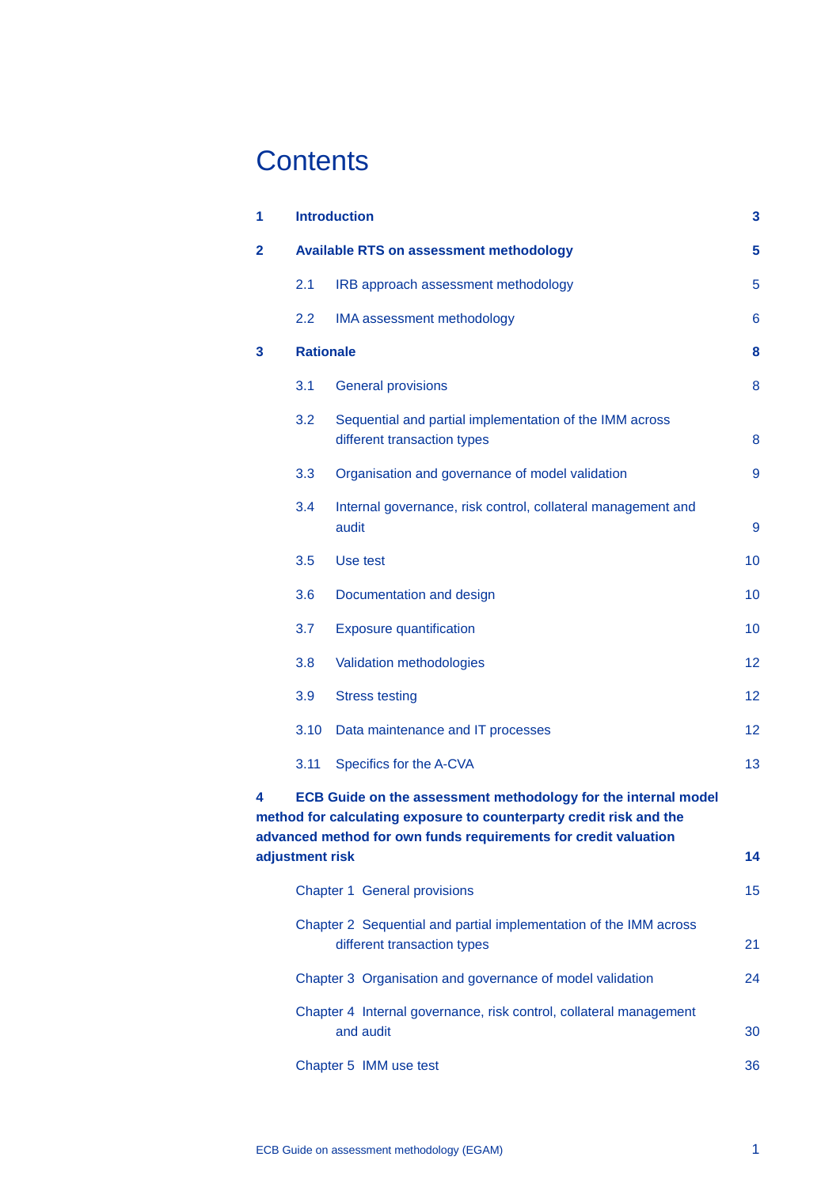# Contents

**1 Introduction 3**

**2 Available RTS on assessment methodology 5**

2.1 IRB approach assessment methodology 5

2.2 IMA assessment methodology 6

**3 Rationale 8**

3.1 General provisions 8

3.2 Sequential and partial implementation of the IMM across different transaction types 8

3.3 Organisation and governance of model validation 9

3.4 Internal governance, risk control, collateral management and audit 9

3.5 Use test 10

3.6 Documentation and design 10

3.7 Exposure quantification 10

3.8 Validation methodologies 12

3.9 Stress testing 12

3.10 Data maintenance and IT processes 12

3.11 Specifics for the A-CVA 13

**4 ECB Guide on the assessment methodology for the internal model method for calculating exposure to counterparty credit risk and the advanced method for own funds requirements for credit valuation adjustment risk 14**

Chapter 1 General provisions 15

Chapter 2 Sequential and partial implementation of the IMM across different transaction types 21

Chapter 3 Organisation and governance of model validation 24

Chapter 4 Internal governance, risk control, collateral management and audit 30

Chapter 5 IMM use test 36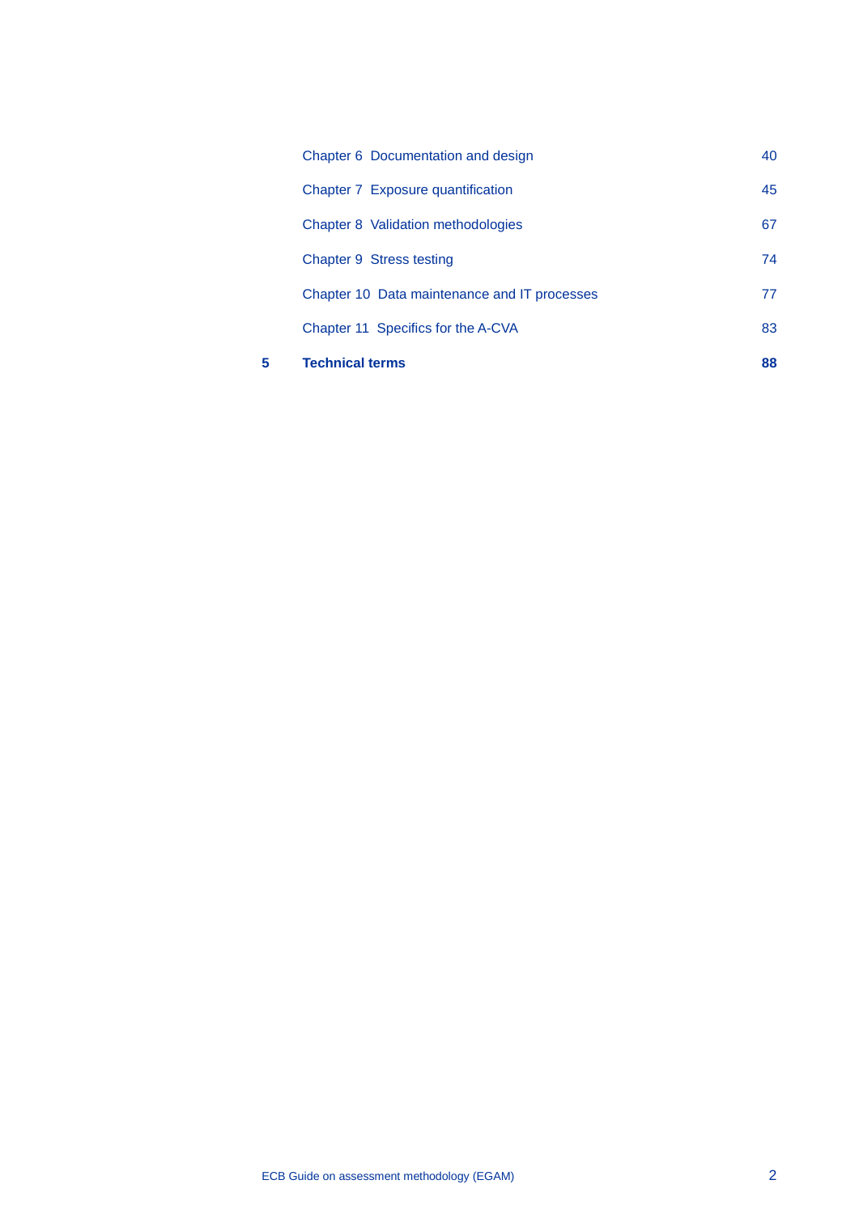| | | |
|---|---|---|
| | Chapter 6 Documentation and design | 40 |
| | Chapter 7 Exposure quantification | 45 |
| | Chapter 8 Validation methodologies | 67 |
| | Chapter 9 Stress testing | 74 |
| | Chapter 10 Data maintenance and IT processes | 77 |
| | Chapter 11 Specifics for the A-CVA | 83 |
| **5** | **Technical terms** | **88** |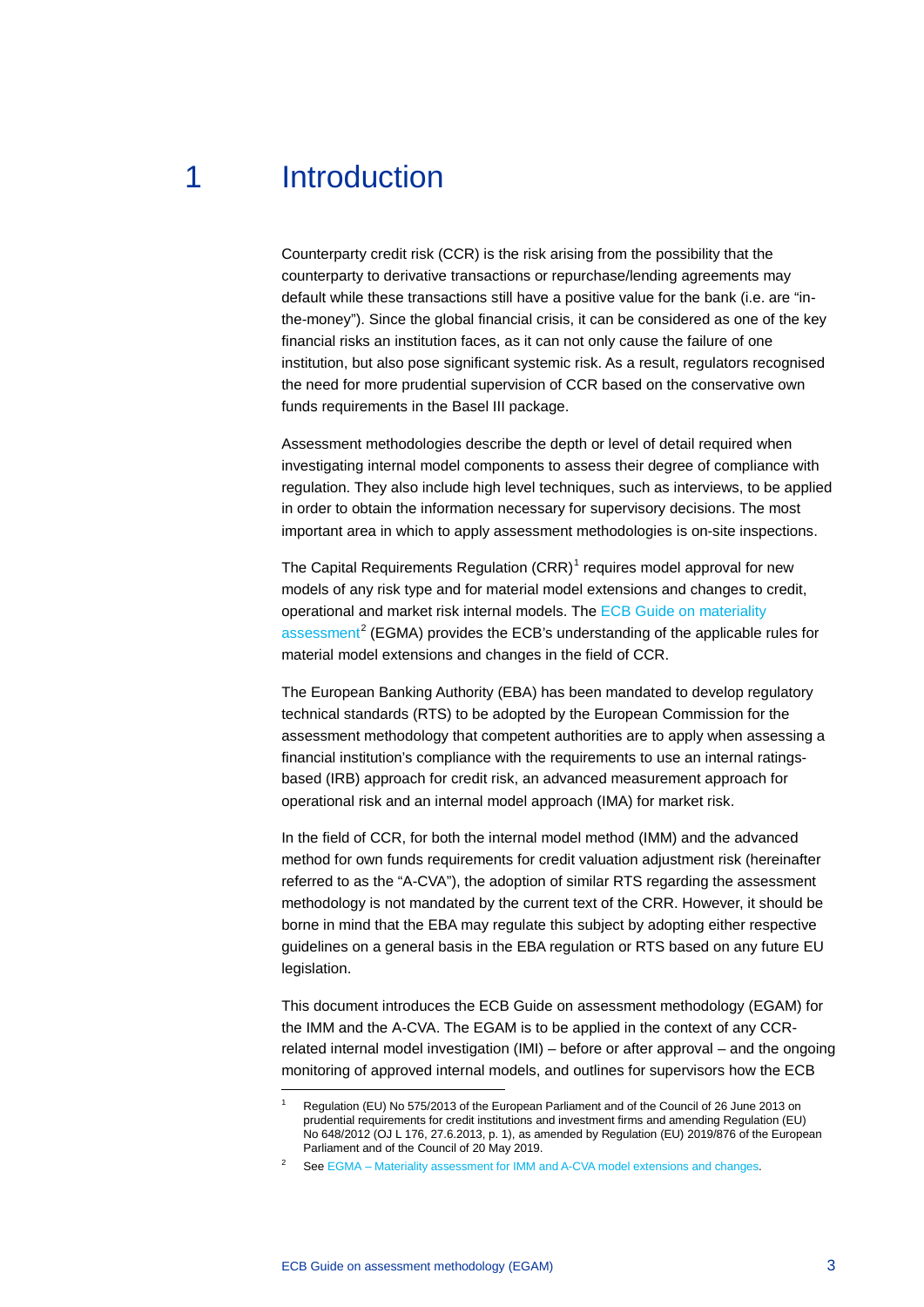# 1 Introduction

Counterparty credit risk (CCR) is the risk arising from the possibility that the counterparty to derivative transactions or repurchase/lending agreements may default while these transactions still have a positive value for the bank (i.e. are "in-the-money"). Since the global financial crisis, it can be considered as one of the key financial risks an institution faces, as it can not only cause the failure of one institution, but also pose significant systemic risk. As a result, regulators recognised the need for more prudential supervision of CCR based on the conservative own funds requirements in the Basel III package.

Assessment methodologies describe the depth or level of detail required when investigating internal model components to assess their degree of compliance with regulation. They also include high level techniques, such as interviews, to be applied in order to obtain the information necessary for supervisory decisions. The most important area in which to apply assessment methodologies is on-site inspections.

The Capital Requirements Regulation (CRR)[1] requires model approval for new models of any risk type and for material model extensions and changes to credit, operational and market risk internal models. The ECB Guide on materiality assessment[2] (EGMA) provides the ECB's understanding of the applicable rules for material model extensions and changes in the field of CCR.

The European Banking Authority (EBA) has been mandated to develop regulatory technical standards (RTS) to be adopted by the European Commission for the assessment methodology that competent authorities are to apply when assessing a financial institution's compliance with the requirements to use an internal ratings-based (IRB) approach for credit risk, an advanced measurement approach for operational risk and an internal model approach (IMA) for market risk.

In the field of CCR, for both the internal model method (IMM) and the advanced method for own funds requirements for credit valuation adjustment risk (hereinafter referred to as the "A-CVA"), the adoption of similar RTS regarding the assessment methodology is not mandated by the current text of the CRR. However, it should be borne in mind that the EBA may regulate this subject by adopting either respective guidelines on a general basis in the EBA regulation or RTS based on any future EU legislation.

This document introduces the ECB Guide on assessment methodology (EGAM) for the IMM and the A-CVA. The EGAM is to be applied in the context of any CCR-related internal model investigation (IMI) – before or after approval – and the ongoing monitoring of approved internal models, and outlines for supervisors how the ECB

[1] Regulation (EU) No 575/2013 of the European Parliament and of the Council of 26 June 2013 on prudential requirements for credit institutions and investment firms and amending Regulation (EU) No 648/2012 (OJ L 176, 27.6.2013, p. 1), as amended by Regulation (EU) 2019/876 of the European Parliament and of the Council of 20 May 2019.

[2] See EGMA – Materiality assessment for IMM and A-CVA model extensions and changes.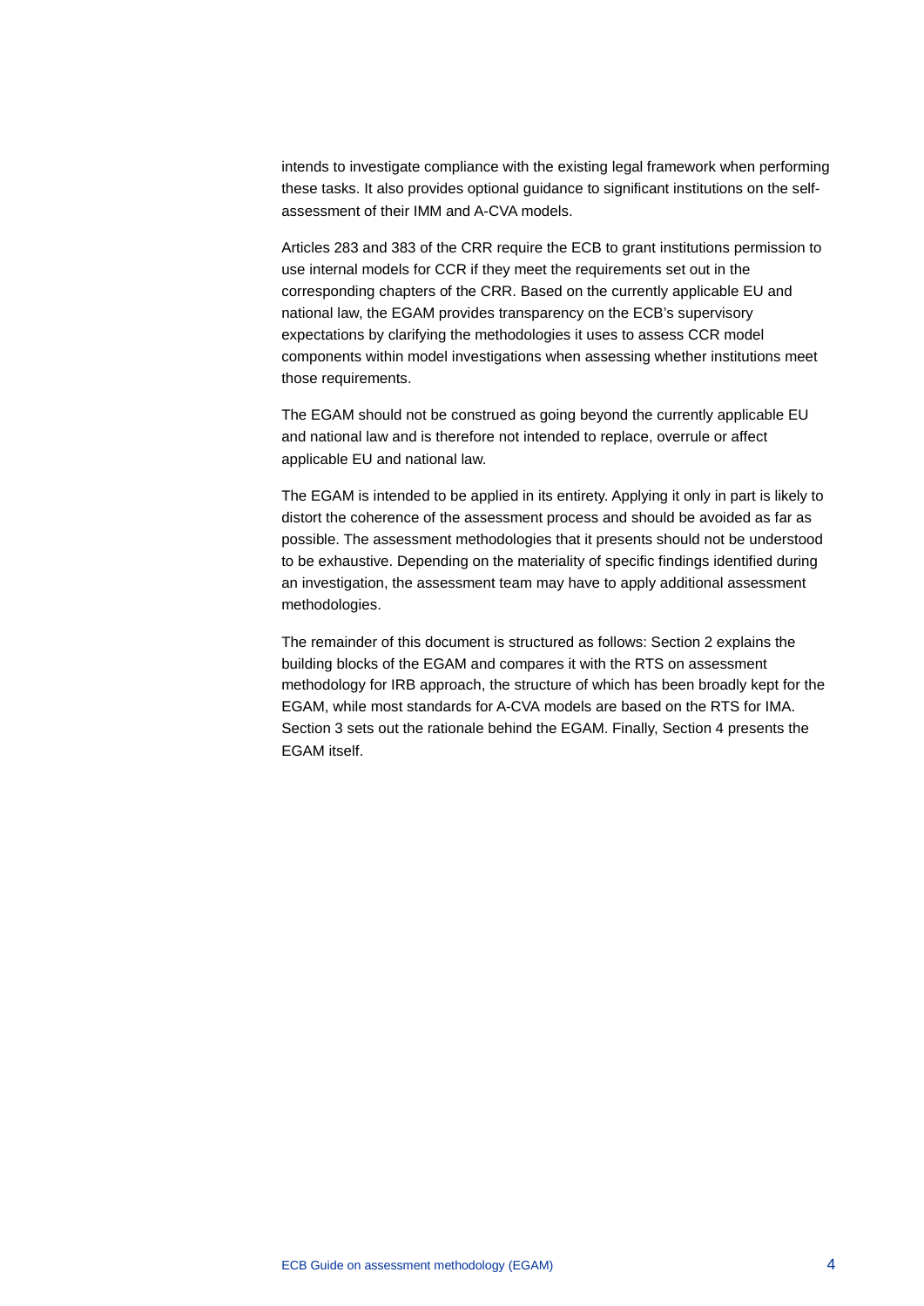intends to investigate compliance with the existing legal framework when performing these tasks. It also provides optional guidance to significant institutions on the self-assessment of their IMM and A-CVA models.

Articles 283 and 383 of the CRR require the ECB to grant institutions permission to use internal models for CCR if they meet the requirements set out in the corresponding chapters of the CRR. Based on the currently applicable EU and national law, the EGAM provides transparency on the ECB's supervisory expectations by clarifying the methodologies it uses to assess CCR model components within model investigations when assessing whether institutions meet those requirements.

The EGAM should not be construed as going beyond the currently applicable EU and national law and is therefore not intended to replace, overrule or affect applicable EU and national law.

The EGAM is intended to be applied in its entirety. Applying it only in part is likely to distort the coherence of the assessment process and should be avoided as far as possible. The assessment methodologies that it presents should not be understood to be exhaustive. Depending on the materiality of specific findings identified during an investigation, the assessment team may have to apply additional assessment methodologies.

The remainder of this document is structured as follows: Section 2 explains the building blocks of the EGAM and compares it with the RTS on assessment methodology for IRB approach, the structure of which has been broadly kept for the EGAM, while most standards for A-CVA models are based on the RTS for IMA. Section 3 sets out the rationale behind the EGAM. Finally, Section 4 presents the EGAM itself.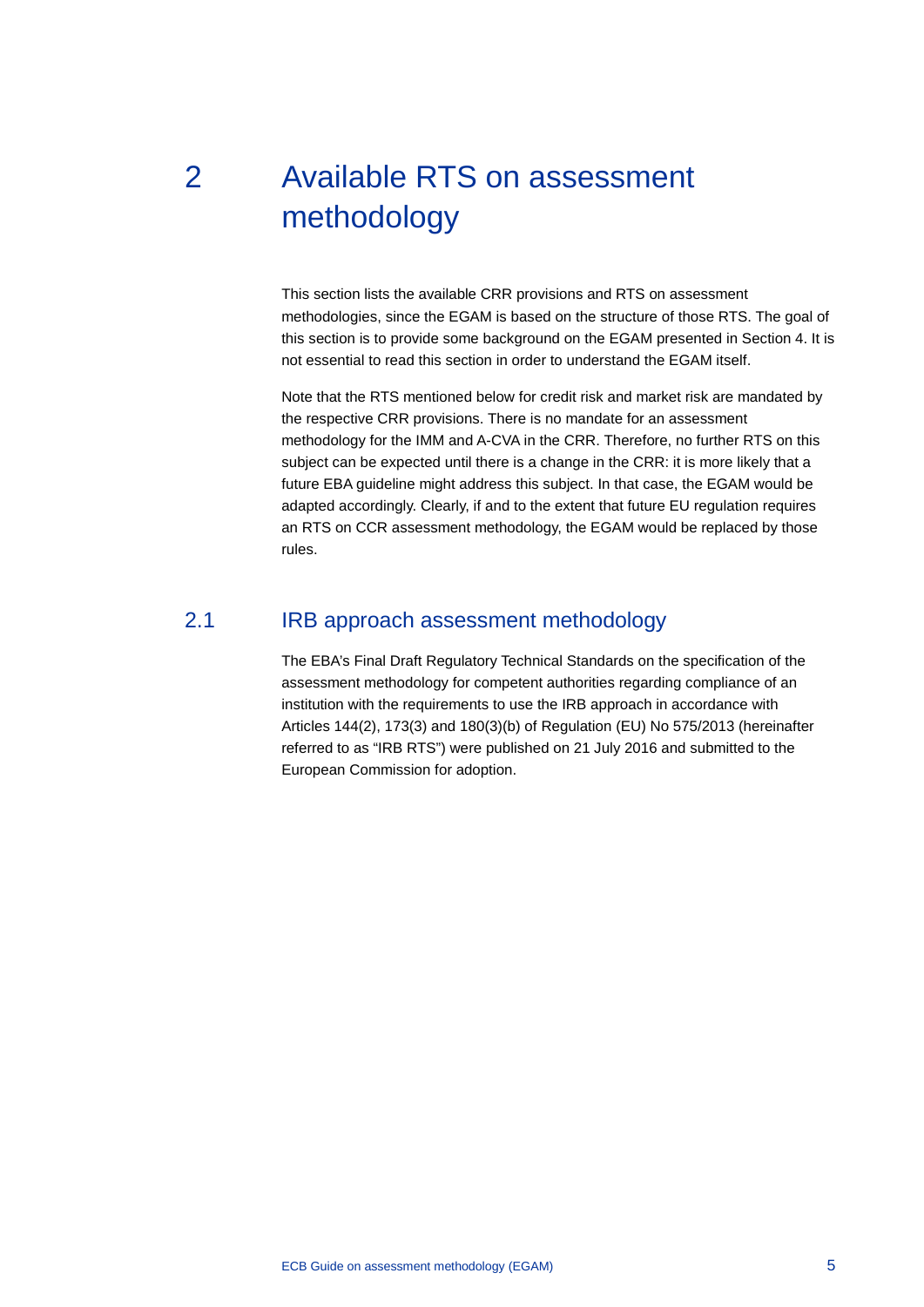# 2 Available RTS on assessment methodology

This section lists the available CRR provisions and RTS on assessment methodologies, since the EGAM is based on the structure of those RTS. The goal of this section is to provide some background on the EGAM presented in Section 4. It is not essential to read this section in order to understand the EGAM itself.

Note that the RTS mentioned below for credit risk and market risk are mandated by the respective CRR provisions. There is no mandate for an assessment methodology for the IMM and A-CVA in the CRR. Therefore, no further RTS on this subject can be expected until there is a change in the CRR: it is more likely that a future EBA guideline might address this subject. In that case, the EGAM would be adapted accordingly. Clearly, if and to the extent that future EU regulation requires an RTS on CCR assessment methodology, the EGAM would be replaced by those rules.

## 2.1 IRB approach assessment methodology

The EBA's Final Draft Regulatory Technical Standards on the specification of the assessment methodology for competent authorities regarding compliance of an institution with the requirements to use the IRB approach in accordance with Articles 144(2), 173(3) and 180(3)(b) of Regulation (EU) No 575/2013 (hereinafter referred to as "IRB RTS") were published on 21 July 2016 and submitted to the European Commission for adoption.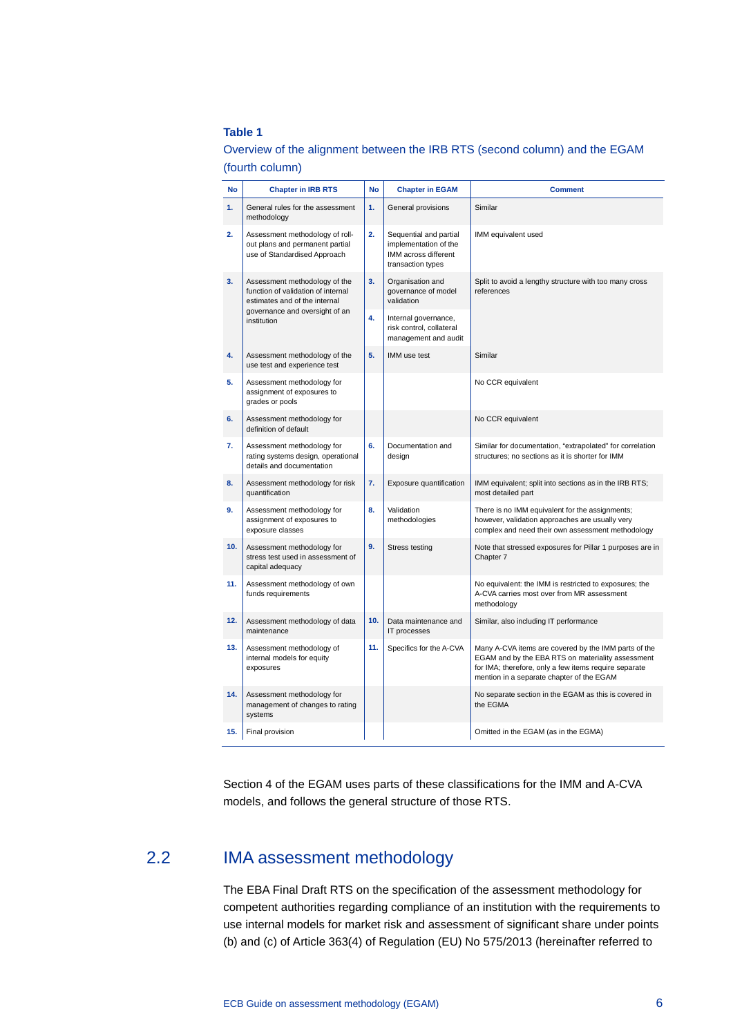**Table 1**

Overview of the alignment between the IRB RTS (second column) and the EGAM (fourth column)

| No | Chapter in IRB RTS | No | Chapter in EGAM | Comment |
|---|---|---|---|---|
| 1. | General rules for the assessment methodology | 1. | General provisions | Similar |
| 2. | Assessment methodology of roll-out plans and permanent partial use of Standardised Approach | 2. | Sequential and partial implementation of the IMM across different transaction types | IMM equivalent used |
| 3. | Assessment methodology of the function of validation of internal estimates and of the internal governance and oversight of an institution | 3. | Organisation and governance of model validation | Split to avoid a lengthy structure with too many cross references |
| | | 4. | Internal governance, risk control, collateral management and audit | |
| 4. | Assessment methodology of the use test and experience test | 5. | IMM use test | Similar |
| 5. | Assessment methodology for assignment of exposures to grades or pools | | | No CCR equivalent |
| 6. | Assessment methodology for definition of default | | | No CCR equivalent |
| 7. | Assessment methodology for rating systems design, operational details and documentation | 6. | Documentation and design | Similar for documentation, "extrapolated" for correlation structures; no sections as it is shorter for IMM |
| 8. | Assessment methodology for risk quantification | 7. | Exposure quantification | IMM equivalent; split into sections as in the IRB RTS; most detailed part |
| 9. | Assessment methodology for assignment of exposures to exposure classes | 8. | Validation methodologies | There is no IMM equivalent for the assignments; however, validation approaches are usually very complex and need their own assessment methodology |
| 10. | Assessment methodology for stress test used in assessment of capital adequacy | 9. | Stress testing | Note that stressed exposures for Pillar 1 purposes are in Chapter 7 |
| 11. | Assessment methodology of own funds requirements | | | No equivalent: the IMM is restricted to exposures; the A-CVA carries most over from MR assessment methodology |
| 12. | Assessment methodology of data maintenance | 10. | Data maintenance and IT processes | Similar, also including IT performance |
| 13. | Assessment methodology of internal models for equity exposures | 11. | Specifics for the A-CVA | Many A-CVA items are covered by the IMM parts of the EGAM and by the EBA RTS on materiality assessment for IMA; therefore, only a few items require separate mention in a separate chapter of the EGAM |
| 14. | Assessment methodology for management of changes to rating systems | | | No separate section in the EGAM as this is covered in the EGMA |
| 15. | Final provision | | | Omitted in the EGAM (as in the EGMA) |

Section 4 of the EGAM uses parts of these classifications for the IMM and A-CVA models, and follows the general structure of those RTS.

## 2.2 IMA assessment methodology

The EBA Final Draft RTS on the specification of the assessment methodology for competent authorities regarding compliance of an institution with the requirements to use internal models for market risk and assessment of significant share under points (b) and (c) of Article 363(4) of Regulation (EU) No 575/2013 (hereinafter referred to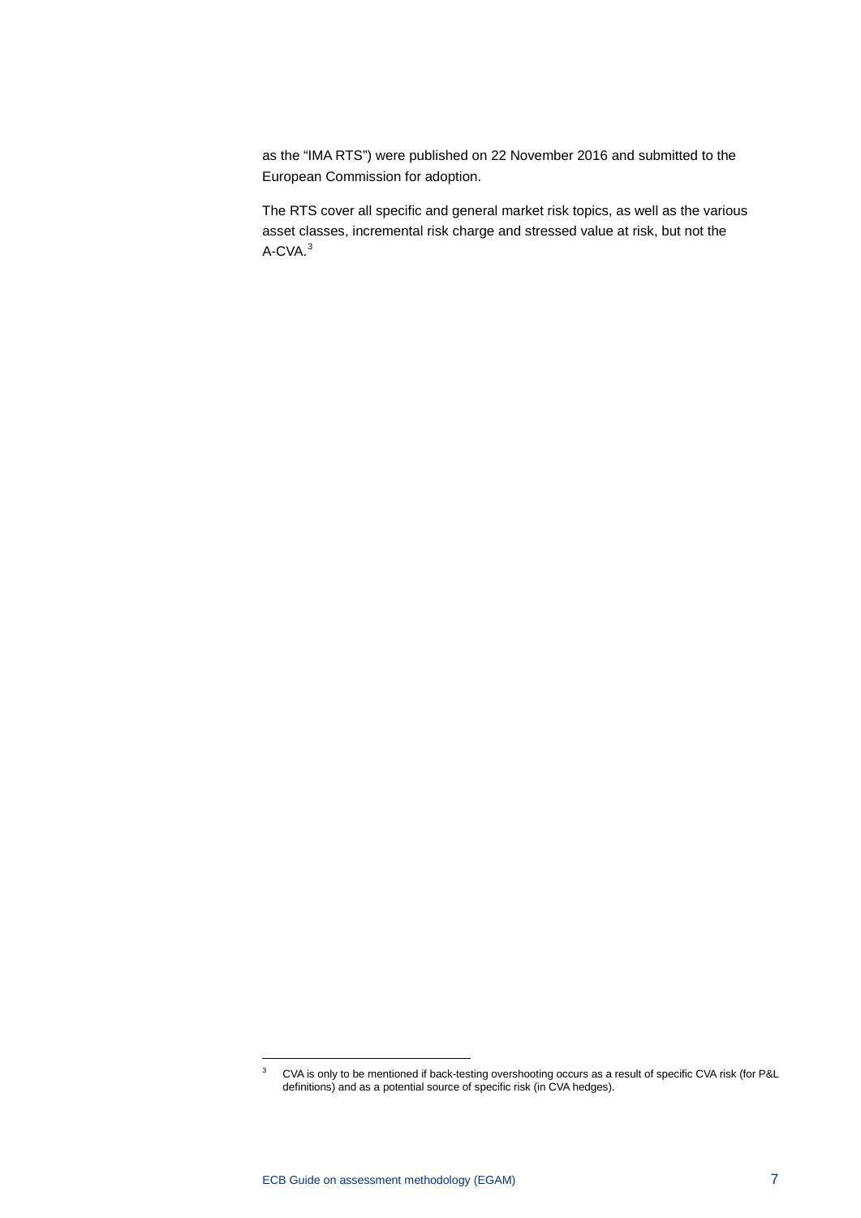as the “IMA RTS”) were published on 22 November 2016 and submitted to the European Commission for adoption.

The RTS cover all specific and general market risk topics, as well as the various asset classes, incremental risk charge and stressed value at risk, but not the A-CVA.[3]

[3] CVA is only to be mentioned if back-testing overshooting occurs as a result of specific CVA risk (for P&L definitions) and as a potential source of specific risk (in CVA hedges).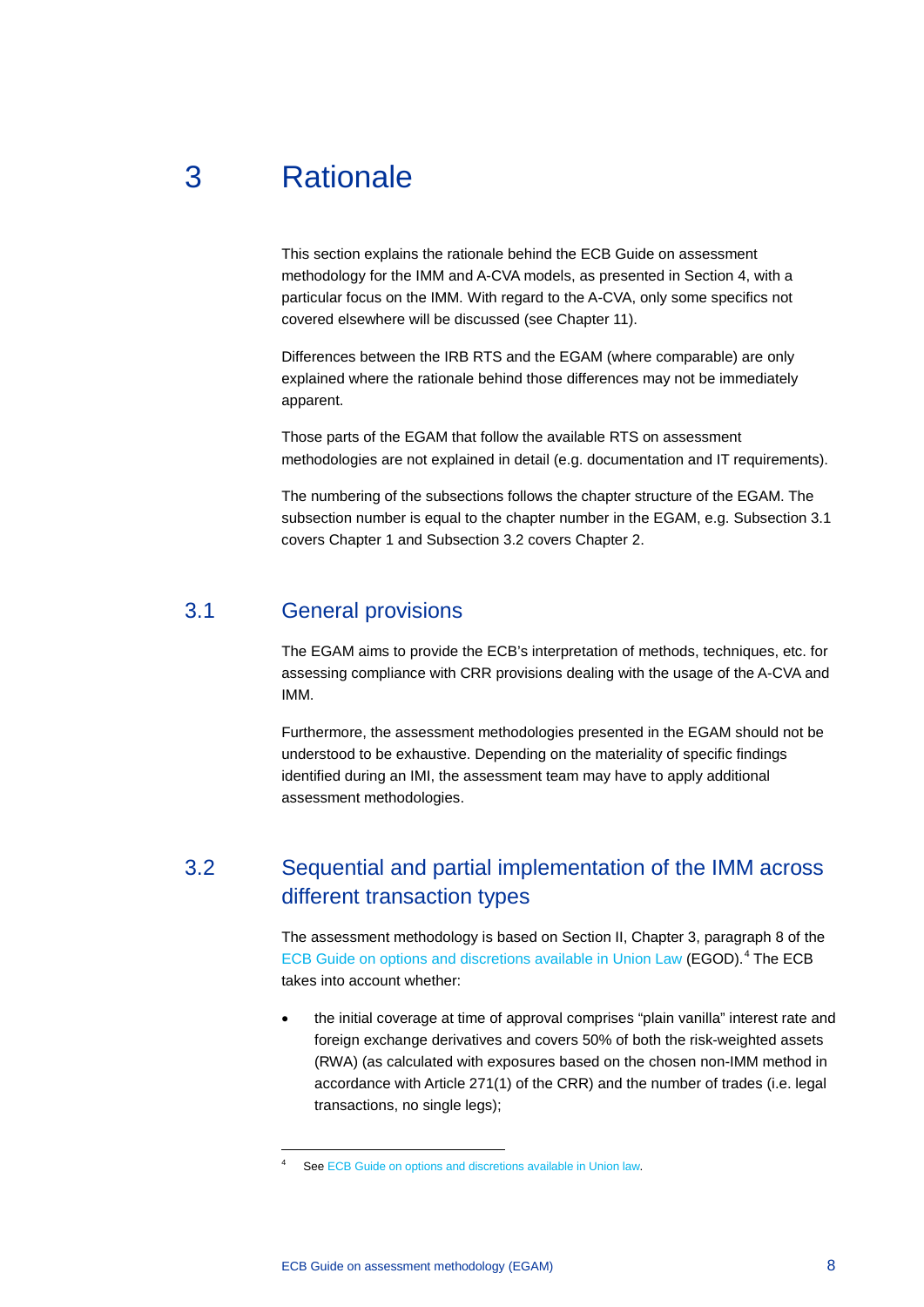# 3 Rationale

This section explains the rationale behind the ECB Guide on assessment methodology for the IMM and A-CVA models, as presented in Section 4, with a particular focus on the IMM. With regard to the A-CVA, only some specifics not covered elsewhere will be discussed (see Chapter 11).

Differences between the IRB RTS and the EGAM (where comparable) are only explained where the rationale behind those differences may not be immediately apparent.

Those parts of the EGAM that follow the available RTS on assessment methodologies are not explained in detail (e.g. documentation and IT requirements).

The numbering of the subsections follows the chapter structure of the EGAM. The subsection number is equal to the chapter number in the EGAM, e.g. Subsection 3.1 covers Chapter 1 and Subsection 3.2 covers Chapter 2.

## 3.1 General provisions

The EGAM aims to provide the ECB's interpretation of methods, techniques, etc. for assessing compliance with CRR provisions dealing with the usage of the A-CVA and IMM.

Furthermore, the assessment methodologies presented in the EGAM should not be understood to be exhaustive. Depending on the materiality of specific findings identified during an IMI, the assessment team may have to apply additional assessment methodologies.

## 3.2 Sequential and partial implementation of the IMM across different transaction types

The assessment methodology is based on Section II, Chapter 3, paragraph 8 of the ECB Guide on options and discretions available in Union Law (EGOD).[4] The ECB takes into account whether:

- the initial coverage at time of approval comprises "plain vanilla" interest rate and foreign exchange derivatives and covers 50% of both the risk-weighted assets (RWA) (as calculated with exposures based on the chosen non-IMM method in accordance with Article 271(1) of the CRR) and the number of trades (i.e. legal transactions, no single legs);

[4] See ECB Guide on options and discretions available in Union law.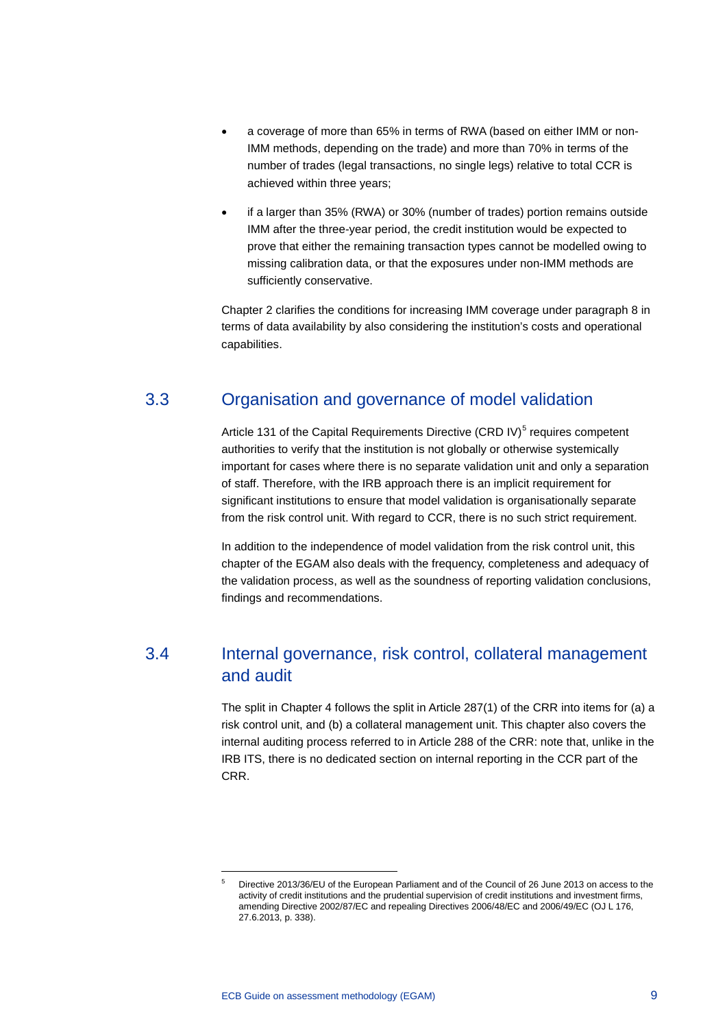- a coverage of more than 65% in terms of RWA (based on either IMM or non-IMM methods, depending on the trade) and more than 70% in terms of the number of trades (legal transactions, no single legs) relative to total CCR is achieved within three years;
- if a larger than 35% (RWA) or 30% (number of trades) portion remains outside IMM after the three-year period, the credit institution would be expected to prove that either the remaining transaction types cannot be modelled owing to missing calibration data, or that the exposures under non-IMM methods are sufficiently conservative.

Chapter 2 clarifies the conditions for increasing IMM coverage under paragraph 8 in terms of data availability by also considering the institution's costs and operational capabilities.

## 3.3 Organisation and governance of model validation

Article 131 of the Capital Requirements Directive (CRD IV)[5] requires competent authorities to verify that the institution is not globally or otherwise systemically important for cases where there is no separate validation unit and only a separation of staff. Therefore, with the IRB approach there is an implicit requirement for significant institutions to ensure that model validation is organisationally separate from the risk control unit. With regard to CCR, there is no such strict requirement.

In addition to the independence of model validation from the risk control unit, this chapter of the EGAM also deals with the frequency, completeness and adequacy of the validation process, as well as the soundness of reporting validation conclusions, findings and recommendations.

## 3.4 Internal governance, risk control, collateral management and audit

The split in Chapter 4 follows the split in Article 287(1) of the CRR into items for (a) a risk control unit, and (b) a collateral management unit. This chapter also covers the internal auditing process referred to in Article 288 of the CRR: note that, unlike in the IRB ITS, there is no dedicated section on internal reporting in the CCR part of the CRR.

[5] Directive 2013/36/EU of the European Parliament and of the Council of 26 June 2013 on access to the activity of credit institutions and the prudential supervision of credit institutions and investment firms, amending Directive 2002/87/EC and repealing Directives 2006/48/EC and 2006/49/EC (OJ L 176, 27.6.2013, p. 338).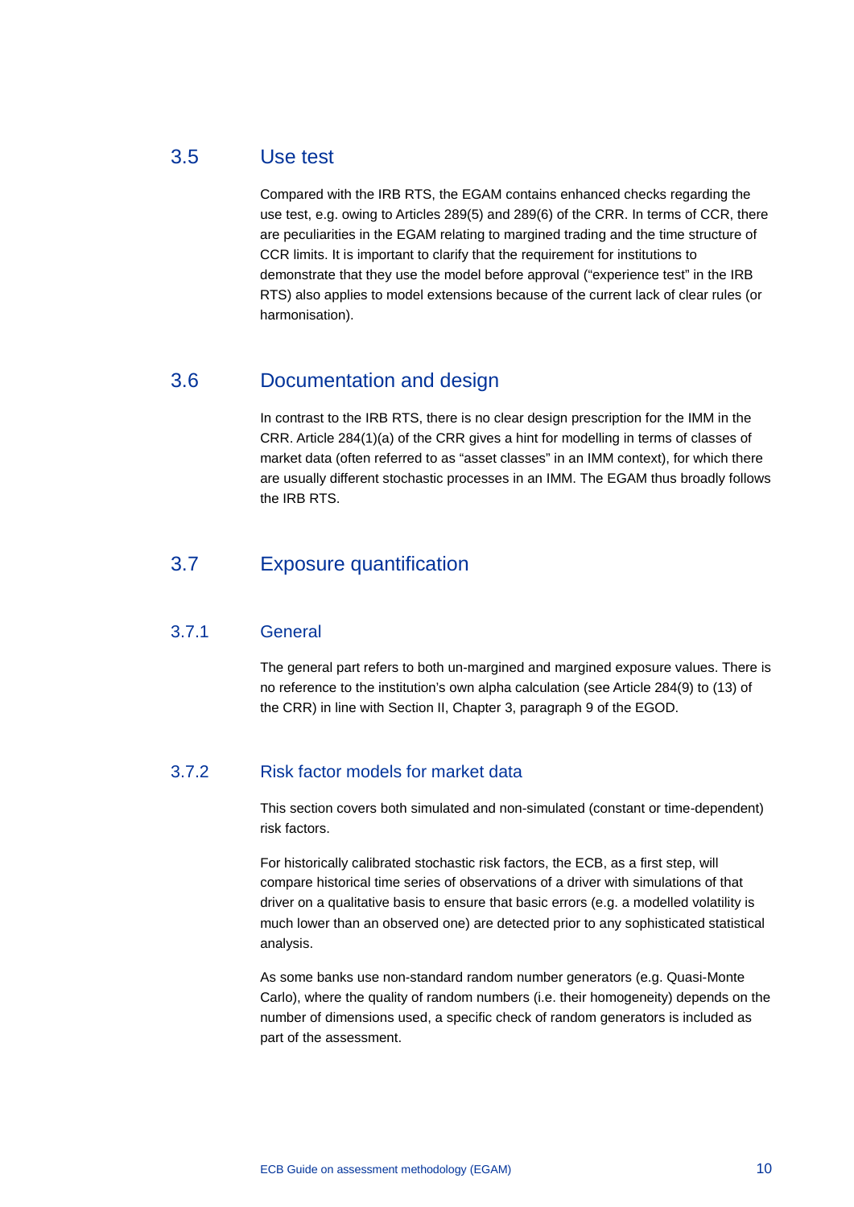## 3.5 Use test

Compared with the IRB RTS, the EGAM contains enhanced checks regarding the use test, e.g. owing to Articles 289(5) and 289(6) of the CRR. In terms of CCR, there are peculiarities in the EGAM relating to margined trading and the time structure of CCR limits. It is important to clarify that the requirement for institutions to demonstrate that they use the model before approval ("experience test" in the IRB RTS) also applies to model extensions because of the current lack of clear rules (or harmonisation).

## 3.6 Documentation and design

In contrast to the IRB RTS, there is no clear design prescription for the IMM in the CRR. Article 284(1)(a) of the CRR gives a hint for modelling in terms of classes of market data (often referred to as "asset classes" in an IMM context), for which there are usually different stochastic processes in an IMM. The EGAM thus broadly follows the IRB RTS.

## 3.7 Exposure quantification

### 3.7.1 General

The general part refers to both un-margined and margined exposure values. There is no reference to the institution's own alpha calculation (see Article 284(9) to (13) of the CRR) in line with Section II, Chapter 3, paragraph 9 of the EGOD.

### 3.7.2 Risk factor models for market data

This section covers both simulated and non-simulated (constant or time-dependent) risk factors.

For historically calibrated stochastic risk factors, the ECB, as a first step, will compare historical time series of observations of a driver with simulations of that driver on a qualitative basis to ensure that basic errors (e.g. a modelled volatility is much lower than an observed one) are detected prior to any sophisticated statistical analysis.

As some banks use non-standard random number generators (e.g. Quasi-Monte Carlo), where the quality of random numbers (i.e. their homogeneity) depends on the number of dimensions used, a specific check of random generators is included as part of the assessment.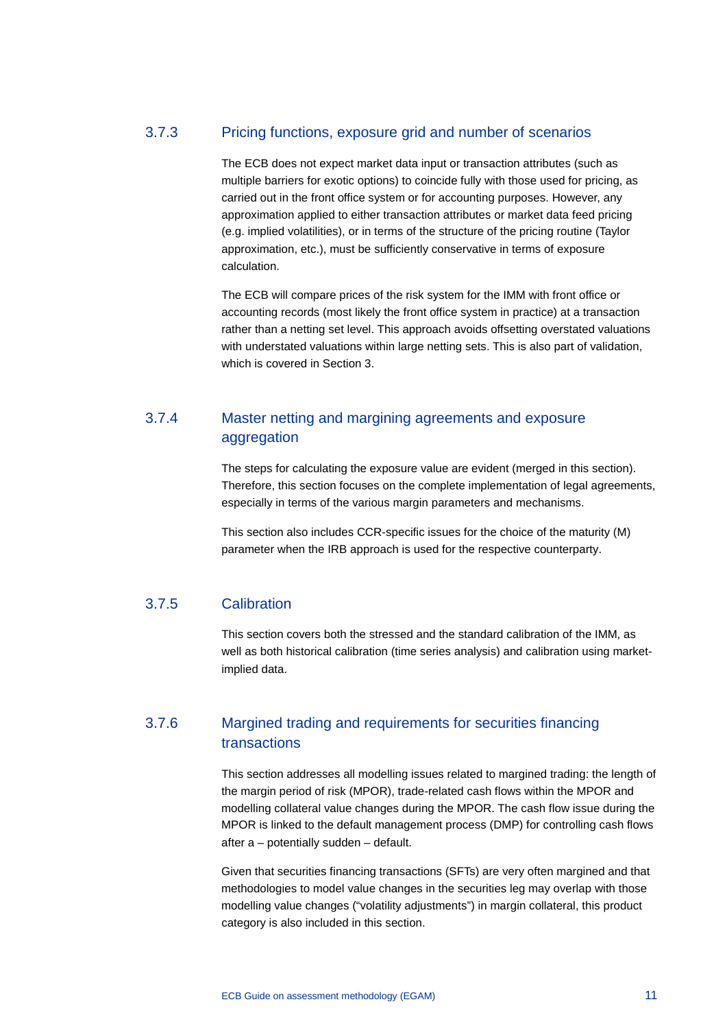### 3.7.3 Pricing functions, exposure grid and number of scenarios

The ECB does not expect market data input or transaction attributes (such as multiple barriers for exotic options) to coincide fully with those used for pricing, as carried out in the front office system or for accounting purposes. However, any approximation applied to either transaction attributes or market data feed pricing (e.g. implied volatilities), or in terms of the structure of the pricing routine (Taylor approximation, etc.), must be sufficiently conservative in terms of exposure calculation.

The ECB will compare prices of the risk system for the IMM with front office or accounting records (most likely the front office system in practice) at a transaction rather than a netting set level. This approach avoids offsetting overstated valuations with understated valuations within large netting sets. This is also part of validation, which is covered in Section 3.

### 3.7.4 Master netting and margining agreements and exposure aggregation

The steps for calculating the exposure value are evident (merged in this section). Therefore, this section focuses on the complete implementation of legal agreements, especially in terms of the various margin parameters and mechanisms.

This section also includes CCR-specific issues for the choice of the maturity (M) parameter when the IRB approach is used for the respective counterparty.

### 3.7.5 Calibration

This section covers both the stressed and the standard calibration of the IMM, as well as both historical calibration (time series analysis) and calibration using market-implied data.

### 3.7.6 Margined trading and requirements for securities financing transactions

This section addresses all modelling issues related to margined trading: the length of the margin period of risk (MPOR), trade-related cash flows within the MPOR and modelling collateral value changes during the MPOR. The cash flow issue during the MPOR is linked to the default management process (DMP) for controlling cash flows after a – potentially sudden – default.

Given that securities financing transactions (SFTs) are very often margined and that methodologies to model value changes in the securities leg may overlap with those modelling value changes ("volatility adjustments") in margin collateral, this product category is also included in this section.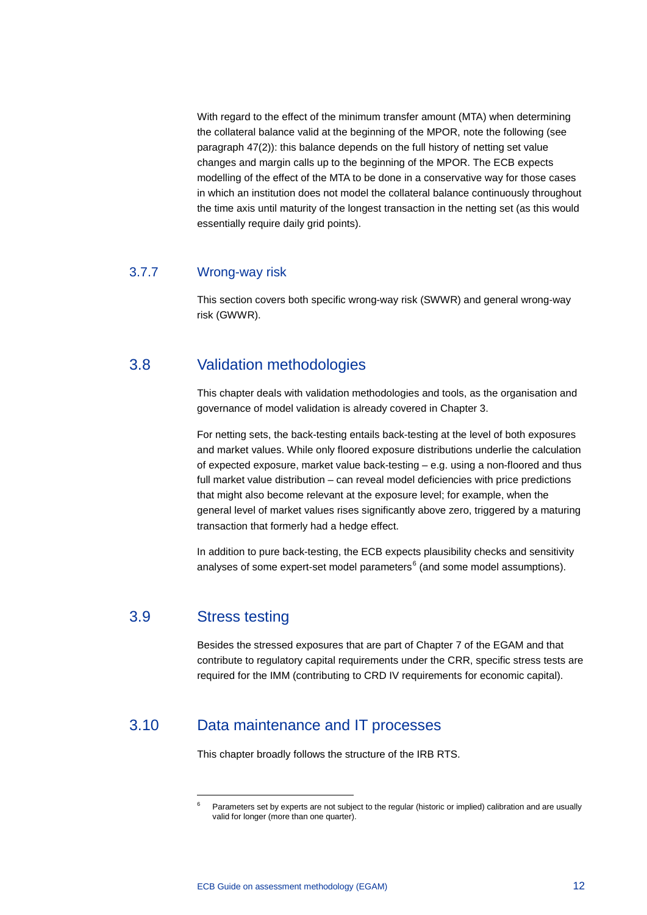With regard to the effect of the minimum transfer amount (MTA) when determining the collateral balance valid at the beginning of the MPOR, note the following (see paragraph 47(2)): this balance depends on the full history of netting set value changes and margin calls up to the beginning of the MPOR. The ECB expects modelling of the effect of the MTA to be done in a conservative way for those cases in which an institution does not model the collateral balance continuously throughout the time axis until maturity of the longest transaction in the netting set (as this would essentially require daily grid points).

### 3.7.7 Wrong-way risk

This section covers both specific wrong-way risk (SWWR) and general wrong-way risk (GWWR).

## 3.8 Validation methodologies

This chapter deals with validation methodologies and tools, as the organisation and governance of model validation is already covered in Chapter 3.

For netting sets, the back-testing entails back-testing at the level of both exposures and market values. While only floored exposure distributions underlie the calculation of expected exposure, market value back-testing – e.g. using a non-floored and thus full market value distribution – can reveal model deficiencies with price predictions that might also become relevant at the exposure level; for example, when the general level of market values rises significantly above zero, triggered by a maturing transaction that formerly had a hedge effect.

In addition to pure back-testing, the ECB expects plausibility checks and sensitivity analyses of some expert-set model parameters[6] (and some model assumptions).

## 3.9 Stress testing

Besides the stressed exposures that are part of Chapter 7 of the EGAM and that contribute to regulatory capital requirements under the CRR, specific stress tests are required for the IMM (contributing to CRD IV requirements for economic capital).

## 3.10 Data maintenance and IT processes

This chapter broadly follows the structure of the IRB RTS.

---

[6] Parameters set by experts are not subject to the regular (historic or implied) calibration and are usually valid for longer (more than one quarter).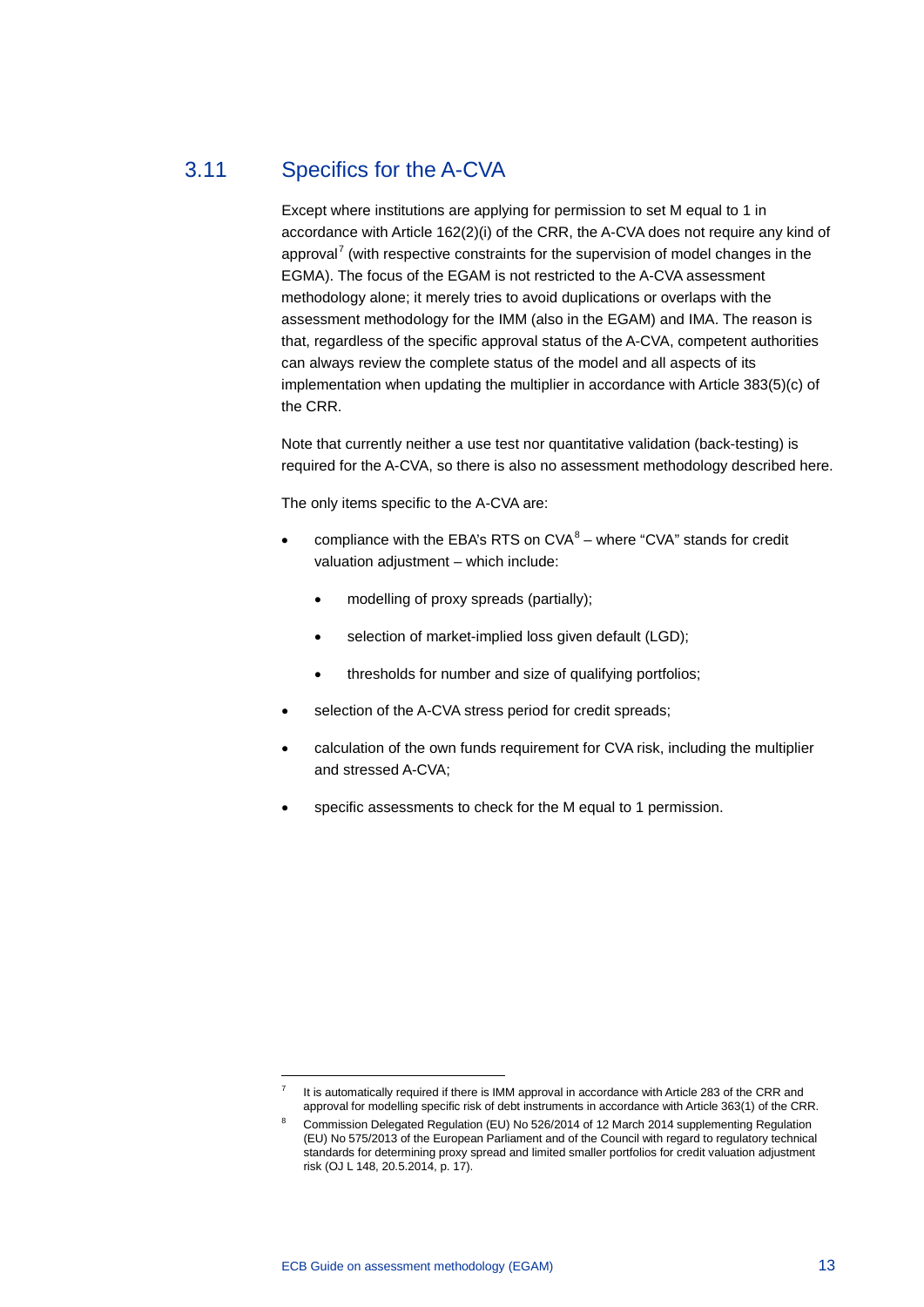## 3.11 Specifics for the A-CVA

Except where institutions are applying for permission to set M equal to 1 in accordance with Article 162(2)(i) of the CRR, the A-CVA does not require any kind of approval[7] (with respective constraints for the supervision of model changes in the EGMA). The focus of the EGAM is not restricted to the A-CVA assessment methodology alone; it merely tries to avoid duplications or overlaps with the assessment methodology for the IMM (also in the EGAM) and IMA. The reason is that, regardless of the specific approval status of the A-CVA, competent authorities can always review the complete status of the model and all aspects of its implementation when updating the multiplier in accordance with Article 383(5)(c) of the CRR.

Note that currently neither a use test nor quantitative validation (back-testing) is required for the A-CVA, so there is also no assessment methodology described here.

The only items specific to the A-CVA are:

- compliance with the EBA's RTS on CVA[8] – where "CVA" stands for credit valuation adjustment – which include:
  - modelling of proxy spreads (partially);
  - selection of market-implied loss given default (LGD);
  - thresholds for number and size of qualifying portfolios;
- selection of the A-CVA stress period for credit spreads;
- calculation of the own funds requirement for CVA risk, including the multiplier and stressed A-CVA;
- specific assessments to check for the M equal to 1 permission.

[7] It is automatically required if there is IMM approval in accordance with Article 283 of the CRR and approval for modelling specific risk of debt instruments in accordance with Article 363(1) of the CRR.

[8] Commission Delegated Regulation (EU) No 526/2014 of 12 March 2014 supplementing Regulation (EU) No 575/2013 of the European Parliament and of the Council with regard to regulatory technical standards for determining proxy spread and limited smaller portfolios for credit valuation adjustment risk (OJ L 148, 20.5.2014, p. 17).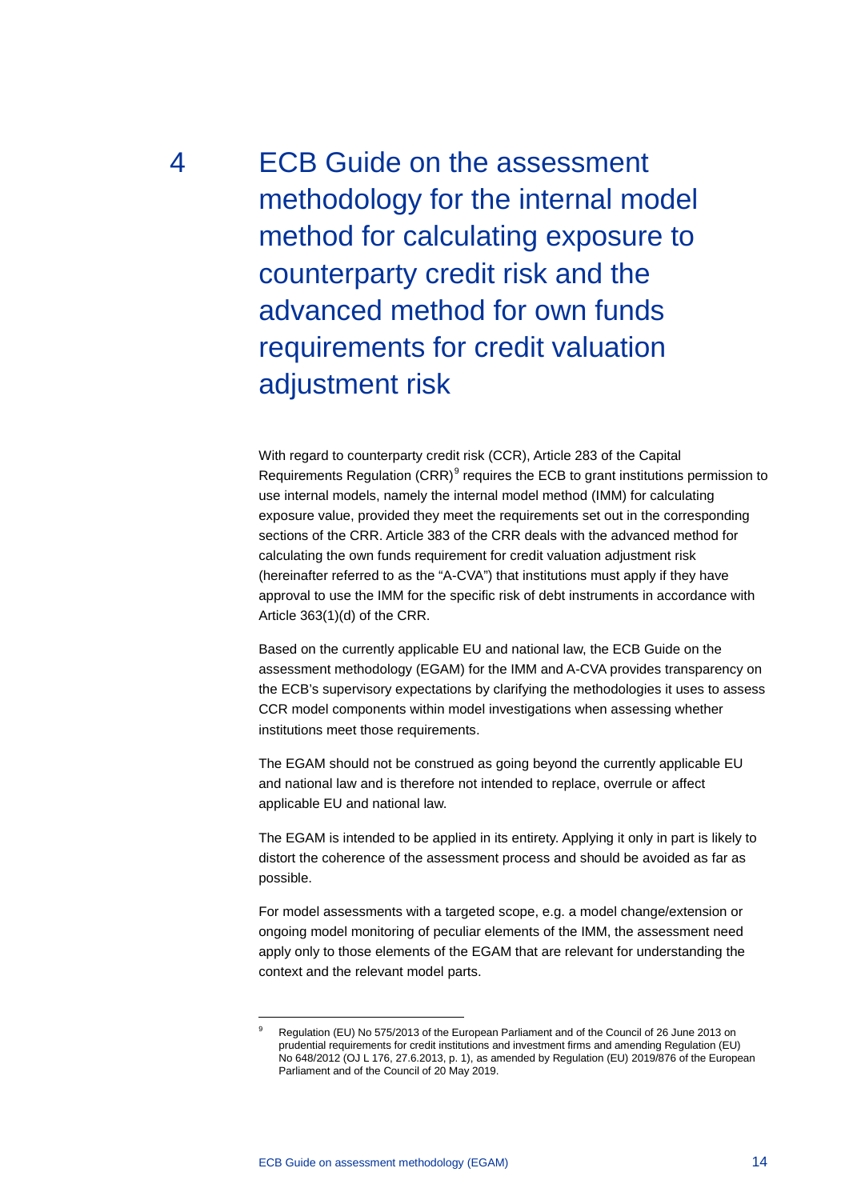# 4 ECB Guide on the assessment methodology for the internal model method for calculating exposure to counterparty credit risk and the advanced method for own funds requirements for credit valuation adjustment risk

With regard to counterparty credit risk (CCR), Article 283 of the Capital Requirements Regulation (CRR)[9] requires the ECB to grant institutions permission to use internal models, namely the internal model method (IMM) for calculating exposure value, provided they meet the requirements set out in the corresponding sections of the CRR. Article 383 of the CRR deals with the advanced method for calculating the own funds requirement for credit valuation adjustment risk (hereinafter referred to as the "A-CVA") that institutions must apply if they have approval to use the IMM for the specific risk of debt instruments in accordance with Article 363(1)(d) of the CRR.

Based on the currently applicable EU and national law, the ECB Guide on the assessment methodology (EGAM) for the IMM and A-CVA provides transparency on the ECB's supervisory expectations by clarifying the methodologies it uses to assess CCR model components within model investigations when assessing whether institutions meet those requirements.

The EGAM should not be construed as going beyond the currently applicable EU and national law and is therefore not intended to replace, overrule or affect applicable EU and national law.

The EGAM is intended to be applied in its entirety. Applying it only in part is likely to distort the coherence of the assessment process and should be avoided as far as possible.

For model assessments with a targeted scope, e.g. a model change/extension or ongoing model monitoring of peculiar elements of the IMM, the assessment need apply only to those elements of the EGAM that are relevant for understanding the context and the relevant model parts.

---

[9] Regulation (EU) No 575/2013 of the European Parliament and of the Council of 26 June 2013 on prudential requirements for credit institutions and investment firms and amending Regulation (EU) No 648/2012 (OJ L 176, 27.6.2013, p. 1), as amended by Regulation (EU) 2019/876 of the European Parliament and of the Council of 20 May 2019.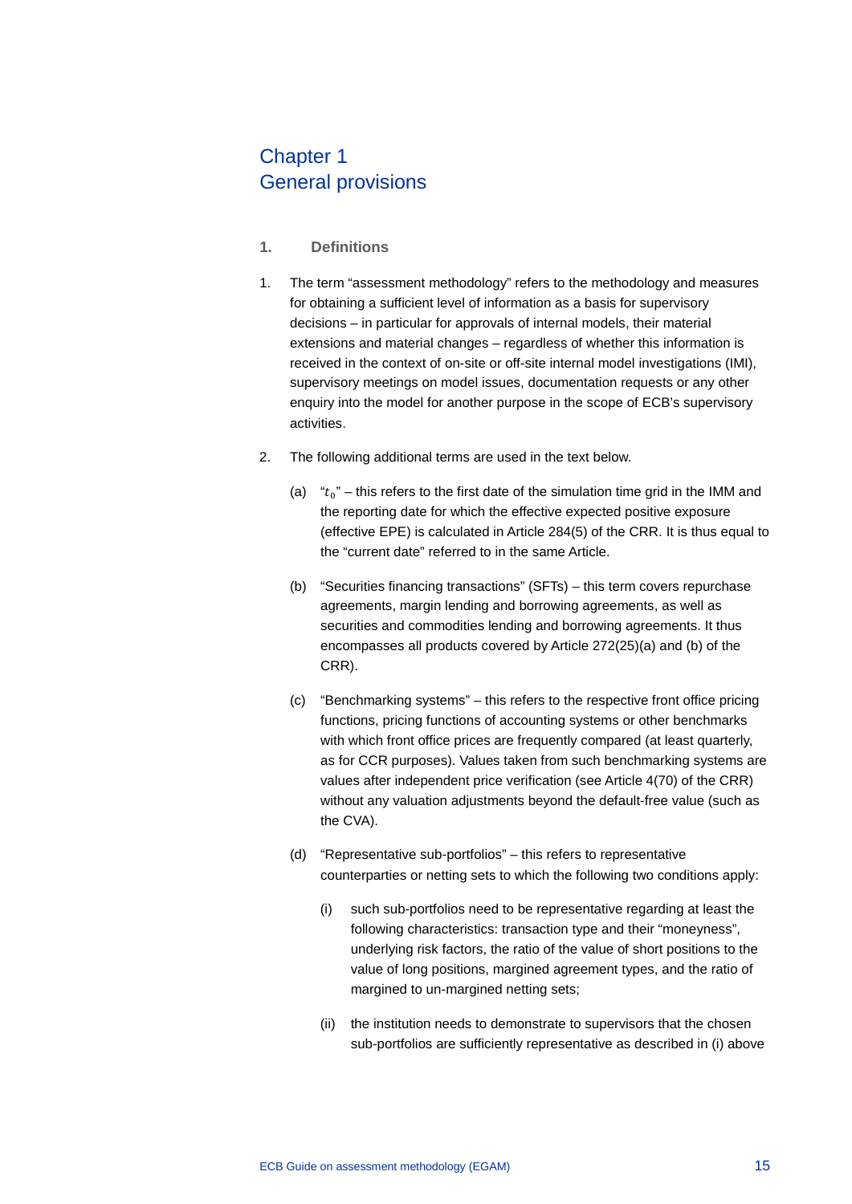# Chapter 1
# General provisions

## 1. Definitions

1. The term "assessment methodology" refers to the methodology and measures for obtaining a sufficient level of information as a basis for supervisory decisions – in particular for approvals of internal models, their material extensions and material changes – regardless of whether this information is received in the context of on-site or off-site internal model investigations (IMI), supervisory meetings on model issues, documentation requests or any other enquiry into the model for another purpose in the scope of ECB's supervisory activities.

2. The following additional terms are used in the text below.

   (a) "$t_0$" – this refers to the first date of the simulation time grid in the IMM and the reporting date for which the effective expected positive exposure (effective EPE) is calculated in Article 284(5) of the CRR. It is thus equal to the "current date" referred to in the same Article.

   (b) "Securities financing transactions" (SFTs) – this term covers repurchase agreements, margin lending and borrowing agreements, as well as securities and commodities lending and borrowing agreements. It thus encompasses all products covered by Article 272(25)(a) and (b) of the CRR).

   (c) "Benchmarking systems" – this refers to the respective front office pricing functions, pricing functions of accounting systems or other benchmarks with which front office prices are frequently compared (at least quarterly, as for CCR purposes). Values taken from such benchmarking systems are values after independent price verification (see Article 4(70) of the CRR) without any valuation adjustments beyond the default-free value (such as the CVA).

   (d) "Representative sub-portfolios" – this refers to representative counterparties or netting sets to which the following two conditions apply:

      (i) such sub-portfolios need to be representative regarding at least the following characteristics: transaction type and their "moneyness", underlying risk factors, the ratio of the value of short positions to the value of long positions, margined agreement types, and the ratio of margined to un-margined netting sets;

      (ii) the institution needs to demonstrate to supervisors that the chosen sub-portfolios are sufficiently representative as described in (i) above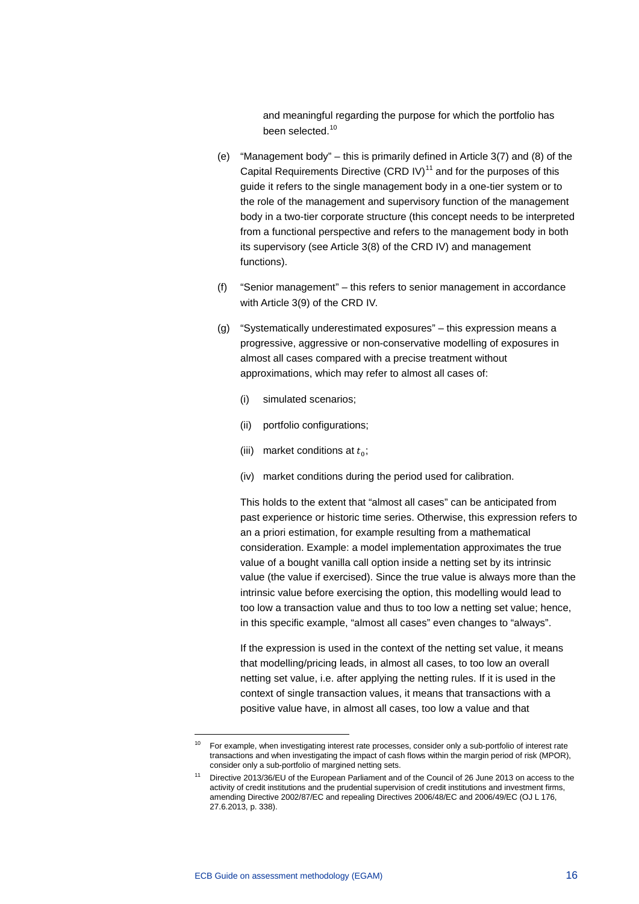and meaningful regarding the purpose for which the portfolio has been selected.[10]

(e) "Management body" – this is primarily defined in Article 3(7) and (8) of the Capital Requirements Directive (CRD IV)[11] and for the purposes of this guide it refers to the single management body in a one-tier system or to the role of the management and supervisory function of the management body in a two-tier corporate structure (this concept needs to be interpreted from a functional perspective and refers to the management body in both its supervisory (see Article 3(8) of the CRD IV) and management functions).

(f) "Senior management" – this refers to senior management in accordance with Article 3(9) of the CRD IV.

(g) "Systematically underestimated exposures" – this expression means a progressive, aggressive or non-conservative modelling of exposures in almost all cases compared with a precise treatment without approximations, which may refer to almost all cases of:

   (i) simulated scenarios;

   (ii) portfolio configurations;

   (iii) market conditions at $t_0$;

   (iv) market conditions during the period used for calibration.

   This holds to the extent that "almost all cases" can be anticipated from past experience or historic time series. Otherwise, this expression refers to an a priori estimation, for example resulting from a mathematical consideration. Example: a model implementation approximates the true value of a bought vanilla call option inside a netting set by its intrinsic value (the value if exercised). Since the true value is always more than the intrinsic value before exercising the option, this modelling would lead to too low a transaction value and thus to too low a netting set value; hence, in this specific example, "almost all cases" even changes to "always".

   If the expression is used in the context of the netting set value, it means that modelling/pricing leads, in almost all cases, to too low an overall netting set value, i.e. after applying the netting rules. If it is used in the context of single transaction values, it means that transactions with a positive value have, in almost all cases, too low a value and that

---

[10] For example, when investigating interest rate processes, consider only a sub-portfolio of interest rate transactions and when investigating the impact of cash flows within the margin period of risk (MPOR), consider only a sub-portfolio of margined netting sets.

[11] Directive 2013/36/EU of the European Parliament and of the Council of 26 June 2013 on access to the activity of credit institutions and the prudential supervision of credit institutions and investment firms, amending Directive 2002/87/EC and repealing Directives 2006/48/EC and 2006/49/EC (OJ L 176, 27.6.2013, p. 338).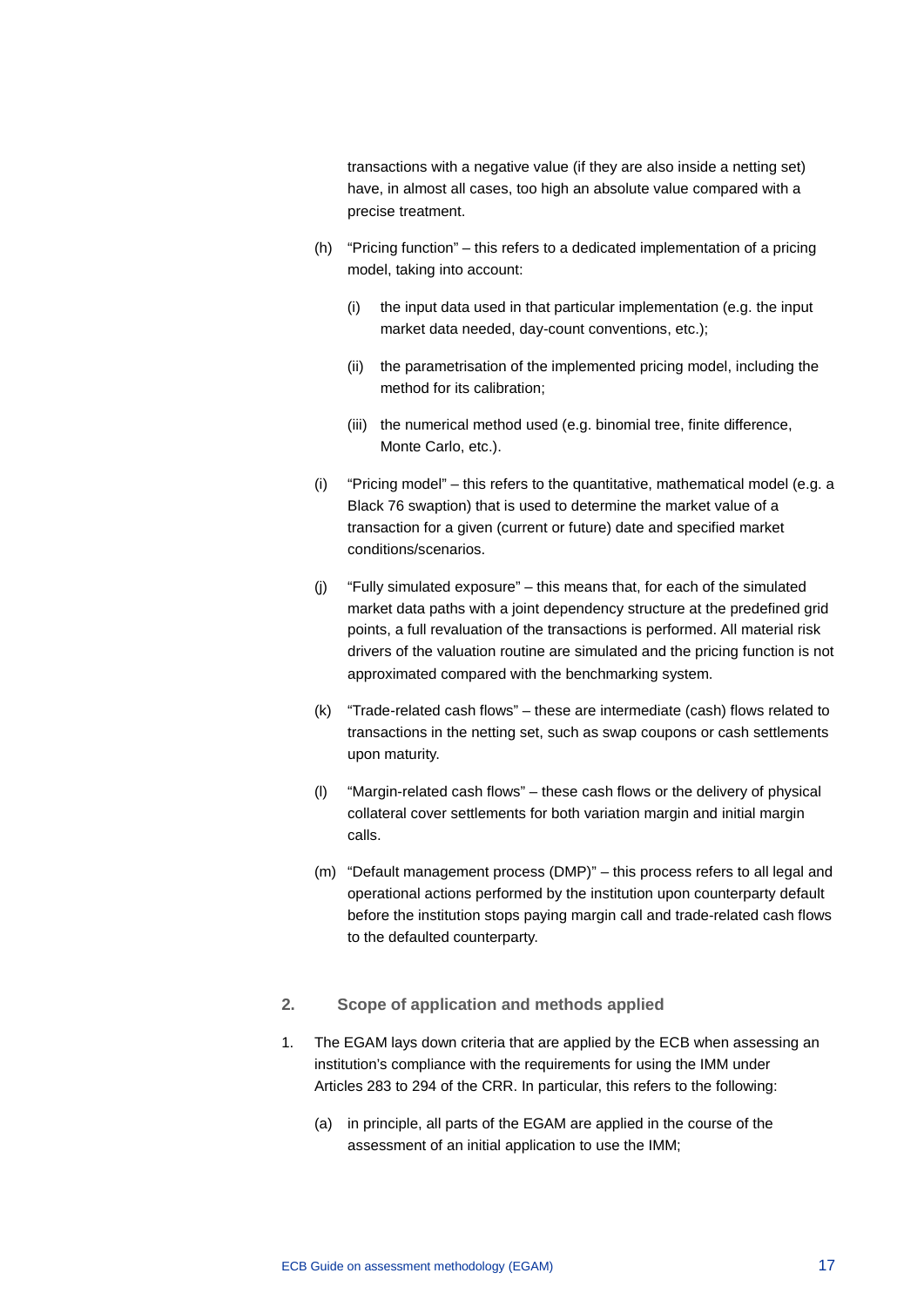transactions with a negative value (if they are also inside a netting set) have, in almost all cases, too high an absolute value compared with a precise treatment.

(h) "Pricing function" – this refers to a dedicated implementation of a pricing model, taking into account:

  (i) the input data used in that particular implementation (e.g. the input market data needed, day-count conventions, etc.);

  (ii) the parametrisation of the implemented pricing model, including the method for its calibration;

  (iii) the numerical method used (e.g. binomial tree, finite difference, Monte Carlo, etc.).

(i) "Pricing model" – this refers to the quantitative, mathematical model (e.g. a Black 76 swaption) that is used to determine the market value of a transaction for a given (current or future) date and specified market conditions/scenarios.

(j) "Fully simulated exposure" – this means that, for each of the simulated market data paths with a joint dependency structure at the predefined grid points, a full revaluation of the transactions is performed. All material risk drivers of the valuation routine are simulated and the pricing function is not approximated compared with the benchmarking system.

(k) "Trade-related cash flows" – these are intermediate (cash) flows related to transactions in the netting set, such as swap coupons or cash settlements upon maturity.

(l) "Margin-related cash flows" – these cash flows or the delivery of physical collateral cover settlements for both variation margin and initial margin calls.

(m) "Default management process (DMP)" – this process refers to all legal and operational actions performed by the institution upon counterparty default before the institution stops paying margin call and trade-related cash flows to the defaulted counterparty.

## 2. Scope of application and methods applied

1. The EGAM lays down criteria that are applied by the ECB when assessing an institution's compliance with the requirements for using the IMM under Articles 283 to 294 of the CRR. In particular, this refers to the following:

   (a) in principle, all parts of the EGAM are applied in the course of the assessment of an initial application to use the IMM;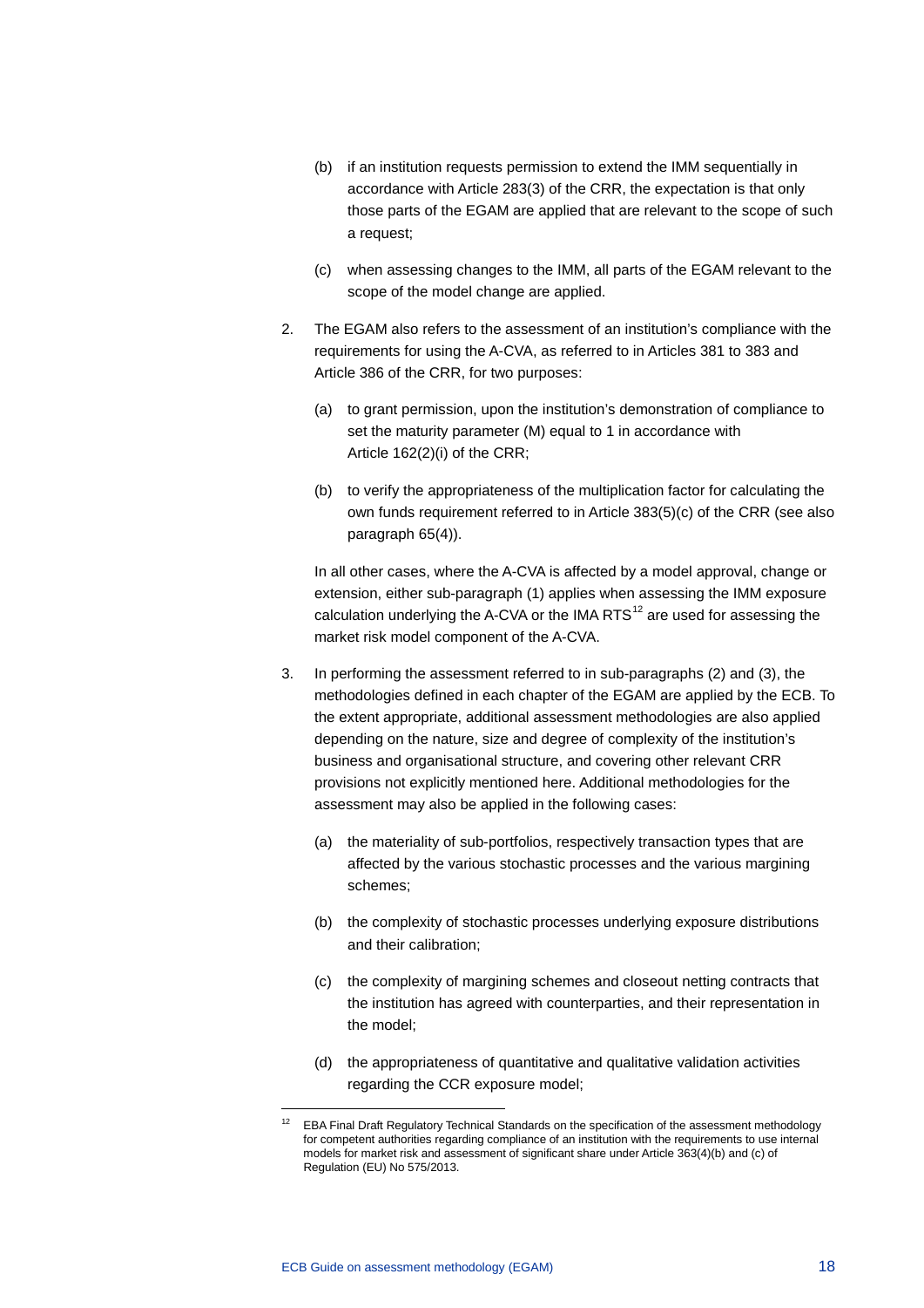(b) if an institution requests permission to extend the IMM sequentially in accordance with Article 283(3) of the CRR, the expectation is that only those parts of the EGAM are applied that are relevant to the scope of such a request;

(c) when assessing changes to the IMM, all parts of the EGAM relevant to the scope of the model change are applied.

2. The EGAM also refers to the assessment of an institution's compliance with the requirements for using the A-CVA, as referred to in Articles 381 to 383 and Article 386 of the CRR, for two purposes:

   (a) to grant permission, upon the institution's demonstration of compliance to set the maturity parameter (M) equal to 1 in accordance with Article 162(2)(i) of the CRR;

   (b) to verify the appropriateness of the multiplication factor for calculating the own funds requirement referred to in Article 383(5)(c) of the CRR (see also paragraph 65(4)).

   In all other cases, where the A-CVA is affected by a model approval, change or extension, either sub-paragraph (1) applies when assessing the IMM exposure calculation underlying the A-CVA or the IMA RTS[12] are used for assessing the market risk model component of the A-CVA.

3. In performing the assessment referred to in sub-paragraphs (2) and (3), the methodologies defined in each chapter of the EGAM are applied by the ECB. To the extent appropriate, additional assessment methodologies are also applied depending on the nature, size and degree of complexity of the institution's business and organisational structure, and covering other relevant CRR provisions not explicitly mentioned here. Additional methodologies for the assessment may also be applied in the following cases:

   (a) the materiality of sub-portfolios, respectively transaction types that are affected by the various stochastic processes and the various margining schemes;

   (b) the complexity of stochastic processes underlying exposure distributions and their calibration;

   (c) the complexity of margining schemes and closeout netting contracts that the institution has agreed with counterparties, and their representation in the model;

   (d) the appropriateness of quantitative and qualitative validation activities regarding the CCR exposure model;

---

[12] EBA Final Draft Regulatory Technical Standards on the specification of the assessment methodology for competent authorities regarding compliance of an institution with the requirements to use internal models for market risk and assessment of significant share under Article 363(4)(b) and (c) of Regulation (EU) No 575/2013.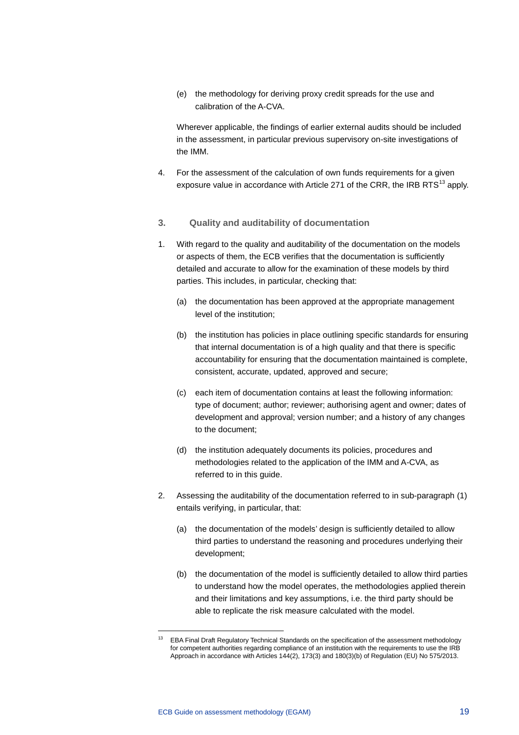(e) the methodology for deriving proxy credit spreads for the use and calibration of the A-CVA.

Wherever applicable, the findings of earlier external audits should be included in the assessment, in particular previous supervisory on-site investigations of the IMM.

4. For the assessment of the calculation of own funds requirements for a given exposure value in accordance with Article 271 of the CRR, the IRB RTS[13] apply.

### 3. Quality and auditability of documentation

1. With regard to the quality and auditability of the documentation on the models or aspects of them, the ECB verifies that the documentation is sufficiently detailed and accurate to allow for the examination of these models by third parties. This includes, in particular, checking that:

   (a) the documentation has been approved at the appropriate management level of the institution;

   (b) the institution has policies in place outlining specific standards for ensuring that internal documentation is of a high quality and that there is specific accountability for ensuring that the documentation maintained is complete, consistent, accurate, updated, approved and secure;

   (c) each item of documentation contains at least the following information: type of document; author; reviewer; authorising agent and owner; dates of development and approval; version number; and a history of any changes to the document;

   (d) the institution adequately documents its policies, procedures and methodologies related to the application of the IMM and A-CVA, as referred to in this guide.

2. Assessing the auditability of the documentation referred to in sub-paragraph (1) entails verifying, in particular, that:

   (a) the documentation of the models' design is sufficiently detailed to allow third parties to understand the reasoning and procedures underlying their development;

   (b) the documentation of the model is sufficiently detailed to allow third parties to understand how the model operates, the methodologies applied therein and their limitations and key assumptions, i.e. the third party should be able to replicate the risk measure calculated with the model.

---

[13] EBA Final Draft Regulatory Technical Standards on the specification of the assessment methodology for competent authorities regarding compliance of an institution with the requirements to use the IRB Approach in accordance with Articles 144(2), 173(3) and 180(3)(b) of Regulation (EU) No 575/2013.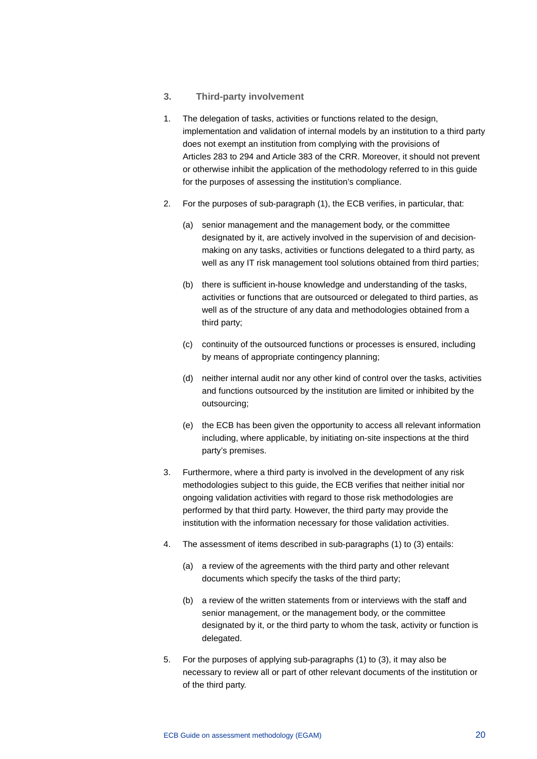## 3. Third-party involvement

1. The delegation of tasks, activities or functions related to the design, implementation and validation of internal models by an institution to a third party does not exempt an institution from complying with the provisions of Articles 283 to 294 and Article 383 of the CRR. Moreover, it should not prevent or otherwise inhibit the application of the methodology referred to in this guide for the purposes of assessing the institution's compliance.

2. For the purposes of sub-paragraph (1), the ECB verifies, in particular, that:

   (a) senior management and the management body, or the committee designated by it, are actively involved in the supervision of and decision-making on any tasks, activities or functions delegated to a third party, as well as any IT risk management tool solutions obtained from third parties;

   (b) there is sufficient in-house knowledge and understanding of the tasks, activities or functions that are outsourced or delegated to third parties, as well as of the structure of any data and methodologies obtained from a third party;

   (c) continuity of the outsourced functions or processes is ensured, including by means of appropriate contingency planning;

   (d) neither internal audit nor any other kind of control over the tasks, activities and functions outsourced by the institution are limited or inhibited by the outsourcing;

   (e) the ECB has been given the opportunity to access all relevant information including, where applicable, by initiating on-site inspections at the third party's premises.

3. Furthermore, where a third party is involved in the development of any risk methodologies subject to this guide, the ECB verifies that neither initial nor ongoing validation activities with regard to those risk methodologies are performed by that third party. However, the third party may provide the institution with the information necessary for those validation activities.

4. The assessment of items described in sub-paragraphs (1) to (3) entails:

   (a) a review of the agreements with the third party and other relevant documents which specify the tasks of the third party;

   (b) a review of the written statements from or interviews with the staff and senior management, or the management body, or the committee designated by it, or the third party to whom the task, activity or function is delegated.

5. For the purposes of applying sub-paragraphs (1) to (3), it may also be necessary to review all or part of other relevant documents of the institution or of the third party.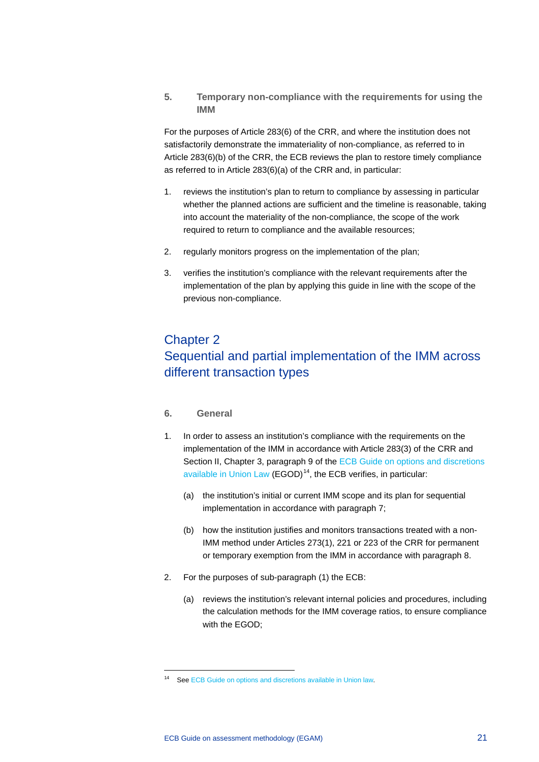### 5. Temporary non-compliance with the requirements for using the IMM

For the purposes of Article 283(6) of the CRR, and where the institution does not satisfactorily demonstrate the immateriality of non-compliance, as referred to in Article 283(6)(b) of the CRR, the ECB reviews the plan to restore timely compliance as referred to in Article 283(6)(a) of the CRR and, in particular:

1. reviews the institution's plan to return to compliance by assessing in particular whether the planned actions are sufficient and the timeline is reasonable, taking into account the materiality of the non-compliance, the scope of the work required to return to compliance and the available resources;
2. regularly monitors progress on the implementation of the plan;
3. verifies the institution's compliance with the relevant requirements after the implementation of the plan by applying this guide in line with the scope of the previous non-compliance.

## Chapter 2
## Sequential and partial implementation of the IMM across different transaction types

### 6. General

1. In order to assess an institution's compliance with the requirements on the implementation of the IMM in accordance with Article 283(3) of the CRR and Section II, Chapter 3, paragraph 9 of the ECB Guide on options and discretions available in Union Law (EGOD)[14], the ECB verifies, in particular:
   (a) the institution's initial or current IMM scope and its plan for sequential implementation in accordance with paragraph 7;
   (b) how the institution justifies and monitors transactions treated with a non-IMM method under Articles 273(1), 221 or 223 of the CRR for permanent or temporary exemption from the IMM in accordance with paragraph 8.
2. For the purposes of sub-paragraph (1) the ECB:
   (a) reviews the institution's relevant internal policies and procedures, including the calculation methods for the IMM coverage ratios, to ensure compliance with the EGOD;

[14] See ECB Guide on options and discretions available in Union law.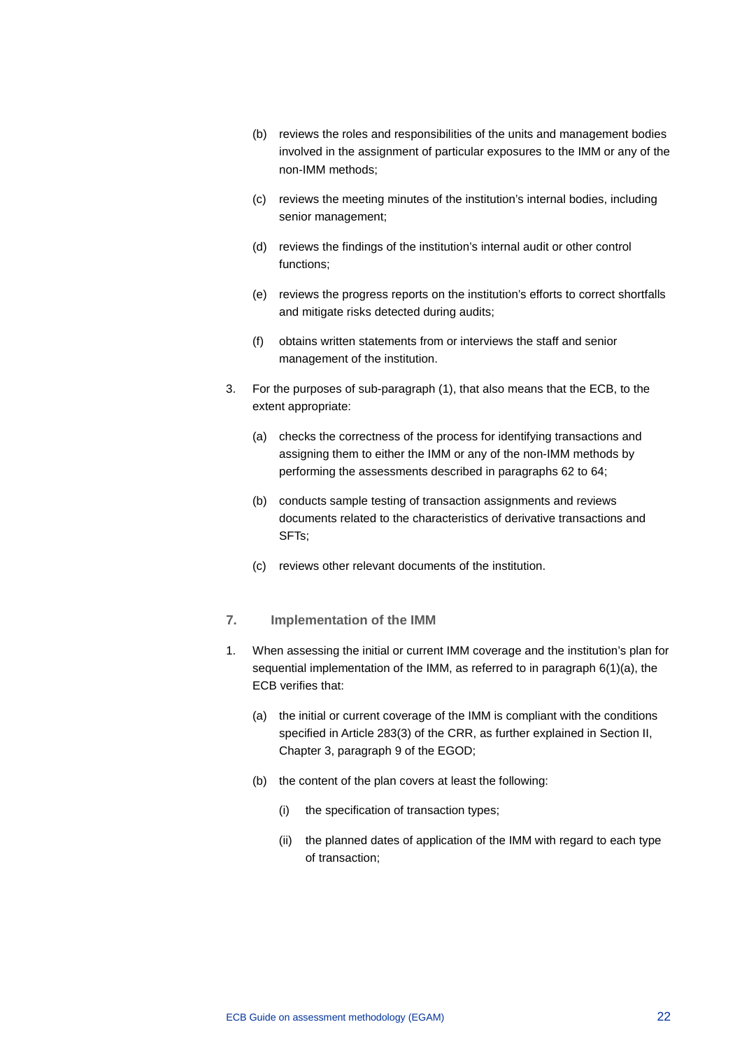(b) reviews the roles and responsibilities of the units and management bodies involved in the assignment of particular exposures to the IMM or any of the non-IMM methods;

(c) reviews the meeting minutes of the institution's internal bodies, including senior management;

(d) reviews the findings of the institution's internal audit or other control functions;

(e) reviews the progress reports on the institution's efforts to correct shortfalls and mitigate risks detected during audits;

(f) obtains written statements from or interviews the staff and senior management of the institution.

3. For the purposes of sub-paragraph (1), that also means that the ECB, to the extent appropriate:

   (a) checks the correctness of the process for identifying transactions and assigning them to either the IMM or any of the non-IMM methods by performing the assessments described in paragraphs 62 to 64;

   (b) conducts sample testing of transaction assignments and reviews documents related to the characteristics of derivative transactions and SFTs;

   (c) reviews other relevant documents of the institution.

### 7. Implementation of the IMM

1. When assessing the initial or current IMM coverage and the institution's plan for sequential implementation of the IMM, as referred to in paragraph 6(1)(a), the ECB verifies that:

   (a) the initial or current coverage of the IMM is compliant with the conditions specified in Article 283(3) of the CRR, as further explained in Section II, Chapter 3, paragraph 9 of the EGOD;

   (b) the content of the plan covers at least the following:

      (i) the specification of transaction types;

      (ii) the planned dates of application of the IMM with regard to each type of transaction;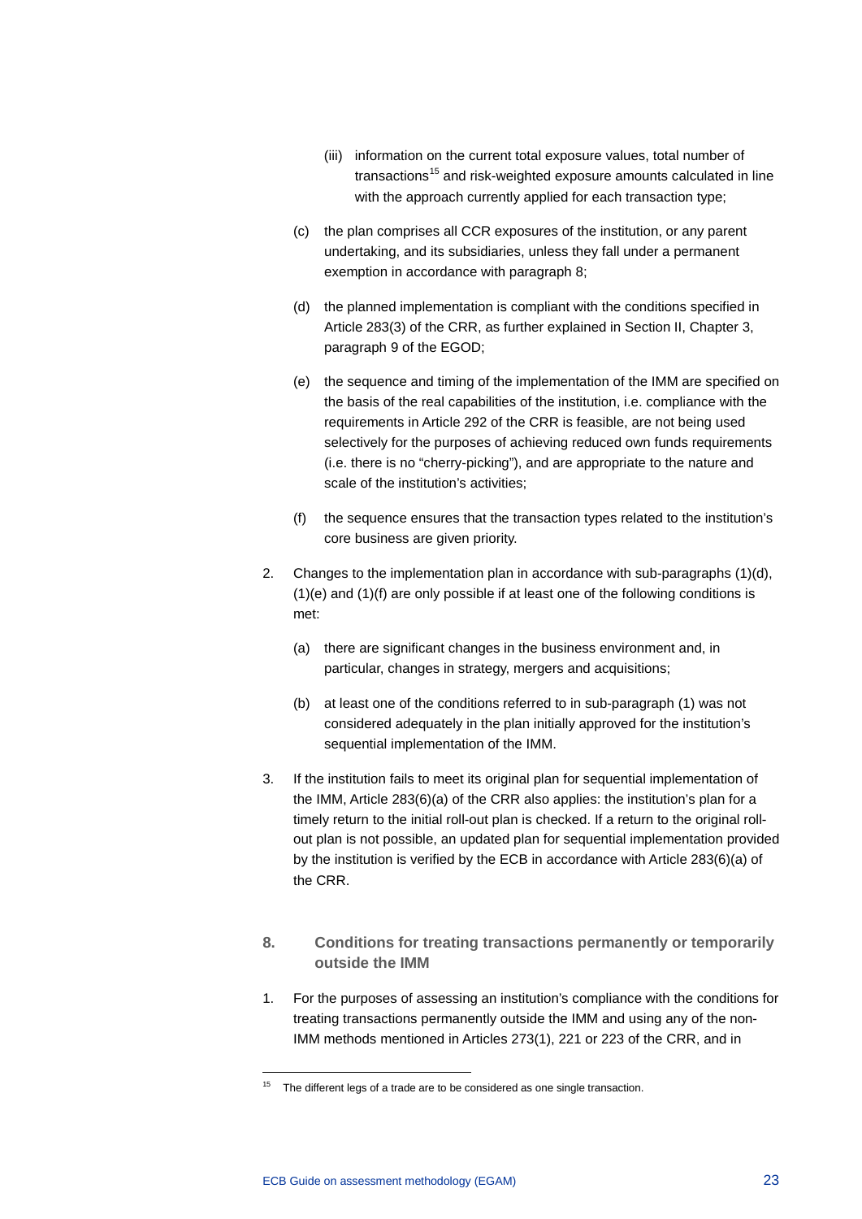(iii) information on the current total exposure values, total number of transactions[15] and risk-weighted exposure amounts calculated in line with the approach currently applied for each transaction type;

(c) the plan comprises all CCR exposures of the institution, or any parent undertaking, and its subsidiaries, unless they fall under a permanent exemption in accordance with paragraph 8;

(d) the planned implementation is compliant with the conditions specified in Article 283(3) of the CRR, as further explained in Section II, Chapter 3, paragraph 9 of the EGOD;

(e) the sequence and timing of the implementation of the IMM are specified on the basis of the real capabilities of the institution, i.e. compliance with the requirements in Article 292 of the CRR is feasible, are not being used selectively for the purposes of achieving reduced own funds requirements (i.e. there is no "cherry-picking"), and are appropriate to the nature and scale of the institution's activities;

(f) the sequence ensures that the transaction types related to the institution's core business are given priority.

2. Changes to the implementation plan in accordance with sub-paragraphs (1)(d), (1)(e) and (1)(f) are only possible if at least one of the following conditions is met:

   (a) there are significant changes in the business environment and, in particular, changes in strategy, mergers and acquisitions;

   (b) at least one of the conditions referred to in sub-paragraph (1) was not considered adequately in the plan initially approved for the institution's sequential implementation of the IMM.

3. If the institution fails to meet its original plan for sequential implementation of the IMM, Article 283(6)(a) of the CRR also applies: the institution's plan for a timely return to the initial roll-out plan is checked. If a return to the original roll-out plan is not possible, an updated plan for sequential implementation provided by the institution is verified by the ECB in accordance with Article 283(6)(a) of the CRR.

## 8. Conditions for treating transactions permanently or temporarily outside the IMM

1. For the purposes of assessing an institution's compliance with the conditions for treating transactions permanently outside the IMM and using any of the non-IMM methods mentioned in Articles 273(1), 221 or 223 of the CRR, and in

---

[15] The different legs of a trade are to be considered as one single transaction.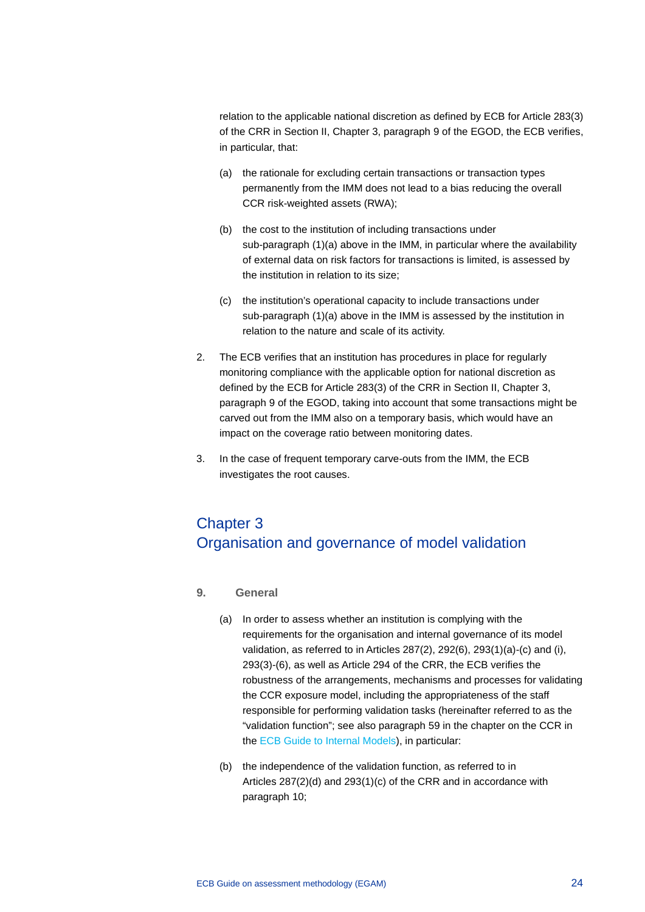relation to the applicable national discretion as defined by ECB for Article 283(3) of the CRR in Section II, Chapter 3, paragraph 9 of the EGOD, the ECB verifies, in particular, that:

(a) the rationale for excluding certain transactions or transaction types permanently from the IMM does not lead to a bias reducing the overall CCR risk-weighted assets (RWA);

(b) the cost to the institution of including transactions under sub-paragraph (1)(a) above in the IMM, in particular where the availability of external data on risk factors for transactions is limited, is assessed by the institution in relation to its size;

(c) the institution's operational capacity to include transactions under sub-paragraph (1)(a) above in the IMM is assessed by the institution in relation to the nature and scale of its activity.

2. The ECB verifies that an institution has procedures in place for regularly monitoring compliance with the applicable option for national discretion as defined by the ECB for Article 283(3) of the CRR in Section II, Chapter 3, paragraph 9 of the EGOD, taking into account that some transactions might be carved out from the IMM also on a temporary basis, which would have an impact on the coverage ratio between monitoring dates.

3. In the case of frequent temporary carve-outs from the IMM, the ECB investigates the root causes.

# Chapter 3 Organisation and governance of model validation

## 9. General

(a) In order to assess whether an institution is complying with the requirements for the organisation and internal governance of its model validation, as referred to in Articles 287(2), 292(6), 293(1)(a)-(c) and (i), 293(3)-(6), as well as Article 294 of the CRR, the ECB verifies the robustness of the arrangements, mechanisms and processes for validating the CCR exposure model, including the appropriateness of the staff responsible for performing validation tasks (hereinafter referred to as the "validation function"; see also paragraph 59 in the chapter on the CCR in the ECB Guide to Internal Models), in particular:

(b) the independence of the validation function, as referred to in Articles 287(2)(d) and 293(1)(c) of the CRR and in accordance with paragraph 10;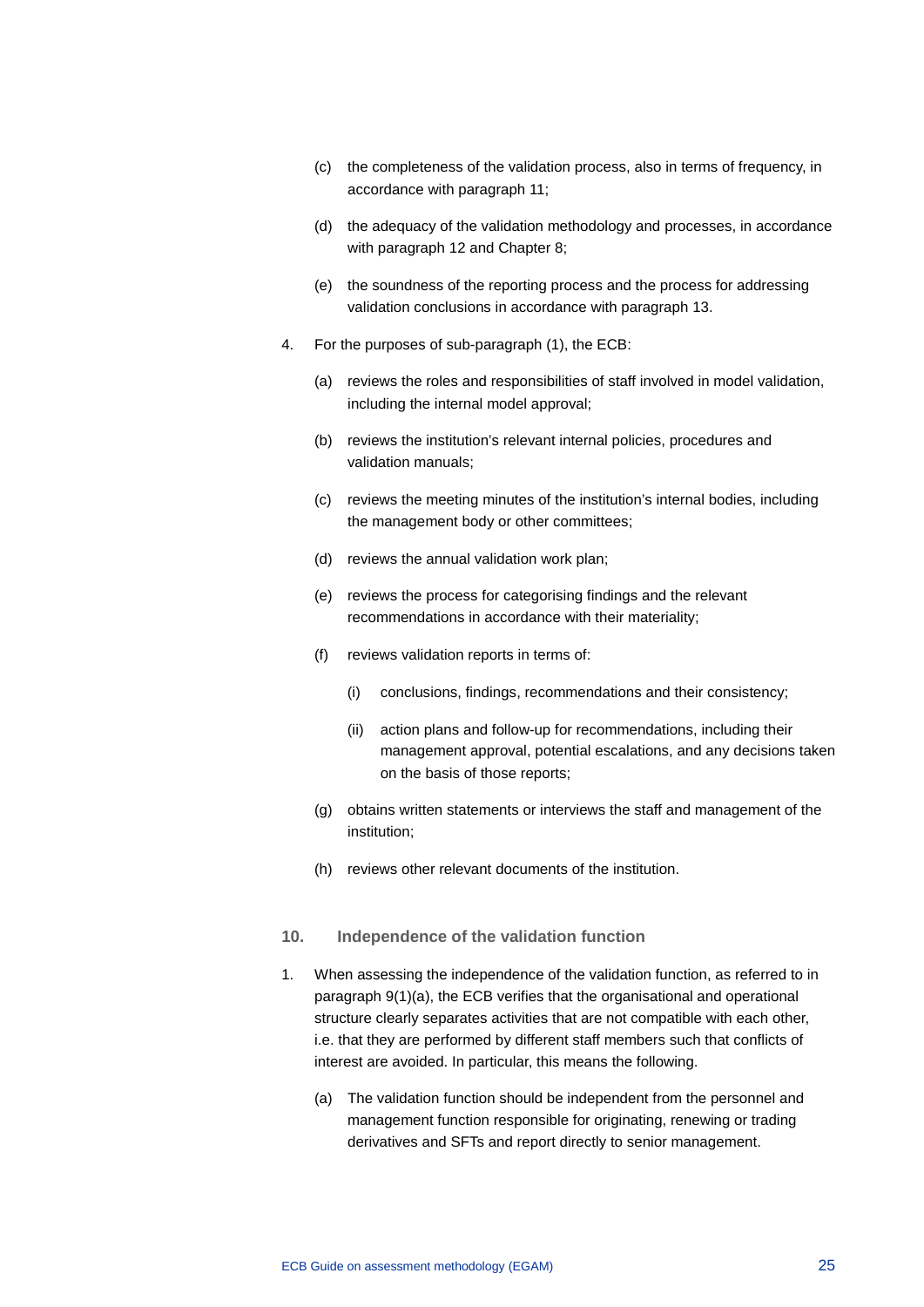(c) the completeness of the validation process, also in terms of frequency, in accordance with paragraph 11;

(d) the adequacy of the validation methodology and processes, in accordance with paragraph 12 and Chapter 8;

(e) the soundness of the reporting process and the process for addressing validation conclusions in accordance with paragraph 13.

4. For the purposes of sub-paragraph (1), the ECB:

   (a) reviews the roles and responsibilities of staff involved in model validation, including the internal model approval;

   (b) reviews the institution's relevant internal policies, procedures and validation manuals;

   (c) reviews the meeting minutes of the institution's internal bodies, including the management body or other committees;

   (d) reviews the annual validation work plan;

   (e) reviews the process for categorising findings and the relevant recommendations in accordance with their materiality;

   (f) reviews validation reports in terms of:

      (i) conclusions, findings, recommendations and their consistency;

      (ii) action plans and follow-up for recommendations, including their management approval, potential escalations, and any decisions taken on the basis of those reports;

   (g) obtains written statements or interviews the staff and management of the institution;

   (h) reviews other relevant documents of the institution.

## 10. Independence of the validation function

1. When assessing the independence of the validation function, as referred to in paragraph 9(1)(a), the ECB verifies that the organisational and operational structure clearly separates activities that are not compatible with each other, i.e. that they are performed by different staff members such that conflicts of interest are avoided. In particular, this means the following.

   (a) The validation function should be independent from the personnel and management function responsible for originating, renewing or trading derivatives and SFTs and report directly to senior management.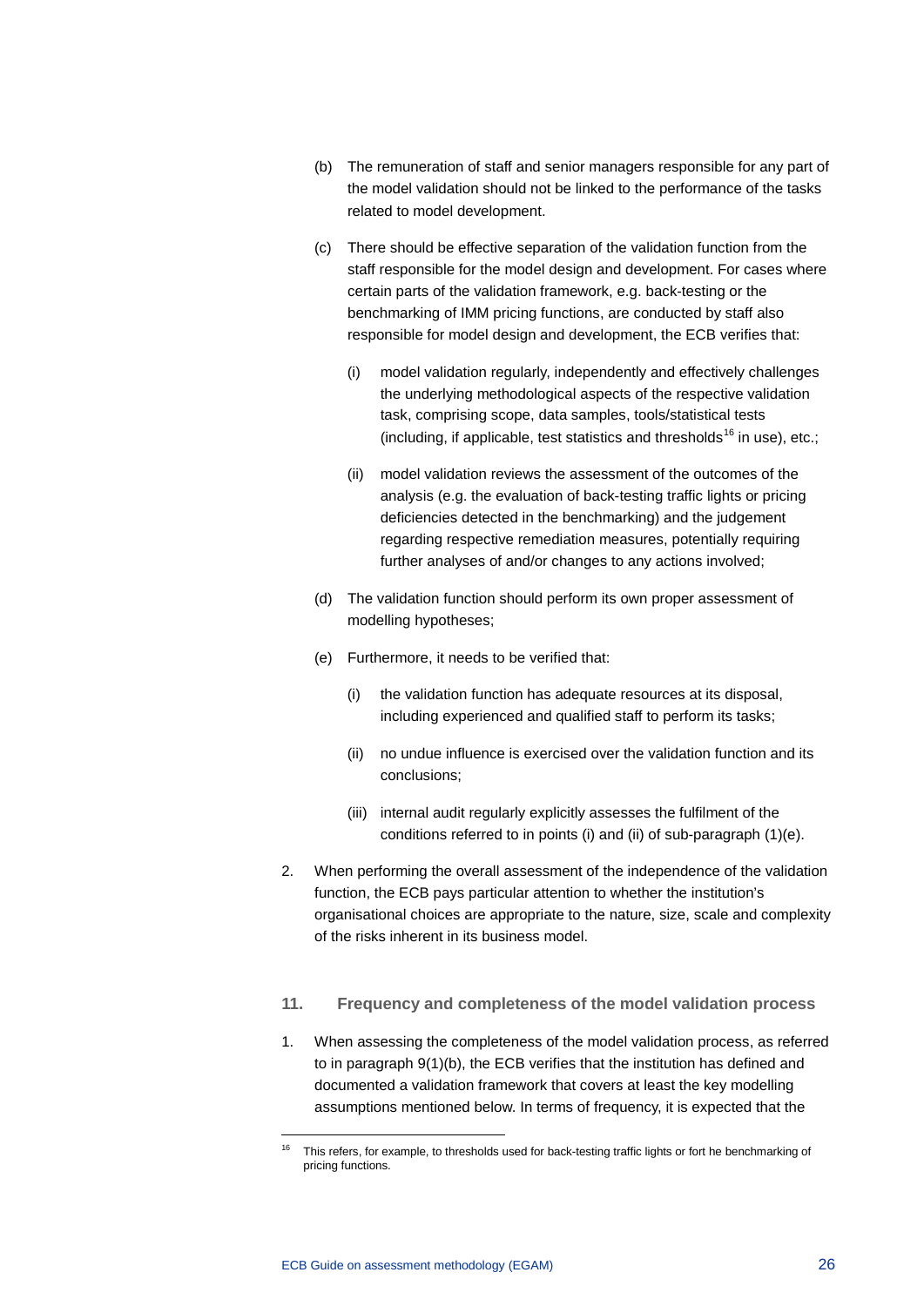(b) The remuneration of staff and senior managers responsible for any part of the model validation should not be linked to the performance of the tasks related to model development.

(c) There should be effective separation of the validation function from the staff responsible for the model design and development. For cases where certain parts of the validation framework, e.g. back-testing or the benchmarking of IMM pricing functions, are conducted by staff also responsible for model design and development, the ECB verifies that:

  (i) model validation regularly, independently and effectively challenges the underlying methodological aspects of the respective validation task, comprising scope, data samples, tools/statistical tests (including, if applicable, test statistics and thresholds[16] in use), etc.;

  (ii) model validation reviews the assessment of the outcomes of the analysis (e.g. the evaluation of back-testing traffic lights or pricing deficiencies detected in the benchmarking) and the judgement regarding respective remediation measures, potentially requiring further analyses of and/or changes to any actions involved;

(d) The validation function should perform its own proper assessment of modelling hypotheses;

(e) Furthermore, it needs to be verified that:

  (i) the validation function has adequate resources at its disposal, including experienced and qualified staff to perform its tasks;

  (ii) no undue influence is exercised over the validation function and its conclusions;

  (iii) internal audit regularly explicitly assesses the fulfilment of the conditions referred to in points (i) and (ii) of sub-paragraph (1)(e).

2. When performing the overall assessment of the independence of the validation function, the ECB pays particular attention to whether the institution's organisational choices are appropriate to the nature, size, scale and complexity of the risks inherent in its business model.

## 11. Frequency and completeness of the model validation process

1. When assessing the completeness of the model validation process, as referred to in paragraph 9(1)(b), the ECB verifies that the institution has defined and documented a validation framework that covers at least the key modelling assumptions mentioned below. In terms of frequency, it is expected that the

[16] This refers, for example, to thresholds used for back-testing traffic lights or fort he benchmarking of pricing functions.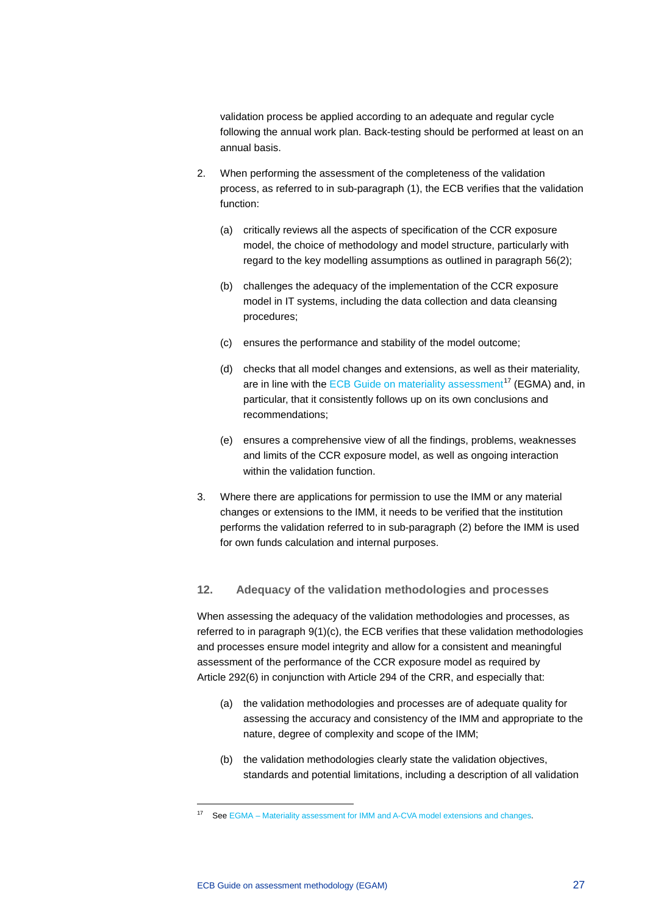validation process be applied according to an adequate and regular cycle following the annual work plan. Back-testing should be performed at least on an annual basis.

2. When performing the assessment of the completeness of the validation process, as referred to in sub-paragraph (1), the ECB verifies that the validation function:

   (a) critically reviews all the aspects of specification of the CCR exposure model, the choice of methodology and model structure, particularly with regard to the key modelling assumptions as outlined in paragraph 56(2);

   (b) challenges the adequacy of the implementation of the CCR exposure model in IT systems, including the data collection and data cleansing procedures;

   (c) ensures the performance and stability of the model outcome;

   (d) checks that all model changes and extensions, as well as their materiality, are in line with the ECB Guide on materiality assessment[17] (EGMA) and, in particular, that it consistently follows up on its own conclusions and recommendations;

   (e) ensures a comprehensive view of all the findings, problems, weaknesses and limits of the CCR exposure model, as well as ongoing interaction within the validation function.

3. Where there are applications for permission to use the IMM or any material changes or extensions to the IMM, it needs to be verified that the institution performs the validation referred to in sub-paragraph (2) before the IMM is used for own funds calculation and internal purposes.

## 12. Adequacy of the validation methodologies and processes

When assessing the adequacy of the validation methodologies and processes, as referred to in paragraph 9(1)(c), the ECB verifies that these validation methodologies and processes ensure model integrity and allow for a consistent and meaningful assessment of the performance of the CCR exposure model as required by Article 292(6) in conjunction with Article 294 of the CRR, and especially that:

   (a) the validation methodologies and processes are of adequate quality for assessing the accuracy and consistency of the IMM and appropriate to the nature, degree of complexity and scope of the IMM;

   (b) the validation methodologies clearly state the validation objectives, standards and potential limitations, including a description of all validation

[17] See EGMA – Materiality assessment for IMM and A-CVA model extensions and changes.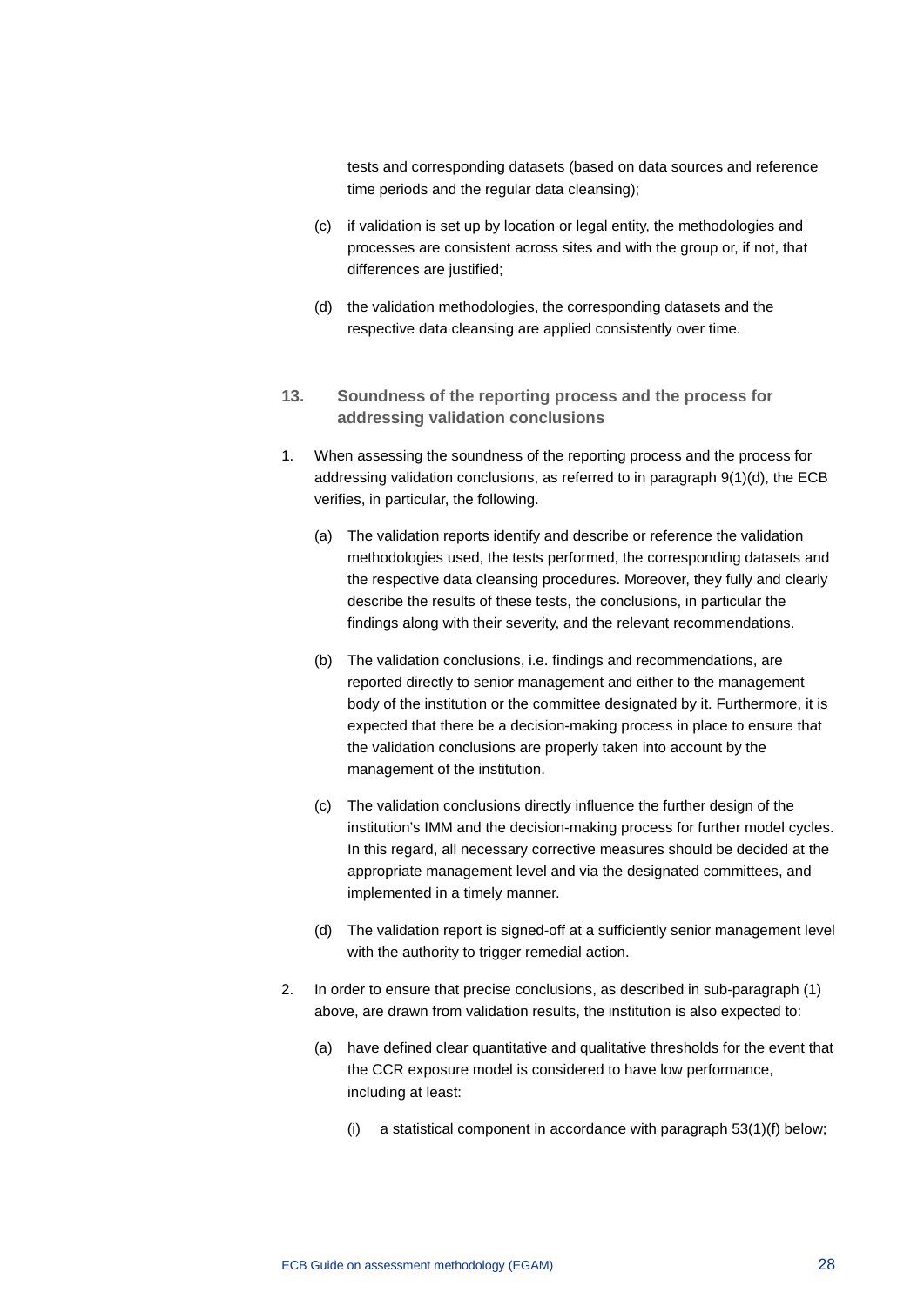tests and corresponding datasets (based on data sources and reference time periods and the regular data cleansing);

(c) if validation is set up by location or legal entity, the methodologies and processes are consistent across sites and with the group or, if not, that differences are justified;

(d) the validation methodologies, the corresponding datasets and the respective data cleansing are applied consistently over time.

### 13. Soundness of the reporting process and the process for addressing validation conclusions

1. When assessing the soundness of the reporting process and the process for addressing validation conclusions, as referred to in paragraph 9(1)(d), the ECB verifies, in particular, the following.

   (a) The validation reports identify and describe or reference the validation methodologies used, the tests performed, the corresponding datasets and the respective data cleansing procedures. Moreover, they fully and clearly describe the results of these tests, the conclusions, in particular the findings along with their severity, and the relevant recommendations.

   (b) The validation conclusions, i.e. findings and recommendations, are reported directly to senior management and either to the management body of the institution or the committee designated by it. Furthermore, it is expected that there be a decision-making process in place to ensure that the validation conclusions are properly taken into account by the management of the institution.

   (c) The validation conclusions directly influence the further design of the institution's IMM and the decision-making process for further model cycles. In this regard, all necessary corrective measures should be decided at the appropriate management level and via the designated committees, and implemented in a timely manner.

   (d) The validation report is signed-off at a sufficiently senior management level with the authority to trigger remedial action.

2. In order to ensure that precise conclusions, as described in sub-paragraph (1) above, are drawn from validation results, the institution is also expected to:

   (a) have defined clear quantitative and qualitative thresholds for the event that the CCR exposure model is considered to have low performance, including at least:

      (i) a statistical component in accordance with paragraph 53(1)(f) below;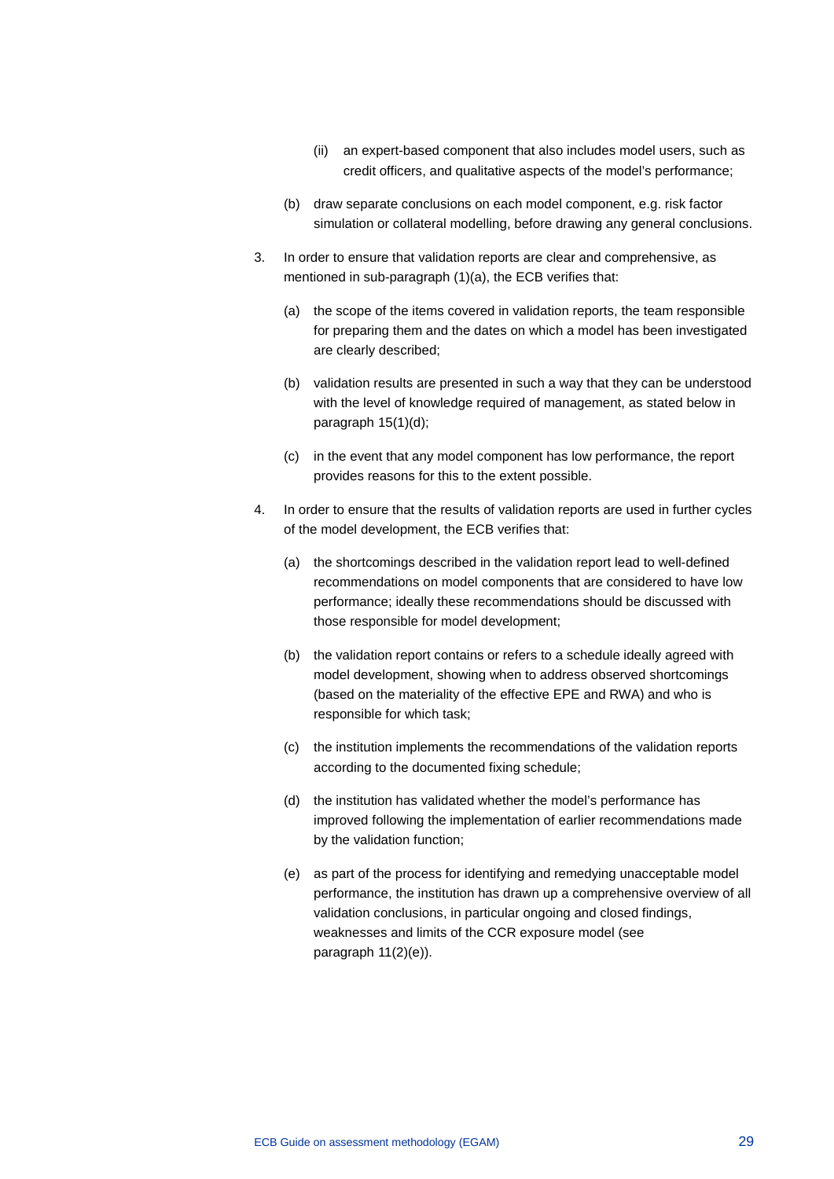(ii) an expert-based component that also includes model users, such as credit officers, and qualitative aspects of the model's performance;

  (b) draw separate conclusions on each model component, e.g. risk factor simulation or collateral modelling, before drawing any general conclusions.

3. In order to ensure that validation reports are clear and comprehensive, as mentioned in sub-paragraph (1)(a), the ECB verifies that:

   (a) the scope of the items covered in validation reports, the team responsible for preparing them and the dates on which a model has been investigated are clearly described;

   (b) validation results are presented in such a way that they can be understood with the level of knowledge required of management, as stated below in paragraph 15(1)(d);

   (c) in the event that any model component has low performance, the report provides reasons for this to the extent possible.

4. In order to ensure that the results of validation reports are used in further cycles of the model development, the ECB verifies that:

   (a) the shortcomings described in the validation report lead to well-defined recommendations on model components that are considered to have low performance; ideally these recommendations should be discussed with those responsible for model development;

   (b) the validation report contains or refers to a schedule ideally agreed with model development, showing when to address observed shortcomings (based on the materiality of the effective EPE and RWA) and who is responsible for which task;

   (c) the institution implements the recommendations of the validation reports according to the documented fixing schedule;

   (d) the institution has validated whether the model's performance has improved following the implementation of earlier recommendations made by the validation function;

   (e) as part of the process for identifying and remedying unacceptable model performance, the institution has drawn up a comprehensive overview of all validation conclusions, in particular ongoing and closed findings, weaknesses and limits of the CCR exposure model (see paragraph 11(2)(e)).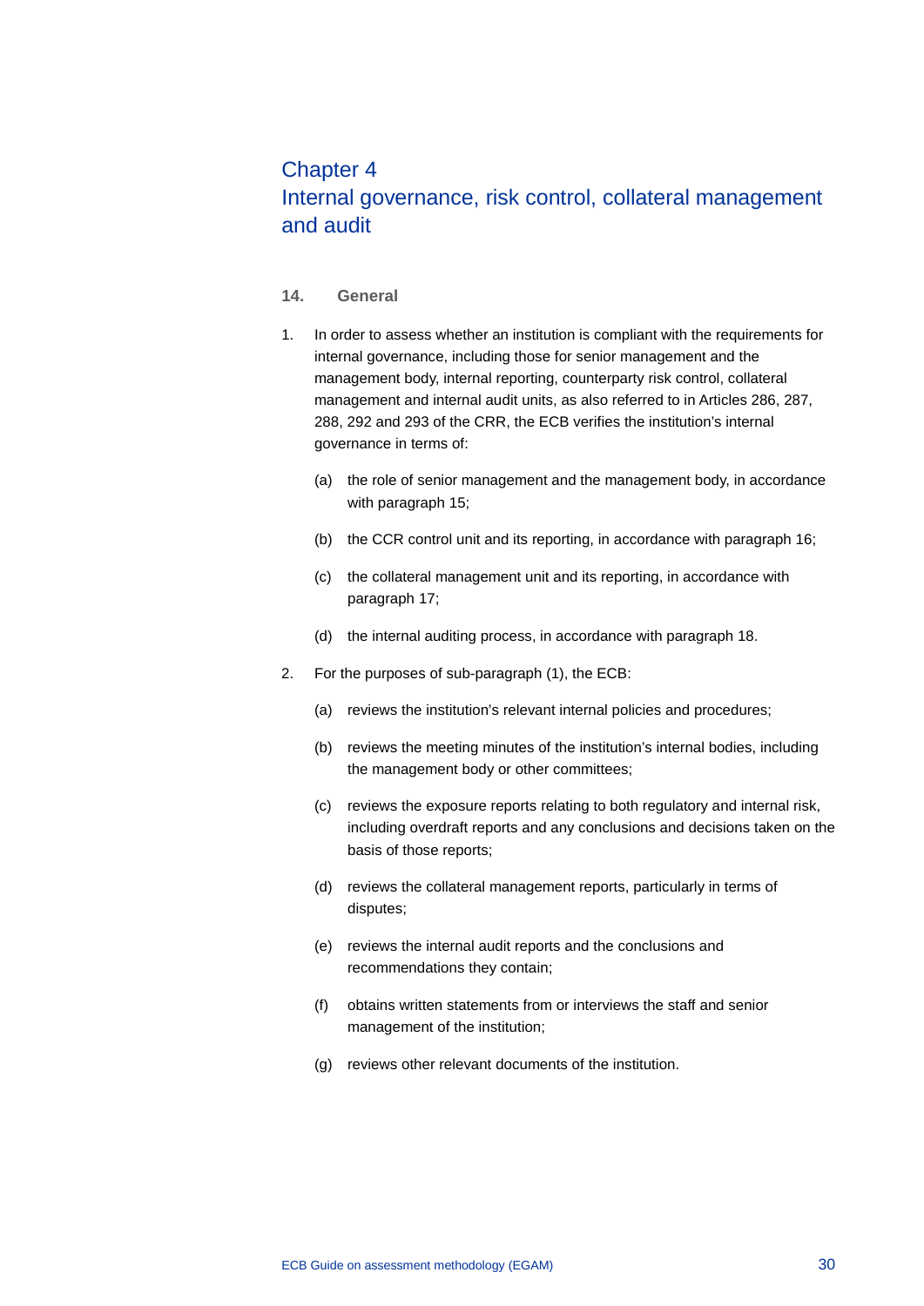# Chapter 4
# Internal governance, risk control, collateral management and audit

## 14. General

1. In order to assess whether an institution is compliant with the requirements for internal governance, including those for senior management and the management body, internal reporting, counterparty risk control, collateral management and internal audit units, as also referred to in Articles 286, 287, 288, 292 and 293 of the CRR, the ECB verifies the institution's internal governance in terms of:

   (a) the role of senior management and the management body, in accordance with paragraph 15;

   (b) the CCR control unit and its reporting, in accordance with paragraph 16;

   (c) the collateral management unit and its reporting, in accordance with paragraph 17;

   (d) the internal auditing process, in accordance with paragraph 18.

2. For the purposes of sub-paragraph (1), the ECB:

   (a) reviews the institution's relevant internal policies and procedures;

   (b) reviews the meeting minutes of the institution's internal bodies, including the management body or other committees;

   (c) reviews the exposure reports relating to both regulatory and internal risk, including overdraft reports and any conclusions and decisions taken on the basis of those reports;

   (d) reviews the collateral management reports, particularly in terms of disputes;

   (e) reviews the internal audit reports and the conclusions and recommendations they contain;

   (f) obtains written statements from or interviews the staff and senior management of the institution;

   (g) reviews other relevant documents of the institution.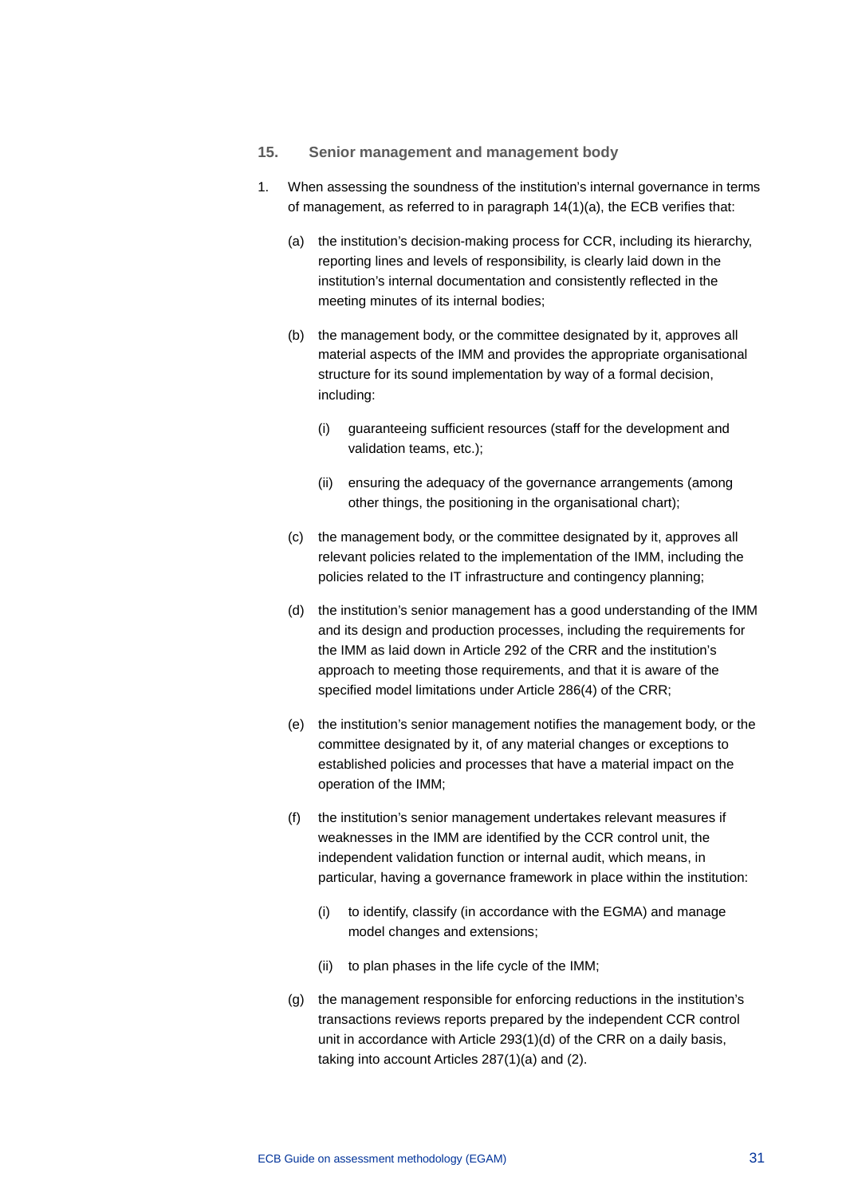## 15. Senior management and management body

1. When assessing the soundness of the institution's internal governance in terms of management, as referred to in paragraph 14(1)(a), the ECB verifies that:

   (a) the institution's decision-making process for CCR, including its hierarchy, reporting lines and levels of responsibility, is clearly laid down in the institution's internal documentation and consistently reflected in the meeting minutes of its internal bodies;

   (b) the management body, or the committee designated by it, approves all material aspects of the IMM and provides the appropriate organisational structure for its sound implementation by way of a formal decision, including:

      (i) guaranteeing sufficient resources (staff for the development and validation teams, etc.);

      (ii) ensuring the adequacy of the governance arrangements (among other things, the positioning in the organisational chart);

   (c) the management body, or the committee designated by it, approves all relevant policies related to the implementation of the IMM, including the policies related to the IT infrastructure and contingency planning;

   (d) the institution's senior management has a good understanding of the IMM and its design and production processes, including the requirements for the IMM as laid down in Article 292 of the CRR and the institution's approach to meeting those requirements, and that it is aware of the specified model limitations under Article 286(4) of the CRR;

   (e) the institution's senior management notifies the management body, or the committee designated by it, of any material changes or exceptions to established policies and processes that have a material impact on the operation of the IMM;

   (f) the institution's senior management undertakes relevant measures if weaknesses in the IMM are identified by the CCR control unit, the independent validation function or internal audit, which means, in particular, having a governance framework in place within the institution:

      (i) to identify, classify (in accordance with the EGMA) and manage model changes and extensions;

      (ii) to plan phases in the life cycle of the IMM;

   (g) the management responsible for enforcing reductions in the institution's transactions reviews reports prepared by the independent CCR control unit in accordance with Article 293(1)(d) of the CRR on a daily basis, taking into account Articles 287(1)(a) and (2).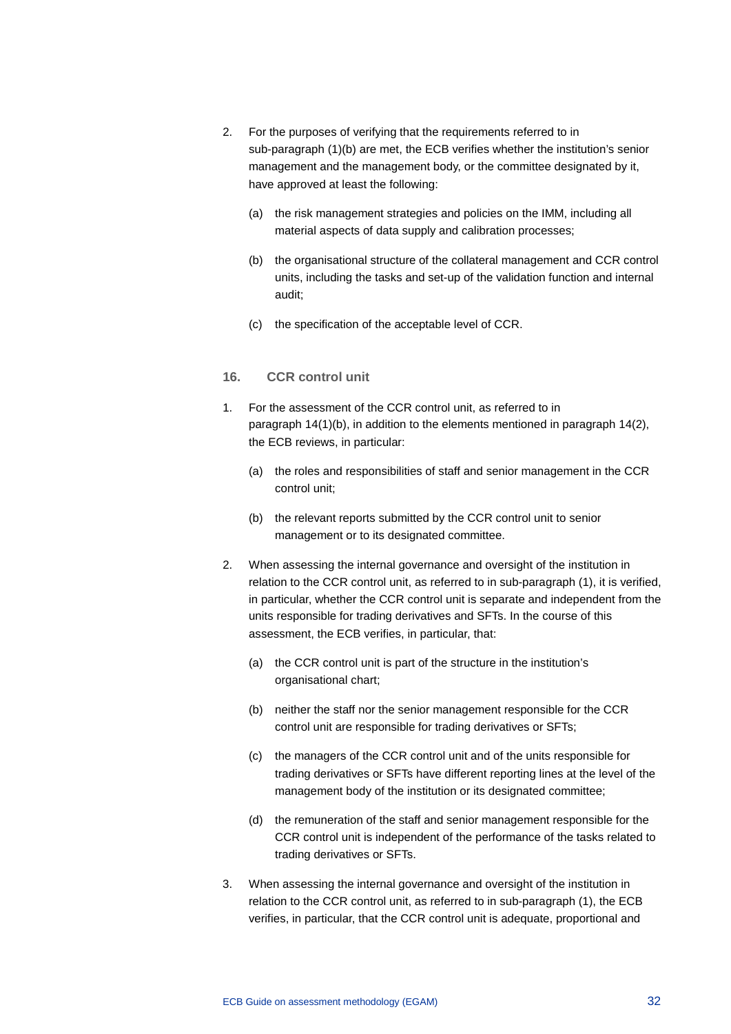2. For the purposes of verifying that the requirements referred to in sub-paragraph (1)(b) are met, the ECB verifies whether the institution's senior management and the management body, or the committee designated by it, have approved at least the following:

   (a) the risk management strategies and policies on the IMM, including all material aspects of data supply and calibration processes;

   (b) the organisational structure of the collateral management and CCR control units, including the tasks and set-up of the validation function and internal audit;

   (c) the specification of the acceptable level of CCR.

### 16. CCR control unit

1. For the assessment of the CCR control unit, as referred to in paragraph 14(1)(b), in addition to the elements mentioned in paragraph 14(2), the ECB reviews, in particular:

   (a) the roles and responsibilities of staff and senior management in the CCR control unit;

   (b) the relevant reports submitted by the CCR control unit to senior management or to its designated committee.

2. When assessing the internal governance and oversight of the institution in relation to the CCR control unit, as referred to in sub-paragraph (1), it is verified, in particular, whether the CCR control unit is separate and independent from the units responsible for trading derivatives and SFTs. In the course of this assessment, the ECB verifies, in particular, that:

   (a) the CCR control unit is part of the structure in the institution's organisational chart;

   (b) neither the staff nor the senior management responsible for the CCR control unit are responsible for trading derivatives or SFTs;

   (c) the managers of the CCR control unit and of the units responsible for trading derivatives or SFTs have different reporting lines at the level of the management body of the institution or its designated committee;

   (d) the remuneration of the staff and senior management responsible for the CCR control unit is independent of the performance of the tasks related to trading derivatives or SFTs.

3. When assessing the internal governance and oversight of the institution in relation to the CCR control unit, as referred to in sub-paragraph (1), the ECB verifies, in particular, that the CCR control unit is adequate, proportional and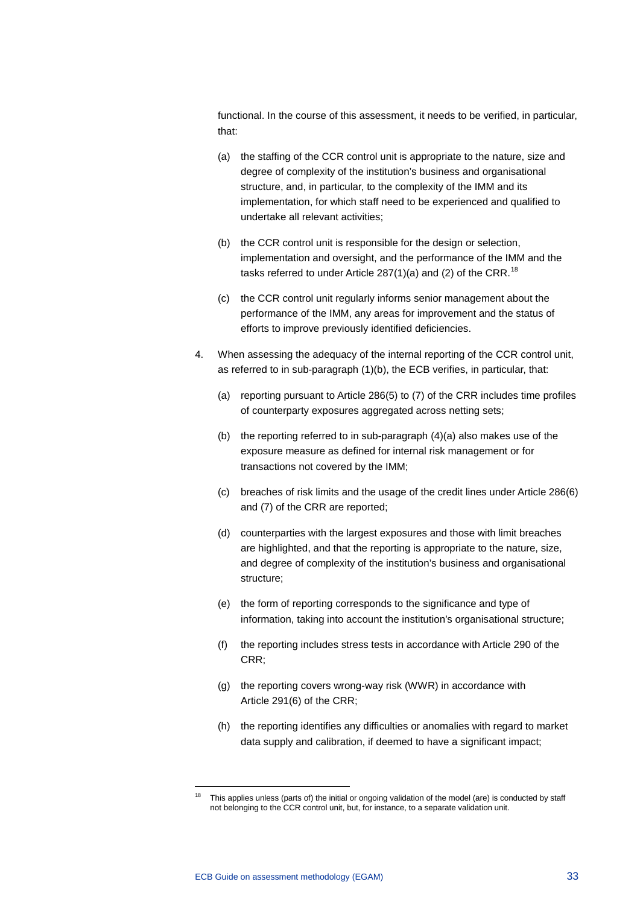functional. In the course of this assessment, it needs to be verified, in particular, that:

(a) the staffing of the CCR control unit is appropriate to the nature, size and degree of complexity of the institution's business and organisational structure, and, in particular, to the complexity of the IMM and its implementation, for which staff need to be experienced and qualified to undertake all relevant activities;

(b) the CCR control unit is responsible for the design or selection, implementation and oversight, and the performance of the IMM and the tasks referred to under Article 287(1)(a) and (2) of the CRR.[18]

(c) the CCR control unit regularly informs senior management about the performance of the IMM, any areas for improvement and the status of efforts to improve previously identified deficiencies.

4. When assessing the adequacy of the internal reporting of the CCR control unit, as referred to in sub-paragraph (1)(b), the ECB verifies, in particular, that:

   (a) reporting pursuant to Article 286(5) to (7) of the CRR includes time profiles of counterparty exposures aggregated across netting sets;

   (b) the reporting referred to in sub-paragraph (4)(a) also makes use of the exposure measure as defined for internal risk management or for transactions not covered by the IMM;

   (c) breaches of risk limits and the usage of the credit lines under Article 286(6) and (7) of the CRR are reported;

   (d) counterparties with the largest exposures and those with limit breaches are highlighted, and that the reporting is appropriate to the nature, size, and degree of complexity of the institution's business and organisational structure;

   (e) the form of reporting corresponds to the significance and type of information, taking into account the institution's organisational structure;

   (f) the reporting includes stress tests in accordance with Article 290 of the CRR;

   (g) the reporting covers wrong-way risk (WWR) in accordance with Article 291(6) of the CRR;

   (h) the reporting identifies any difficulties or anomalies with regard to market data supply and calibration, if deemed to have a significant impact;

---

[18] This applies unless (parts of) the initial or ongoing validation of the model (are) is conducted by staff not belonging to the CCR control unit, but, for instance, to a separate validation unit.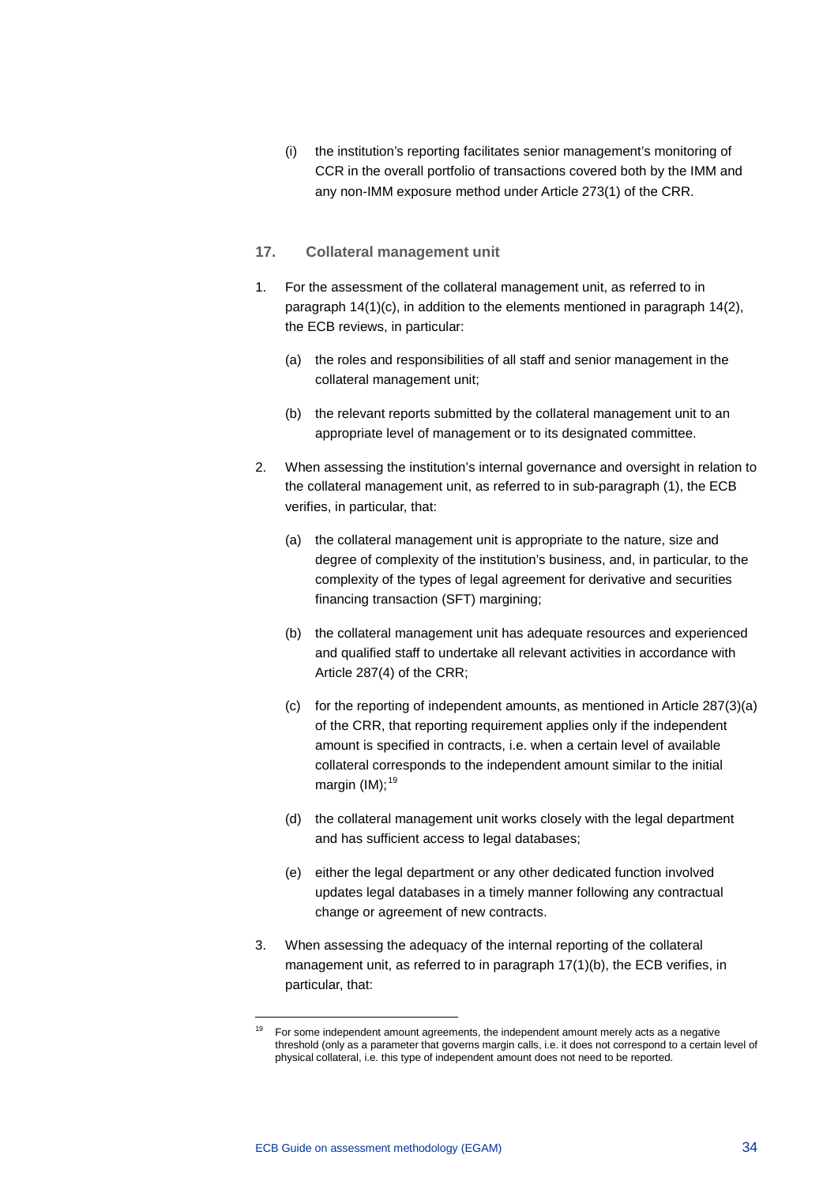(i) the institution's reporting facilitates senior management's monitoring of CCR in the overall portfolio of transactions covered both by the IMM and any non-IMM exposure method under Article 273(1) of the CRR.

### 17. Collateral management unit

1. For the assessment of the collateral management unit, as referred to in paragraph 14(1)(c), in addition to the elements mentioned in paragraph 14(2), the ECB reviews, in particular:

   (a) the roles and responsibilities of all staff and senior management in the collateral management unit;

   (b) the relevant reports submitted by the collateral management unit to an appropriate level of management or to its designated committee.

2. When assessing the institution's internal governance and oversight in relation to the collateral management unit, as referred to in sub-paragraph (1), the ECB verifies, in particular, that:

   (a) the collateral management unit is appropriate to the nature, size and degree of complexity of the institution's business, and, in particular, to the complexity of the types of legal agreement for derivative and securities financing transaction (SFT) margining;

   (b) the collateral management unit has adequate resources and experienced and qualified staff to undertake all relevant activities in accordance with Article 287(4) of the CRR;

   (c) for the reporting of independent amounts, as mentioned in Article 287(3)(a) of the CRR, that reporting requirement applies only if the independent amount is specified in contracts, i.e. when a certain level of available collateral corresponds to the independent amount similar to the initial margin (IM);[19]

   (d) the collateral management unit works closely with the legal department and has sufficient access to legal databases;

   (e) either the legal department or any other dedicated function involved updates legal databases in a timely manner following any contractual change or agreement of new contracts.

3. When assessing the adequacy of the internal reporting of the collateral management unit, as referred to in paragraph 17(1)(b), the ECB verifies, in particular, that:

---

[19] For some independent amount agreements, the independent amount merely acts as a negative threshold (only as a parameter that governs margin calls, i.e. it does not correspond to a certain level of physical collateral, i.e. this type of independent amount does not need to be reported.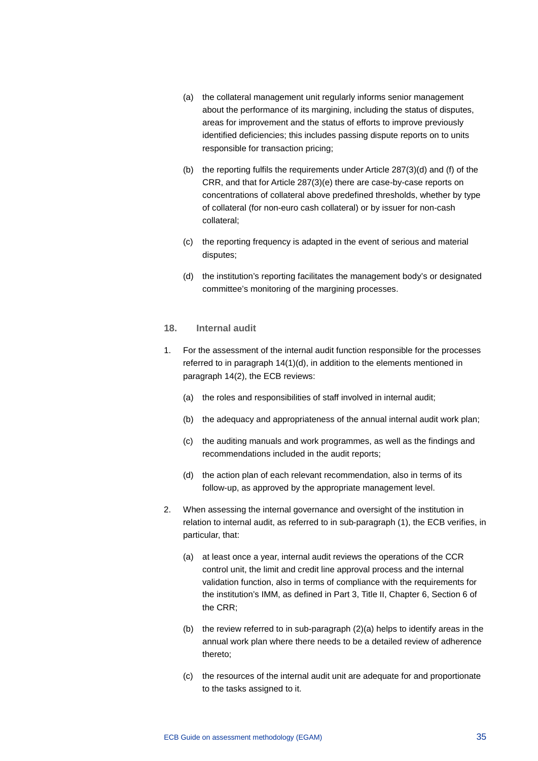(a) the collateral management unit regularly informs senior management about the performance of its margining, including the status of disputes, areas for improvement and the status of efforts to improve previously identified deficiencies; this includes passing dispute reports on to units responsible for transaction pricing;

(b) the reporting fulfils the requirements under Article 287(3)(d) and (f) of the CRR, and that for Article 287(3)(e) there are case-by-case reports on concentrations of collateral above predefined thresholds, whether by type of collateral (for non-euro cash collateral) or by issuer for non-cash collateral;

(c) the reporting frequency is adapted in the event of serious and material disputes;

(d) the institution's reporting facilitates the management body's or designated committee's monitoring of the margining processes.

### 18. Internal audit

1. For the assessment of the internal audit function responsible for the processes referred to in paragraph 14(1)(d), in addition to the elements mentioned in paragraph 14(2), the ECB reviews:

   (a) the roles and responsibilities of staff involved in internal audit;

   (b) the adequacy and appropriateness of the annual internal audit work plan;

   (c) the auditing manuals and work programmes, as well as the findings and recommendations included in the audit reports;

   (d) the action plan of each relevant recommendation, also in terms of its follow-up, as approved by the appropriate management level.

2. When assessing the internal governance and oversight of the institution in relation to internal audit, as referred to in sub-paragraph (1), the ECB verifies, in particular, that:

   (a) at least once a year, internal audit reviews the operations of the CCR control unit, the limit and credit line approval process and the internal validation function, also in terms of compliance with the requirements for the institution's IMM, as defined in Part 3, Title II, Chapter 6, Section 6 of the CRR;

   (b) the review referred to in sub-paragraph (2)(a) helps to identify areas in the annual work plan where there needs to be a detailed review of adherence thereto;

   (c) the resources of the internal audit unit are adequate for and proportionate to the tasks assigned to it.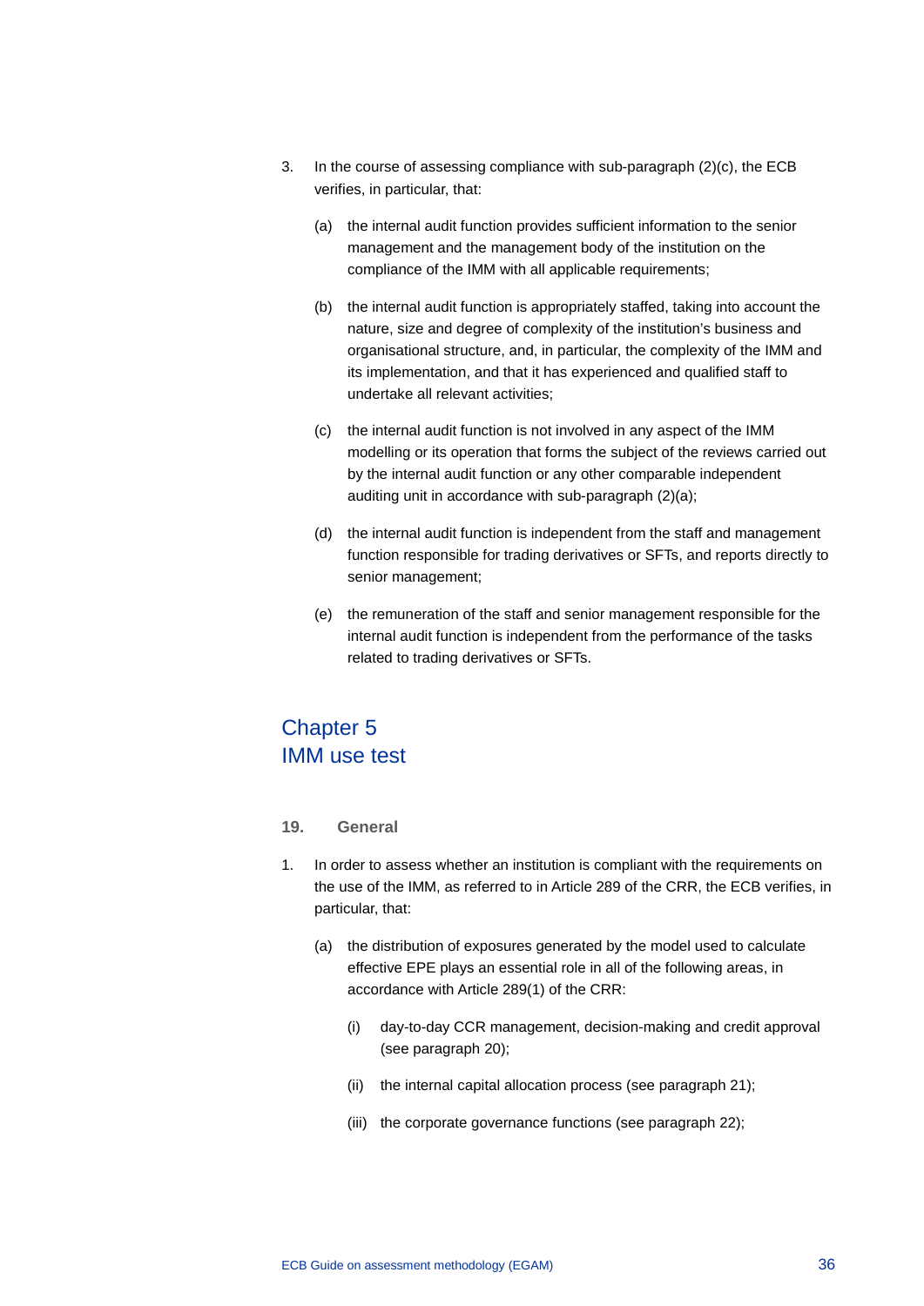3. In the course of assessing compliance with sub-paragraph (2)(c), the ECB verifies, in particular, that:

   (a) the internal audit function provides sufficient information to the senior management and the management body of the institution on the compliance of the IMM with all applicable requirements;

   (b) the internal audit function is appropriately staffed, taking into account the nature, size and degree of complexity of the institution's business and organisational structure, and, in particular, the complexity of the IMM and its implementation, and that it has experienced and qualified staff to undertake all relevant activities;

   (c) the internal audit function is not involved in any aspect of the IMM modelling or its operation that forms the subject of the reviews carried out by the internal audit function or any other comparable independent auditing unit in accordance with sub-paragraph (2)(a);

   (d) the internal audit function is independent from the staff and management function responsible for trading derivatives or SFTs, and reports directly to senior management;

   (e) the remuneration of the staff and senior management responsible for the internal audit function is independent from the performance of the tasks related to trading derivatives or SFTs.

# Chapter 5
# IMM use test

## 19. General

1. In order to assess whether an institution is compliant with the requirements on the use of the IMM, as referred to in Article 289 of the CRR, the ECB verifies, in particular, that:

   (a) the distribution of exposures generated by the model used to calculate effective EPE plays an essential role in all of the following areas, in accordance with Article 289(1) of the CRR:

      (i) day-to-day CCR management, decision-making and credit approval (see paragraph 20);

      (ii) the internal capital allocation process (see paragraph 21);

      (iii) the corporate governance functions (see paragraph 22);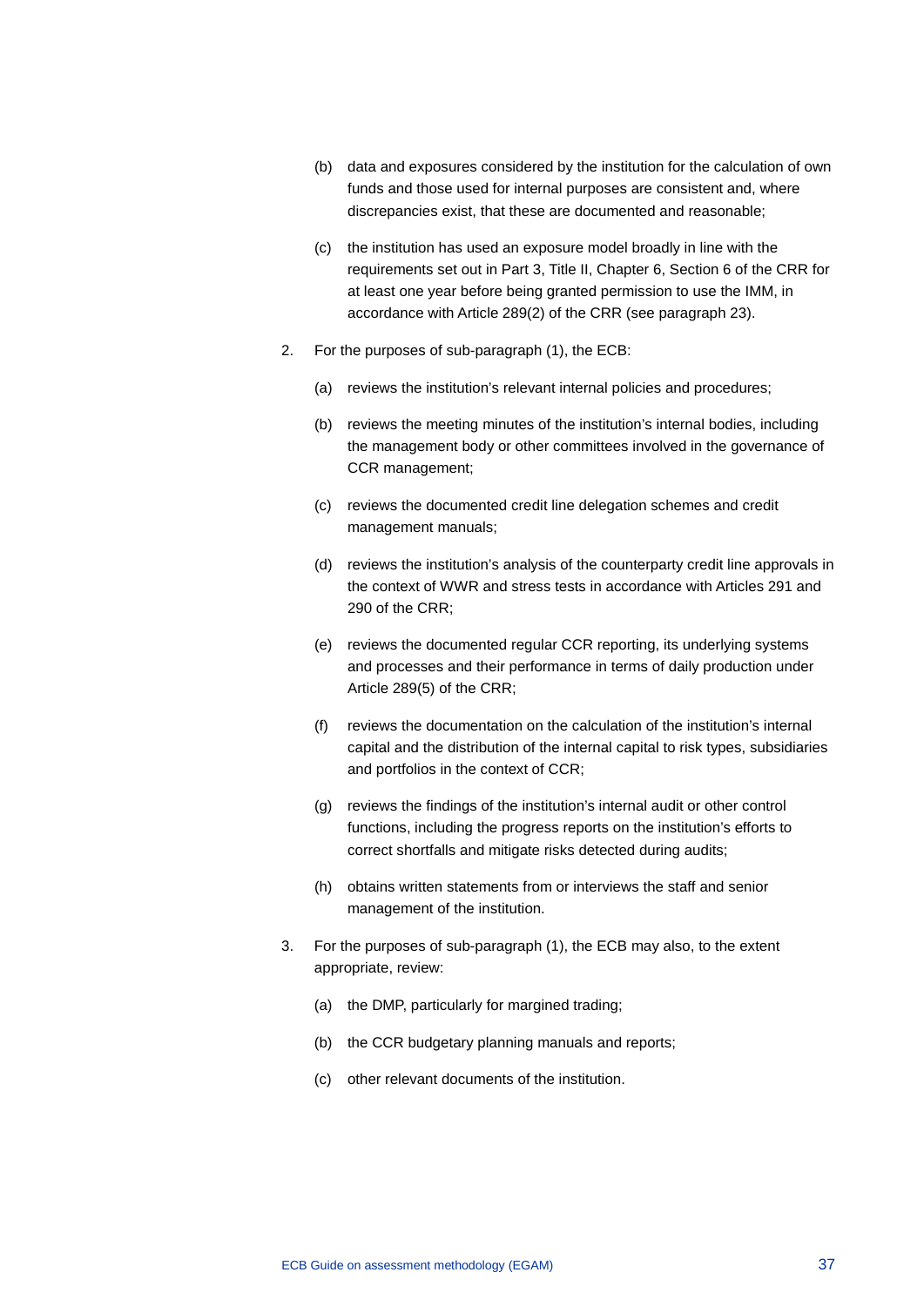(b) data and exposures considered by the institution for the calculation of own funds and those used for internal purposes are consistent and, where discrepancies exist, that these are documented and reasonable;

(c) the institution has used an exposure model broadly in line with the requirements set out in Part 3, Title II, Chapter 6, Section 6 of the CRR for at least one year before being granted permission to use the IMM, in accordance with Article 289(2) of the CRR (see paragraph 23).

2. For the purposes of sub-paragraph (1), the ECB:

   (a) reviews the institution's relevant internal policies and procedures;

   (b) reviews the meeting minutes of the institution's internal bodies, including the management body or other committees involved in the governance of CCR management;

   (c) reviews the documented credit line delegation schemes and credit management manuals;

   (d) reviews the institution's analysis of the counterparty credit line approvals in the context of WWR and stress tests in accordance with Articles 291 and 290 of the CRR;

   (e) reviews the documented regular CCR reporting, its underlying systems and processes and their performance in terms of daily production under Article 289(5) of the CRR;

   (f) reviews the documentation on the calculation of the institution's internal capital and the distribution of the internal capital to risk types, subsidiaries and portfolios in the context of CCR;

   (g) reviews the findings of the institution's internal audit or other control functions, including the progress reports on the institution's efforts to correct shortfalls and mitigate risks detected during audits;

   (h) obtains written statements from or interviews the staff and senior management of the institution.

3. For the purposes of sub-paragraph (1), the ECB may also, to the extent appropriate, review:

   (a) the DMP, particularly for margined trading;

   (b) the CCR budgetary planning manuals and reports;

   (c) other relevant documents of the institution.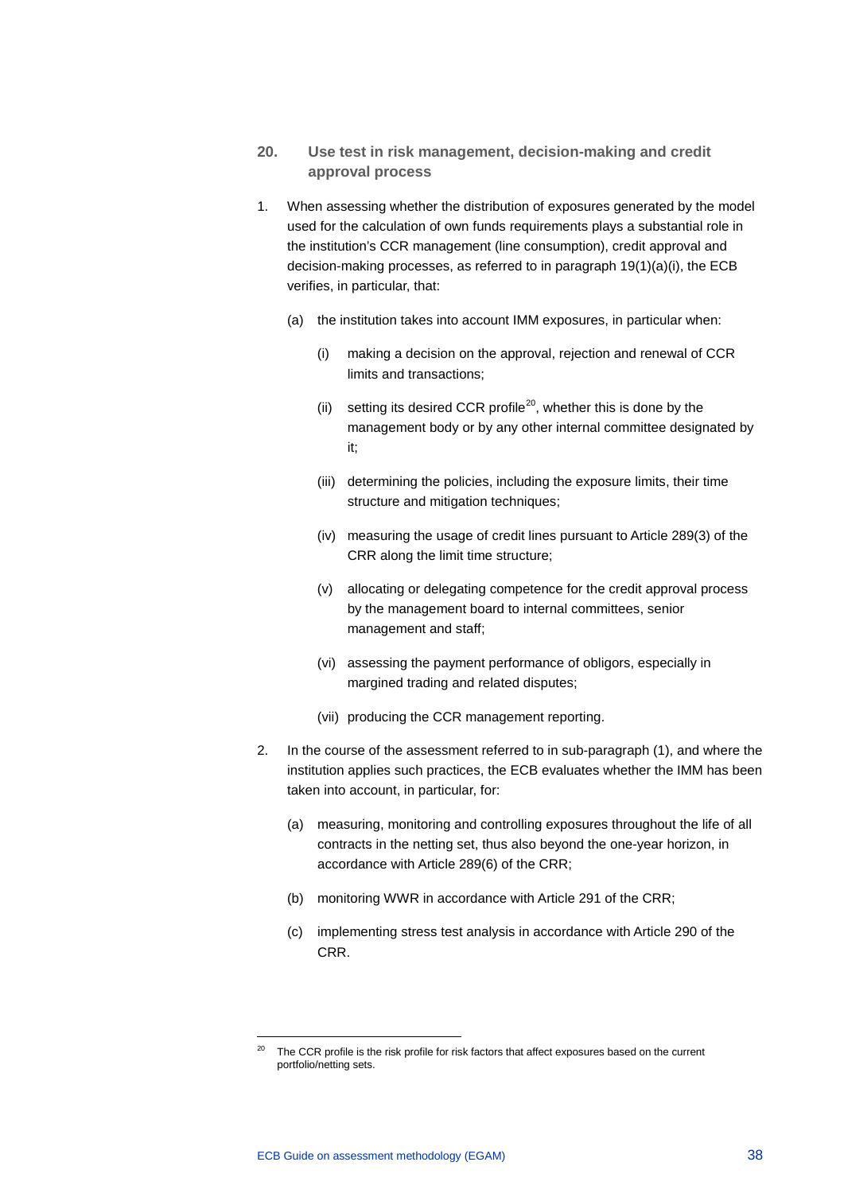## 20. Use test in risk management, decision-making and credit approval process

1. When assessing whether the distribution of exposures generated by the model used for the calculation of own funds requirements plays a substantial role in the institution's CCR management (line consumption), credit approval and decision-making processes, as referred to in paragraph 19(1)(a)(i), the ECB verifies, in particular, that:

   (a) the institution takes into account IMM exposures, in particular when:

      (i) making a decision on the approval, rejection and renewal of CCR limits and transactions;

      (ii) setting its desired CCR profile[20], whether this is done by the management body or by any other internal committee designated by it;

      (iii) determining the policies, including the exposure limits, their time structure and mitigation techniques;

      (iv) measuring the usage of credit lines pursuant to Article 289(3) of the CRR along the limit time structure;

      (v) allocating or delegating competence for the credit approval process by the management board to internal committees, senior management and staff;

      (vi) assessing the payment performance of obligors, especially in margined trading and related disputes;

      (vii) producing the CCR management reporting.

2. In the course of the assessment referred to in sub-paragraph (1), and where the institution applies such practices, the ECB evaluates whether the IMM has been taken into account, in particular, for:

   (a) measuring, monitoring and controlling exposures throughout the life of all contracts in the netting set, thus also beyond the one-year horizon, in accordance with Article 289(6) of the CRR;

   (b) monitoring WWR in accordance with Article 291 of the CRR;

   (c) implementing stress test analysis in accordance with Article 290 of the CRR.

[20] The CCR profile is the risk profile for risk factors that affect exposures based on the current portfolio/netting sets.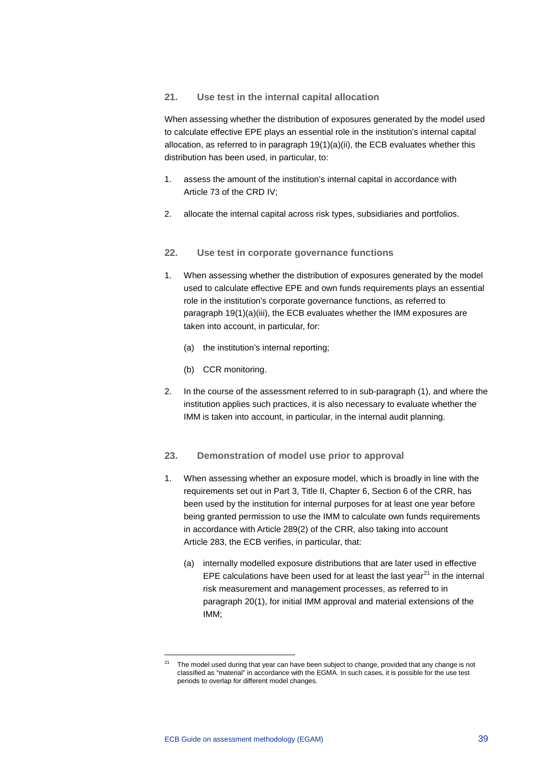### 21. Use test in the internal capital allocation

When assessing whether the distribution of exposures generated by the model used to calculate effective EPE plays an essential role in the institution's internal capital allocation, as referred to in paragraph 19(1)(a)(ii), the ECB evaluates whether this distribution has been used, in particular, to:

1. assess the amount of the institution's internal capital in accordance with Article 73 of the CRD IV;
2. allocate the internal capital across risk types, subsidiaries and portfolios.

### 22. Use test in corporate governance functions

1. When assessing whether the distribution of exposures generated by the model used to calculate effective EPE and own funds requirements plays an essential role in the institution's corporate governance functions, as referred to paragraph 19(1)(a)(iii), the ECB evaluates whether the IMM exposures are taken into account, in particular, for:
   (a) the institution's internal reporting;
   (b) CCR monitoring.
2. In the course of the assessment referred to in sub-paragraph (1), and where the institution applies such practices, it is also necessary to evaluate whether the IMM is taken into account, in particular, in the internal audit planning.

### 23. Demonstration of model use prior to approval

1. When assessing whether an exposure model, which is broadly in line with the requirements set out in Part 3, Title II, Chapter 6, Section 6 of the CRR, has been used by the institution for internal purposes for at least one year before being granted permission to use the IMM to calculate own funds requirements in accordance with Article 289(2) of the CRR, also taking into account Article 283, the ECB verifies, in particular, that:
   (a) internally modelled exposure distributions that are later used in effective EPE calculations have been used for at least the last year[21] in the internal risk measurement and management processes, as referred to in paragraph 20(1), for initial IMM approval and material extensions of the IMM;

[21] The model used during that year can have been subject to change, provided that any change is not classified as "material" in accordance with the EGMA. In such cases, it is possible for the use test periods to overlap for different model changes.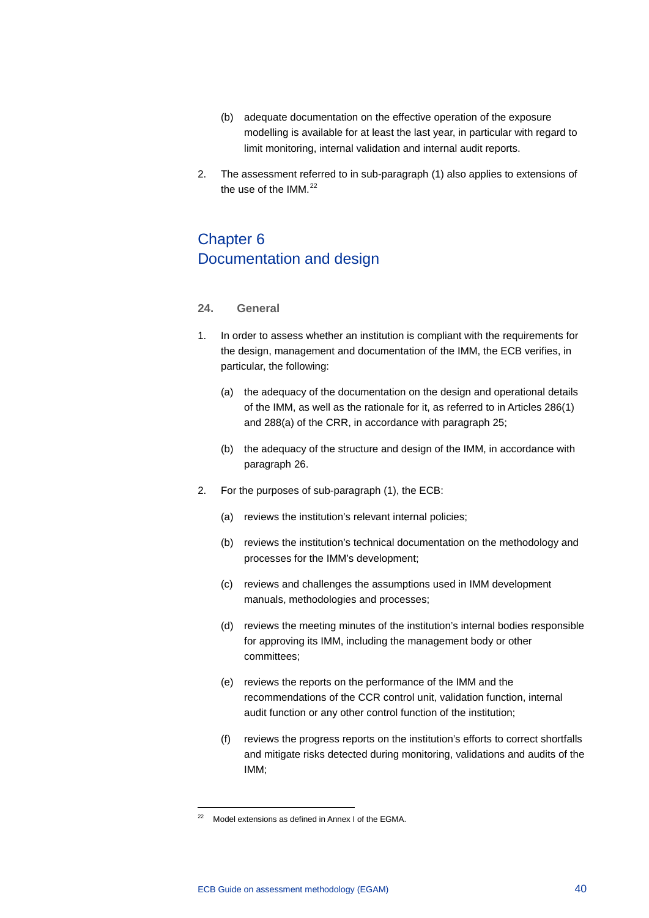(b) adequate documentation on the effective operation of the exposure modelling is available for at least the last year, in particular with regard to limit monitoring, internal validation and internal audit reports.

2. The assessment referred to in sub-paragraph (1) also applies to extensions of the use of the IMM.[22]

## Chapter 6 Documentation and design

### 24. General

1. In order to assess whether an institution is compliant with the requirements for the design, management and documentation of the IMM, the ECB verifies, in particular, the following:

   (a) the adequacy of the documentation on the design and operational details of the IMM, as well as the rationale for it, as referred to in Articles 286(1) and 288(a) of the CRR, in accordance with paragraph 25;

   (b) the adequacy of the structure and design of the IMM, in accordance with paragraph 26.

2. For the purposes of sub-paragraph (1), the ECB:

   (a) reviews the institution's relevant internal policies;

   (b) reviews the institution's technical documentation on the methodology and processes for the IMM's development;

   (c) reviews and challenges the assumptions used in IMM development manuals, methodologies and processes;

   (d) reviews the meeting minutes of the institution's internal bodies responsible for approving its IMM, including the management body or other committees;

   (e) reviews the reports on the performance of the IMM and the recommendations of the CCR control unit, validation function, internal audit function or any other control function of the institution;

   (f) reviews the progress reports on the institution's efforts to correct shortfalls and mitigate risks detected during monitoring, validations and audits of the IMM;

[22] Model extensions as defined in Annex I of the EGMA.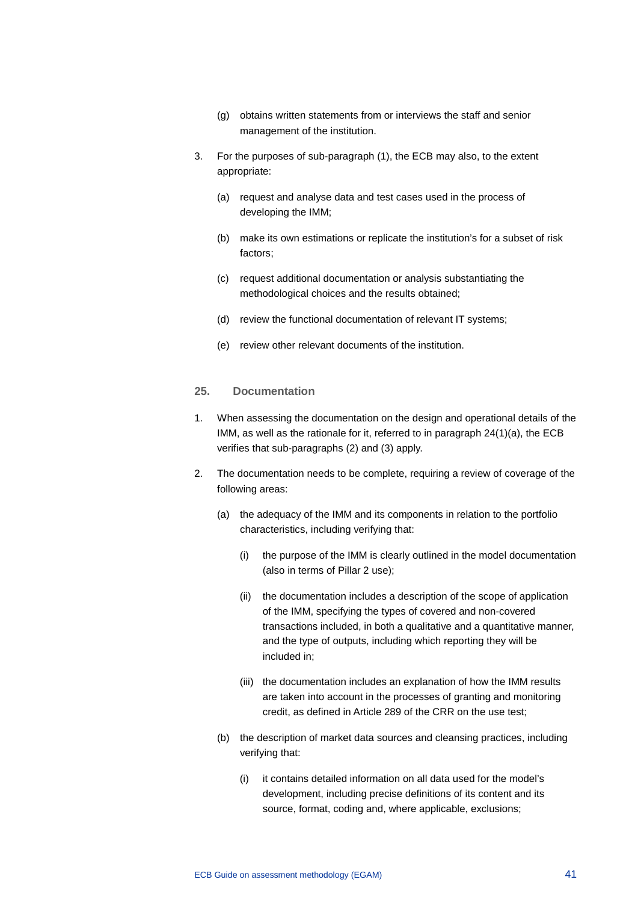(g) obtains written statements from or interviews the staff and senior management of the institution.

3. For the purposes of sub-paragraph (1), the ECB may also, to the extent appropriate:

   (a) request and analyse data and test cases used in the process of developing the IMM;

   (b) make its own estimations or replicate the institution's for a subset of risk factors;

   (c) request additional documentation or analysis substantiating the methodological choices and the results obtained;

   (d) review the functional documentation of relevant IT systems;

   (e) review other relevant documents of the institution.

### 25. Documentation

1. When assessing the documentation on the design and operational details of the IMM, as well as the rationale for it, referred to in paragraph 24(1)(a), the ECB verifies that sub-paragraphs (2) and (3) apply.

2. The documentation needs to be complete, requiring a review of coverage of the following areas:

   (a) the adequacy of the IMM and its components in relation to the portfolio characteristics, including verifying that:

      (i) the purpose of the IMM is clearly outlined in the model documentation (also in terms of Pillar 2 use);

      (ii) the documentation includes a description of the scope of application of the IMM, specifying the types of covered and non-covered transactions included, in both a qualitative and a quantitative manner, and the type of outputs, including which reporting they will be included in;

      (iii) the documentation includes an explanation of how the IMM results are taken into account in the processes of granting and monitoring credit, as defined in Article 289 of the CRR on the use test;

   (b) the description of market data sources and cleansing practices, including verifying that:

      (i) it contains detailed information on all data used for the model's development, including precise definitions of its content and its source, format, coding and, where applicable, exclusions;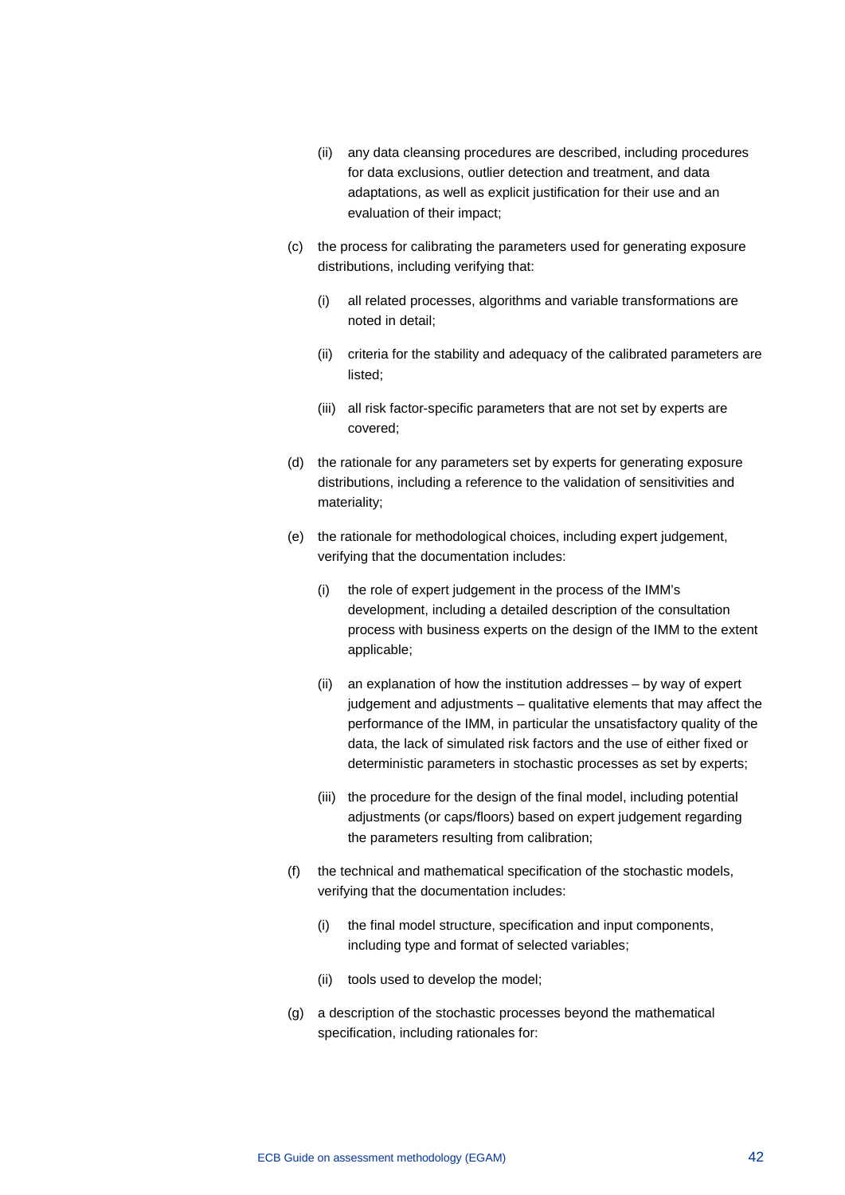(ii) any data cleansing procedures are described, including procedures for data exclusions, outlier detection and treatment, and data adaptations, as well as explicit justification for their use and an evaluation of their impact;

(c) the process for calibrating the parameters used for generating exposure distributions, including verifying that:

(i) all related processes, algorithms and variable transformations are noted in detail;

(ii) criteria for the stability and adequacy of the calibrated parameters are listed;

(iii) all risk factor-specific parameters that are not set by experts are covered;

(d) the rationale for any parameters set by experts for generating exposure distributions, including a reference to the validation of sensitivities and materiality;

(e) the rationale for methodological choices, including expert judgement, verifying that the documentation includes:

(i) the role of expert judgement in the process of the IMM's development, including a detailed description of the consultation process with business experts on the design of the IMM to the extent applicable;

(ii) an explanation of how the institution addresses – by way of expert judgement and adjustments – qualitative elements that may affect the performance of the IMM, in particular the unsatisfactory quality of the data, the lack of simulated risk factors and the use of either fixed or deterministic parameters in stochastic processes as set by experts;

(iii) the procedure for the design of the final model, including potential adjustments (or caps/floors) based on expert judgement regarding the parameters resulting from calibration;

(f) the technical and mathematical specification of the stochastic models, verifying that the documentation includes:

(i) the final model structure, specification and input components, including type and format of selected variables;

(ii) tools used to develop the model;

(g) a description of the stochastic processes beyond the mathematical specification, including rationales for: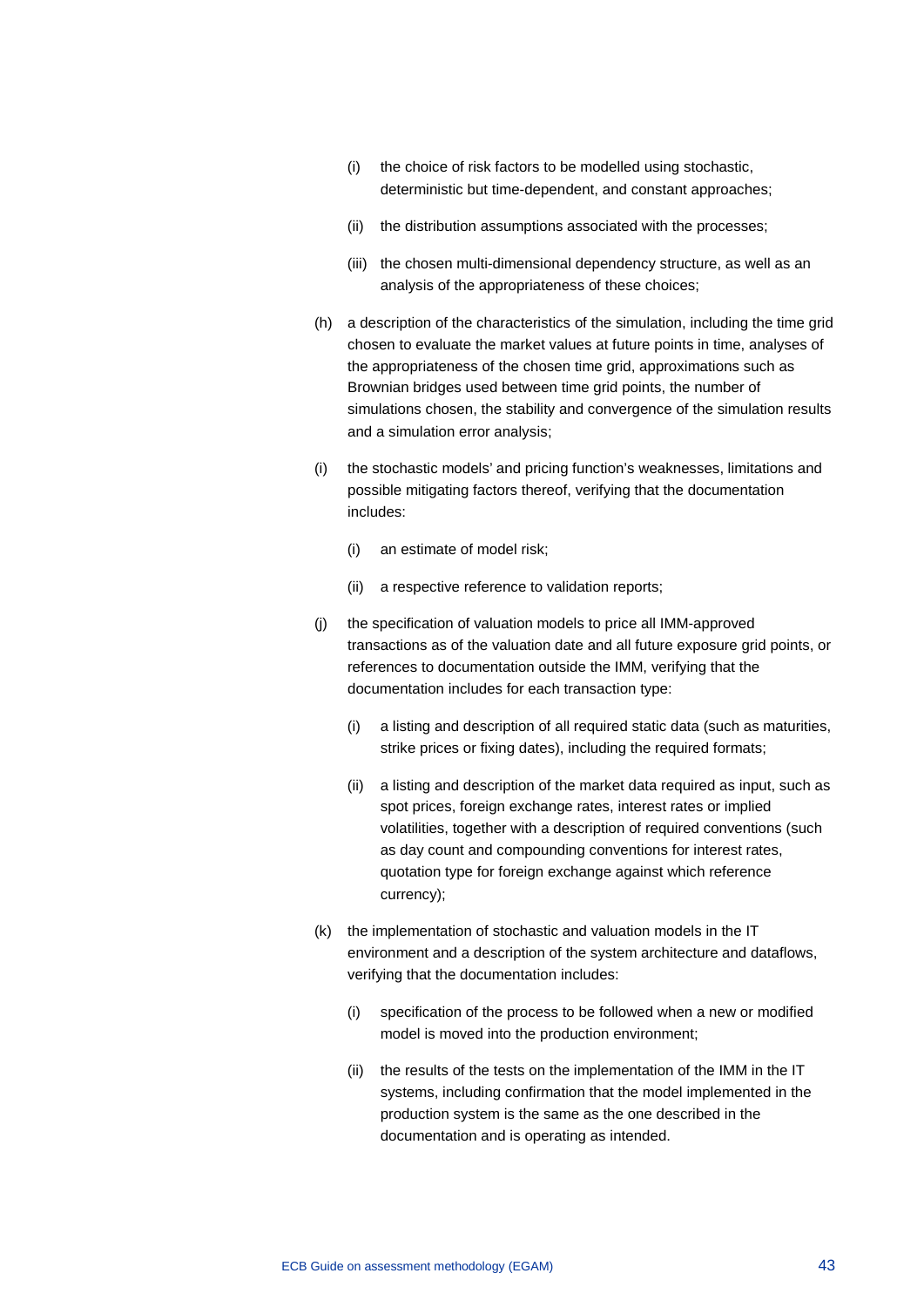(i) the choice of risk factors to be modelled using stochastic, deterministic but time-dependent, and constant approaches;

(ii) the distribution assumptions associated with the processes;

(iii) the chosen multi-dimensional dependency structure, as well as an analysis of the appropriateness of these choices;

(h) a description of the characteristics of the simulation, including the time grid chosen to evaluate the market values at future points in time, analyses of the appropriateness of the chosen time grid, approximations such as Brownian bridges used between time grid points, the number of simulations chosen, the stability and convergence of the simulation results and a simulation error analysis;

(i) the stochastic models' and pricing function's weaknesses, limitations and possible mitigating factors thereof, verifying that the documentation includes:

(i) an estimate of model risk;

(ii) a respective reference to validation reports;

(j) the specification of valuation models to price all IMM-approved transactions as of the valuation date and all future exposure grid points, or references to documentation outside the IMM, verifying that the documentation includes for each transaction type:

(i) a listing and description of all required static data (such as maturities, strike prices or fixing dates), including the required formats;

(ii) a listing and description of the market data required as input, such as spot prices, foreign exchange rates, interest rates or implied volatilities, together with a description of required conventions (such as day count and compounding conventions for interest rates, quotation type for foreign exchange against which reference currency);

(k) the implementation of stochastic and valuation models in the IT environment and a description of the system architecture and dataflows, verifying that the documentation includes:

(i) specification of the process to be followed when a new or modified model is moved into the production environment;

(ii) the results of the tests on the implementation of the IMM in the IT systems, including confirmation that the model implemented in the production system is the same as the one described in the documentation and is operating as intended.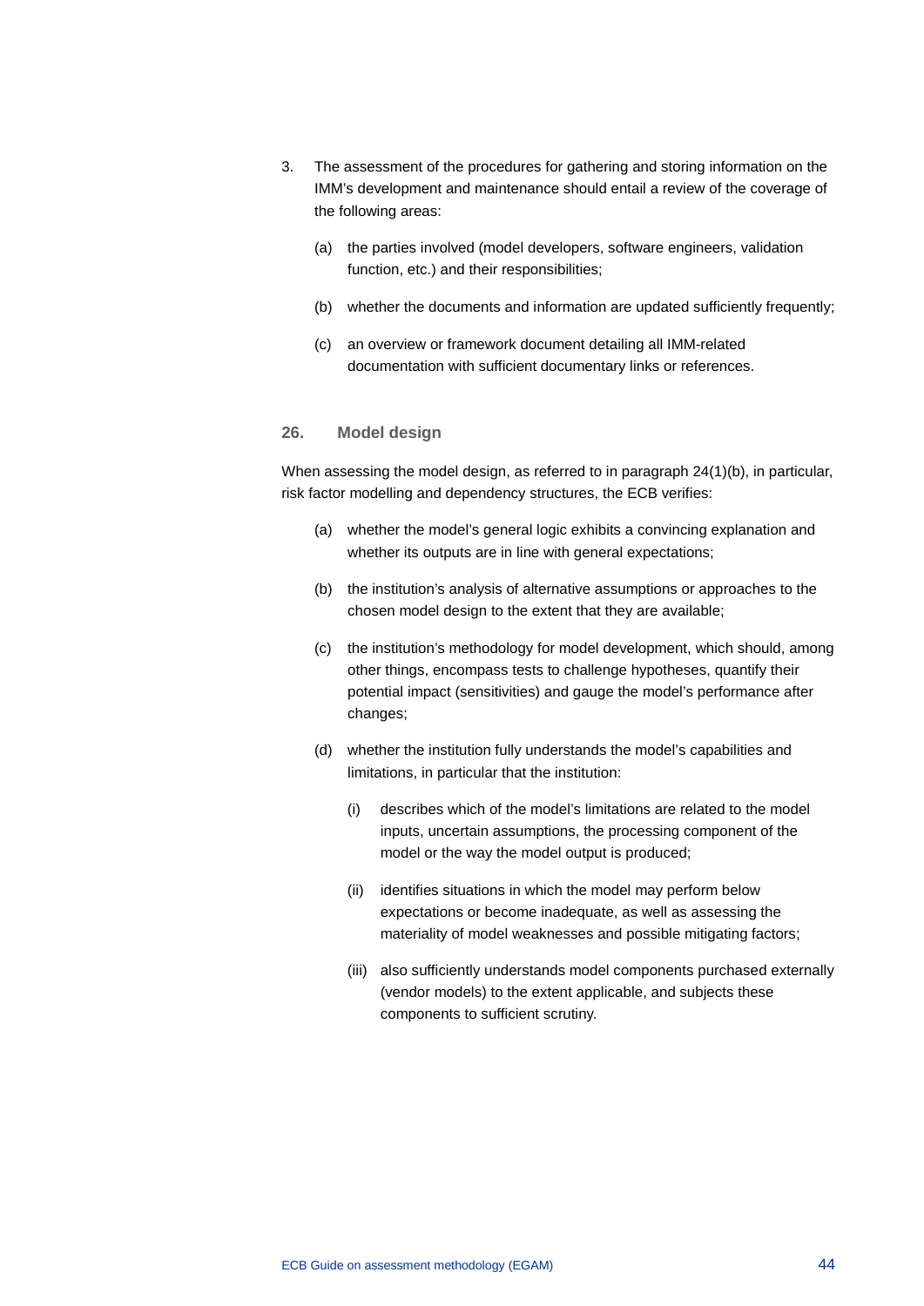3. The assessment of the procedures for gathering and storing information on the IMM's development and maintenance should entail a review of the coverage of the following areas:

   (a) the parties involved (model developers, software engineers, validation function, etc.) and their responsibilities;

   (b) whether the documents and information are updated sufficiently frequently;

   (c) an overview or framework document detailing all IMM-related documentation with sufficient documentary links or references.

### 26. Model design

When assessing the model design, as referred to in paragraph 24(1)(b), in particular, risk factor modelling and dependency structures, the ECB verifies:

(a) whether the model's general logic exhibits a convincing explanation and whether its outputs are in line with general expectations;

(b) the institution's analysis of alternative assumptions or approaches to the chosen model design to the extent that they are available;

(c) the institution's methodology for model development, which should, among other things, encompass tests to challenge hypotheses, quantify their potential impact (sensitivities) and gauge the model's performance after changes;

(d) whether the institution fully understands the model's capabilities and limitations, in particular that the institution:

   (i) describes which of the model's limitations are related to the model inputs, uncertain assumptions, the processing component of the model or the way the model output is produced;

   (ii) identifies situations in which the model may perform below expectations or become inadequate, as well as assessing the materiality of model weaknesses and possible mitigating factors;

   (iii) also sufficiently understands model components purchased externally (vendor models) to the extent applicable, and subjects these components to sufficient scrutiny.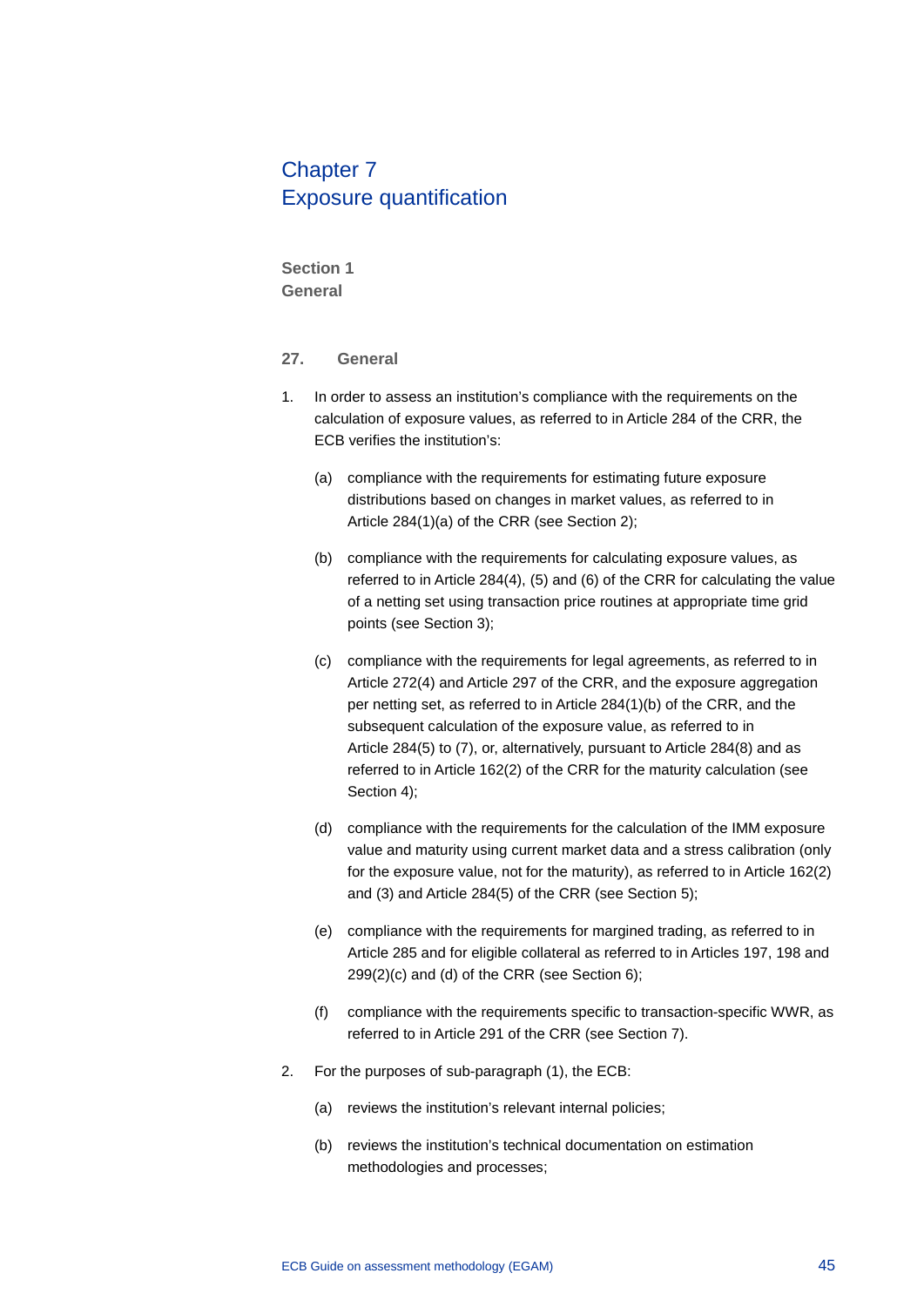# Chapter 7
# Exposure quantification

## Section 1
## General

### 27. General

1. In order to assess an institution's compliance with the requirements on the calculation of exposure values, as referred to in Article 284 of the CRR, the ECB verifies the institution's:

   (a) compliance with the requirements for estimating future exposure distributions based on changes in market values, as referred to in Article 284(1)(a) of the CRR (see Section 2);

   (b) compliance with the requirements for calculating exposure values, as referred to in Article 284(4), (5) and (6) of the CRR for calculating the value of a netting set using transaction price routines at appropriate time grid points (see Section 3);

   (c) compliance with the requirements for legal agreements, as referred to in Article 272(4) and Article 297 of the CRR, and the exposure aggregation per netting set, as referred to in Article 284(1)(b) of the CRR, and the subsequent calculation of the exposure value, as referred to in Article 284(5) to (7), or, alternatively, pursuant to Article 284(8) and as referred to in Article 162(2) of the CRR for the maturity calculation (see Section 4);

   (d) compliance with the requirements for the calculation of the IMM exposure value and maturity using current market data and a stress calibration (only for the exposure value, not for the maturity), as referred to in Article 162(2) and (3) and Article 284(5) of the CRR (see Section 5);

   (e) compliance with the requirements for margined trading, as referred to in Article 285 and for eligible collateral as referred to in Articles 197, 198 and 299(2)(c) and (d) of the CRR (see Section 6);

   (f) compliance with the requirements specific to transaction-specific WWR, as referred to in Article 291 of the CRR (see Section 7).

2. For the purposes of sub-paragraph (1), the ECB:

   (a) reviews the institution's relevant internal policies;

   (b) reviews the institution's technical documentation on estimation methodologies and processes;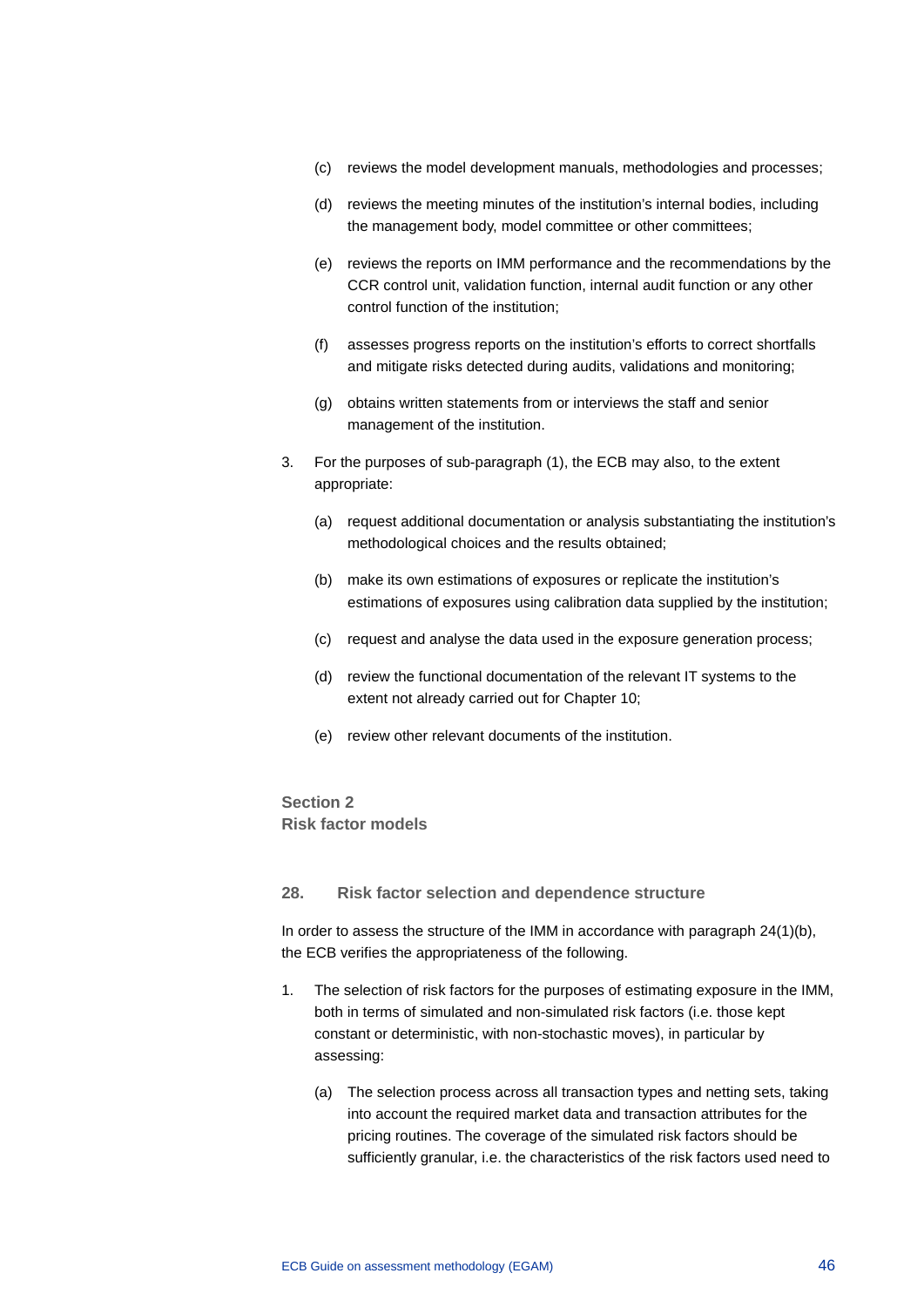(c) reviews the model development manuals, methodologies and processes;

(d) reviews the meeting minutes of the institution's internal bodies, including the management body, model committee or other committees;

(e) reviews the reports on IMM performance and the recommendations by the CCR control unit, validation function, internal audit function or any other control function of the institution;

(f) assesses progress reports on the institution's efforts to correct shortfalls and mitigate risks detected during audits, validations and monitoring;

(g) obtains written statements from or interviews the staff and senior management of the institution.

3. For the purposes of sub-paragraph (1), the ECB may also, to the extent appropriate:

   (a) request additional documentation or analysis substantiating the institution's methodological choices and the results obtained;

   (b) make its own estimations of exposures or replicate the institution's estimations of exposures using calibration data supplied by the institution;

   (c) request and analyse the data used in the exposure generation process;

   (d) review the functional documentation of the relevant IT systems to the extent not already carried out for Chapter 10;

   (e) review other relevant documents of the institution.

## Section 2
## Risk factor models

### 28. Risk factor selection and dependence structure

In order to assess the structure of the IMM in accordance with paragraph 24(1)(b), the ECB verifies the appropriateness of the following.

1. The selection of risk factors for the purposes of estimating exposure in the IMM, both in terms of simulated and non-simulated risk factors (i.e. those kept constant or deterministic, with non-stochastic moves), in particular by assessing:

   (a) The selection process across all transaction types and netting sets, taking into account the required market data and transaction attributes for the pricing routines. The coverage of the simulated risk factors should be sufficiently granular, i.e. the characteristics of the risk factors used need to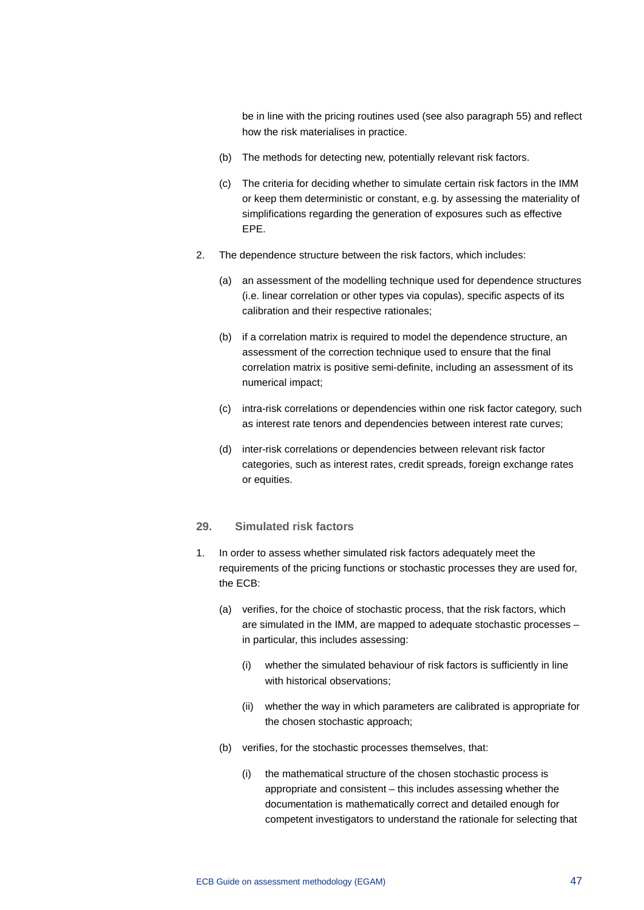be in line with the pricing routines used (see also paragraph 55) and reflect how the risk materialises in practice.

(b) The methods for detecting new, potentially relevant risk factors.

(c) The criteria for deciding whether to simulate certain risk factors in the IMM or keep them deterministic or constant, e.g. by assessing the materiality of simplifications regarding the generation of exposures such as effective EPE.

2. The dependence structure between the risk factors, which includes:

   (a) an assessment of the modelling technique used for dependence structures (i.e. linear correlation or other types via copulas), specific aspects of its calibration and their respective rationales;

   (b) if a correlation matrix is required to model the dependence structure, an assessment of the correction technique used to ensure that the final correlation matrix is positive semi-definite, including an assessment of its numerical impact;

   (c) intra-risk correlations or dependencies within one risk factor category, such as interest rate tenors and dependencies between interest rate curves;

   (d) inter-risk correlations or dependencies between relevant risk factor categories, such as interest rates, credit spreads, foreign exchange rates or equities.

### 29. Simulated risk factors

1. In order to assess whether simulated risk factors adequately meet the requirements of the pricing functions or stochastic processes they are used for, the ECB:

   (a) verifies, for the choice of stochastic process, that the risk factors, which are simulated in the IMM, are mapped to adequate stochastic processes – in particular, this includes assessing:

      (i) whether the simulated behaviour of risk factors is sufficiently in line with historical observations;

      (ii) whether the way in which parameters are calibrated is appropriate for the chosen stochastic approach;

   (b) verifies, for the stochastic processes themselves, that:

      (i) the mathematical structure of the chosen stochastic process is appropriate and consistent – this includes assessing whether the documentation is mathematically correct and detailed enough for competent investigators to understand the rationale for selecting that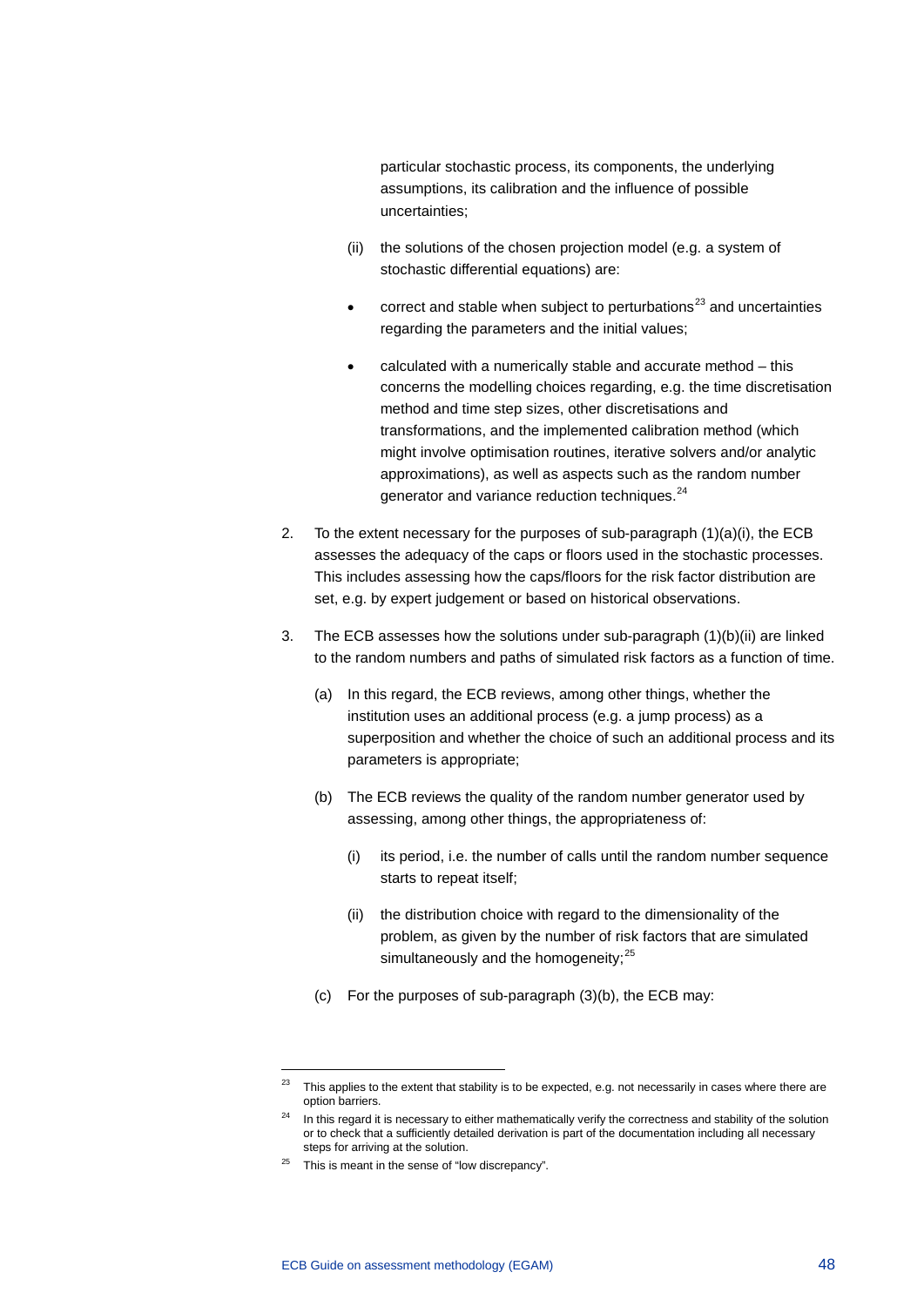particular stochastic process, its components, the underlying assumptions, its calibration and the influence of possible uncertainties;

(ii) the solutions of the chosen projection model (e.g. a system of stochastic differential equations) are:

- correct and stable when subject to perturbations[23] and uncertainties regarding the parameters and the initial values;
- calculated with a numerically stable and accurate method – this concerns the modelling choices regarding, e.g. the time discretisation method and time step sizes, other discretisations and transformations, and the implemented calibration method (which might involve optimisation routines, iterative solvers and/or analytic approximations), as well as aspects such as the random number generator and variance reduction techniques.[24]

2. To the extent necessary for the purposes of sub-paragraph (1)(a)(i), the ECB assesses the adequacy of the caps or floors used in the stochastic processes. This includes assessing how the caps/floors for the risk factor distribution are set, e.g. by expert judgement or based on historical observations.

3. The ECB assesses how the solutions under sub-paragraph (1)(b)(ii) are linked to the random numbers and paths of simulated risk factors as a function of time.

   (a) In this regard, the ECB reviews, among other things, whether the institution uses an additional process (e.g. a jump process) as a superposition and whether the choice of such an additional process and its parameters is appropriate;

   (b) The ECB reviews the quality of the random number generator used by assessing, among other things, the appropriateness of:

      (i) its period, i.e. the number of calls until the random number sequence starts to repeat itself;

      (ii) the distribution choice with regard to the dimensionality of the problem, as given by the number of risk factors that are simulated simultaneously and the homogeneity;[25]

   (c) For the purposes of sub-paragraph (3)(b), the ECB may:

---

[23] This applies to the extent that stability is to be expected, e.g. not necessarily in cases where there are option barriers.

[24] In this regard it is necessary to either mathematically verify the correctness and stability of the solution or to check that a sufficiently detailed derivation is part of the documentation including all necessary steps for arriving at the solution.

[25] This is meant in the sense of "low discrepancy".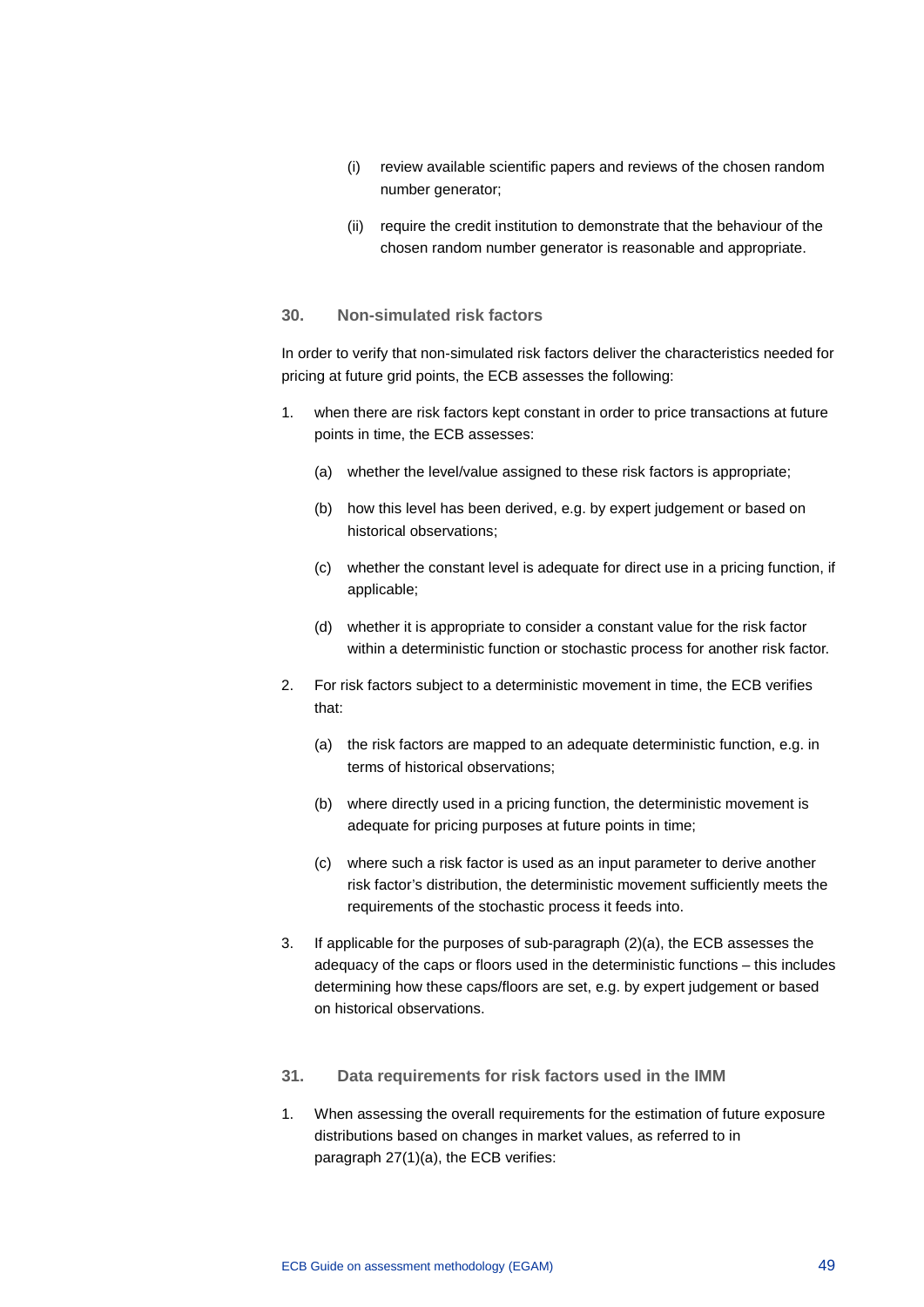(i) review available scientific papers and reviews of the chosen random number generator;

(ii) require the credit institution to demonstrate that the behaviour of the chosen random number generator is reasonable and appropriate.

### 30. Non-simulated risk factors

In order to verify that non-simulated risk factors deliver the characteristics needed for pricing at future grid points, the ECB assesses the following:

1. when there are risk factors kept constant in order to price transactions at future points in time, the ECB assesses:

   (a) whether the level/value assigned to these risk factors is appropriate;

   (b) how this level has been derived, e.g. by expert judgement or based on historical observations;

   (c) whether the constant level is adequate for direct use in a pricing function, if applicable;

   (d) whether it is appropriate to consider a constant value for the risk factor within a deterministic function or stochastic process for another risk factor.

2. For risk factors subject to a deterministic movement in time, the ECB verifies that:

   (a) the risk factors are mapped to an adequate deterministic function, e.g. in terms of historical observations;

   (b) where directly used in a pricing function, the deterministic movement is adequate for pricing purposes at future points in time;

   (c) where such a risk factor is used as an input parameter to derive another risk factor's distribution, the deterministic movement sufficiently meets the requirements of the stochastic process it feeds into.

3. If applicable for the purposes of sub-paragraph (2)(a), the ECB assesses the adequacy of the caps or floors used in the deterministic functions – this includes determining how these caps/floors are set, e.g. by expert judgement or based on historical observations.

### 31. Data requirements for risk factors used in the IMM

1. When assessing the overall requirements for the estimation of future exposure distributions based on changes in market values, as referred to in paragraph 27(1)(a), the ECB verifies: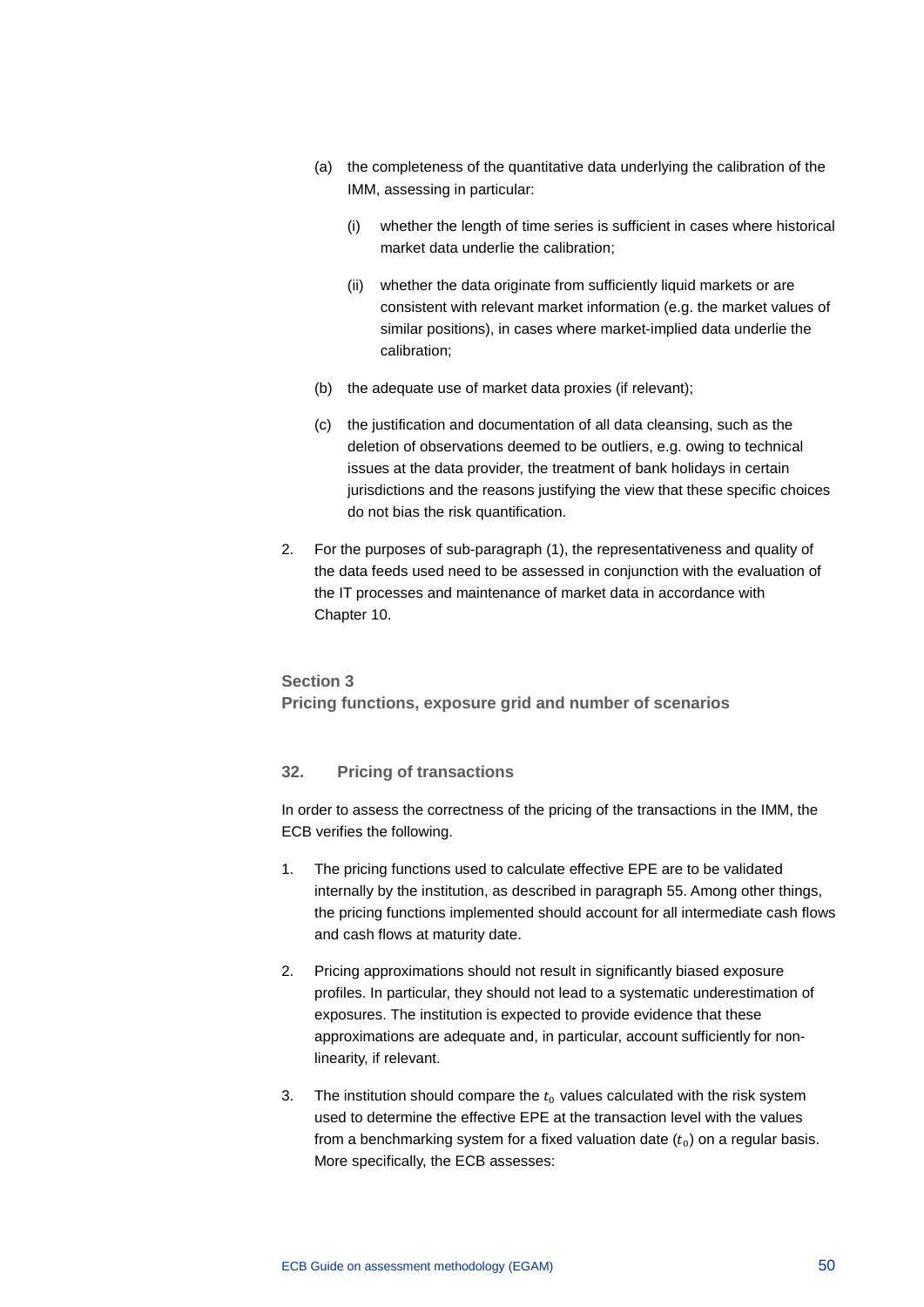(a) the completeness of the quantitative data underlying the calibration of the IMM, assessing in particular:

   (i) whether the length of time series is sufficient in cases where historical market data underlie the calibration;

   (ii) whether the data originate from sufficiently liquid markets or are consistent with relevant market information (e.g. the market values of similar positions), in cases where market-implied data underlie the calibration;

(b) the adequate use of market data proxies (if relevant);

(c) the justification and documentation of all data cleansing, such as the deletion of observations deemed to be outliers, e.g. owing to technical issues at the data provider, the treatment of bank holidays in certain jurisdictions and the reasons justifying the view that these specific choices do not bias the risk quantification.

2. For the purposes of sub-paragraph (1), the representativeness and quality of the data feeds used need to be assessed in conjunction with the evaluation of the IT processes and maintenance of market data in accordance with Chapter 10.

## Section 3
## Pricing functions, exposure grid and number of scenarios

### 32. Pricing of transactions

In order to assess the correctness of the pricing of the transactions in the IMM, the ECB verifies the following.

1. The pricing functions used to calculate effective EPE are to be validated internally by the institution, as described in paragraph 55. Among other things, the pricing functions implemented should account for all intermediate cash flows and cash flows at maturity date.

2. Pricing approximations should not result in significantly biased exposure profiles. In particular, they should not lead to a systematic underestimation of exposures. The institution is expected to provide evidence that these approximations are adequate and, in particular, account sufficiently for non-linearity, if relevant.

3. The institution should compare the $t_0$ values calculated with the risk system used to determine the effective EPE at the transaction level with the values from a benchmarking system for a fixed valuation date ($t_0$) on a regular basis. More specifically, the ECB assesses: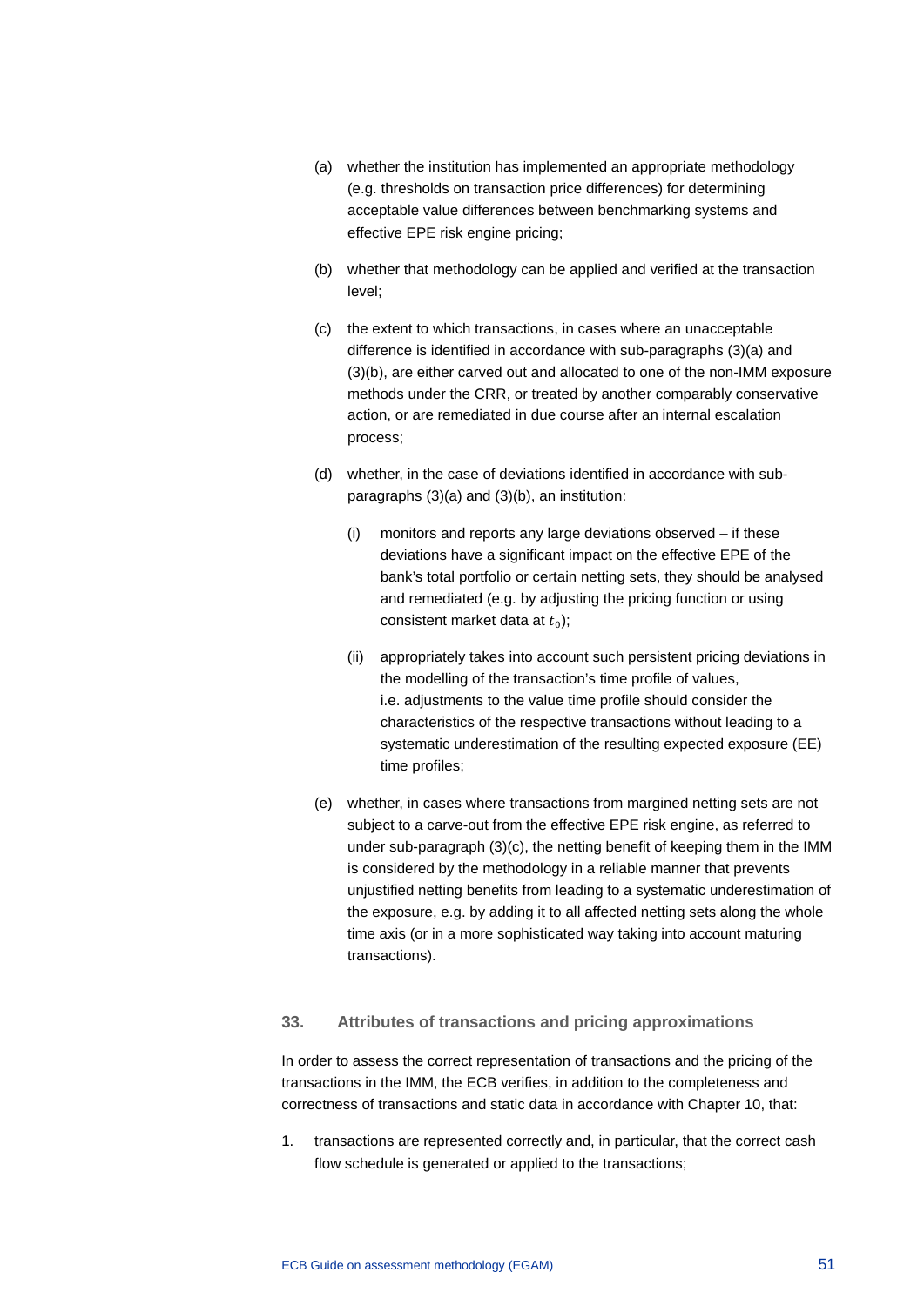(a) whether the institution has implemented an appropriate methodology (e.g. thresholds on transaction price differences) for determining acceptable value differences between benchmarking systems and effective EPE risk engine pricing;

(b) whether that methodology can be applied and verified at the transaction level;

(c) the extent to which transactions, in cases where an unacceptable difference is identified in accordance with sub-paragraphs (3)(a) and (3)(b), are either carved out and allocated to one of the non-IMM exposure methods under the CRR, or treated by another comparably conservative action, or are remediated in due course after an internal escalation process;

(d) whether, in the case of deviations identified in accordance with sub-paragraphs (3)(a) and (3)(b), an institution:

   (i) monitors and reports any large deviations observed – if these deviations have a significant impact on the effective EPE of the bank's total portfolio or certain netting sets, they should be analysed and remediated (e.g. by adjusting the pricing function or using consistent market data at $t_0$);

   (ii) appropriately takes into account such persistent pricing deviations in the modelling of the transaction's time profile of values, i.e. adjustments to the value time profile should consider the characteristics of the respective transactions without leading to a systematic underestimation of the resulting expected exposure (EE) time profiles;

(e) whether, in cases where transactions from margined netting sets are not subject to a carve-out from the effective EPE risk engine, as referred to under sub-paragraph (3)(c), the netting benefit of keeping them in the IMM is considered by the methodology in a reliable manner that prevents unjustified netting benefits from leading to a systematic underestimation of the exposure, e.g. by adding it to all affected netting sets along the whole time axis (or in a more sophisticated way taking into account maturing transactions).

## 33. Attributes of transactions and pricing approximations

In order to assess the correct representation of transactions and the pricing of the transactions in the IMM, the ECB verifies, in addition to the completeness and correctness of transactions and static data in accordance with Chapter 10, that:

1. transactions are represented correctly and, in particular, that the correct cash flow schedule is generated or applied to the transactions;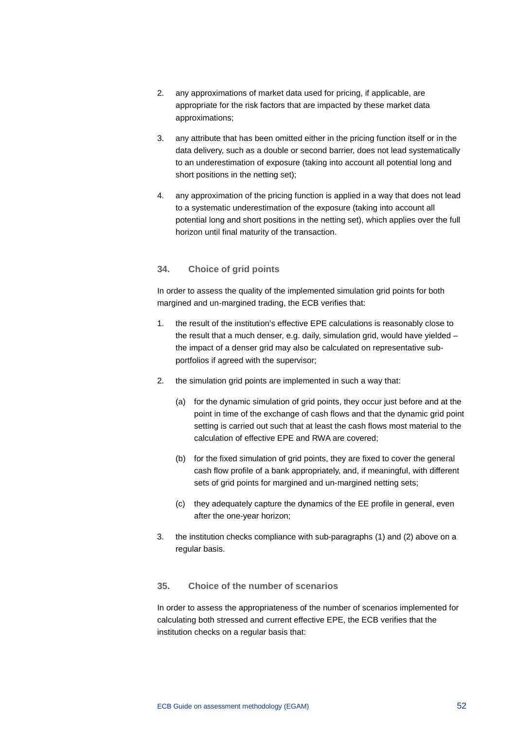2. any approximations of market data used for pricing, if applicable, are appropriate for the risk factors that are impacted by these market data approximations;
3. any attribute that has been omitted either in the pricing function itself or in the data delivery, such as a double or second barrier, does not lead systematically to an underestimation of exposure (taking into account all potential long and short positions in the netting set);
4. any approximation of the pricing function is applied in a way that does not lead to a systematic underestimation of the exposure (taking into account all potential long and short positions in the netting set), which applies over the full horizon until final maturity of the transaction.

### 34. Choice of grid points

In order to assess the quality of the implemented simulation grid points for both margined and un-margined trading, the ECB verifies that:

1. the result of the institution's effective EPE calculations is reasonably close to the result that a much denser, e.g. daily, simulation grid, would have yielded – the impact of a denser grid may also be calculated on representative sub-portfolios if agreed with the supervisor;
2. the simulation grid points are implemented in such a way that:
   (a) for the dynamic simulation of grid points, they occur just before and at the point in time of the exchange of cash flows and that the dynamic grid point setting is carried out such that at least the cash flows most material to the calculation of effective EPE and RWA are covered;
   (b) for the fixed simulation of grid points, they are fixed to cover the general cash flow profile of a bank appropriately, and, if meaningful, with different sets of grid points for margined and un-margined netting sets;
   (c) they adequately capture the dynamics of the EE profile in general, even after the one-year horizon;
3. the institution checks compliance with sub-paragraphs (1) and (2) above on a regular basis.

### 35. Choice of the number of scenarios

In order to assess the appropriateness of the number of scenarios implemented for calculating both stressed and current effective EPE, the ECB verifies that the institution checks on a regular basis that: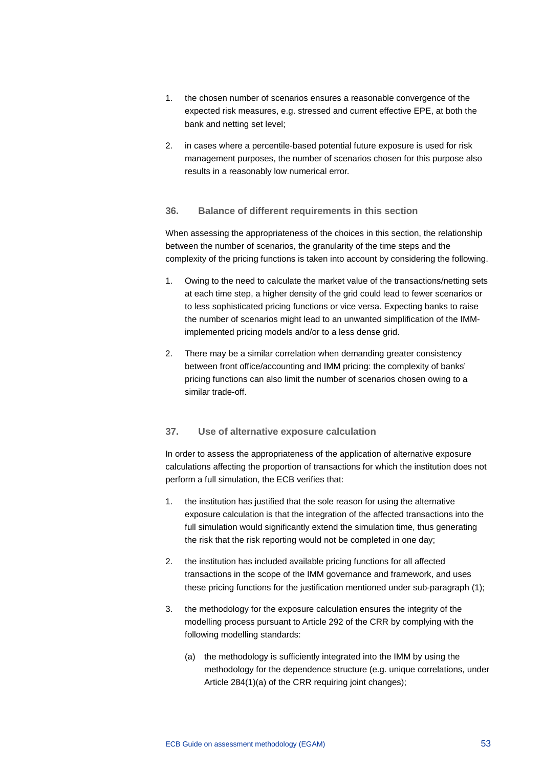1. the chosen number of scenarios ensures a reasonable convergence of the expected risk measures, e.g. stressed and current effective EPE, at both the bank and netting set level;
2. in cases where a percentile-based potential future exposure is used for risk management purposes, the number of scenarios chosen for this purpose also results in a reasonably low numerical error.

### 36. Balance of different requirements in this section

When assessing the appropriateness of the choices in this section, the relationship between the number of scenarios, the granularity of the time steps and the complexity of the pricing functions is taken into account by considering the following.

1. Owing to the need to calculate the market value of the transactions/netting sets at each time step, a higher density of the grid could lead to fewer scenarios or to less sophisticated pricing functions or vice versa. Expecting banks to raise the number of scenarios might lead to an unwanted simplification of the IMM-implemented pricing models and/or to a less dense grid.
2. There may be a similar correlation when demanding greater consistency between front office/accounting and IMM pricing: the complexity of banks' pricing functions can also limit the number of scenarios chosen owing to a similar trade-off.

### 37. Use of alternative exposure calculation

In order to assess the appropriateness of the application of alternative exposure calculations affecting the proportion of transactions for which the institution does not perform a full simulation, the ECB verifies that:

1. the institution has justified that the sole reason for using the alternative exposure calculation is that the integration of the affected transactions into the full simulation would significantly extend the simulation time, thus generating the risk that the risk reporting would not be completed in one day;
2. the institution has included available pricing functions for all affected transactions in the scope of the IMM governance and framework, and uses these pricing functions for the justification mentioned under sub-paragraph (1);
3. the methodology for the exposure calculation ensures the integrity of the modelling process pursuant to Article 292 of the CRR by complying with the following modelling standards:
   (a) the methodology is sufficiently integrated into the IMM by using the methodology for the dependence structure (e.g. unique correlations, under Article 284(1)(a) of the CRR requiring joint changes);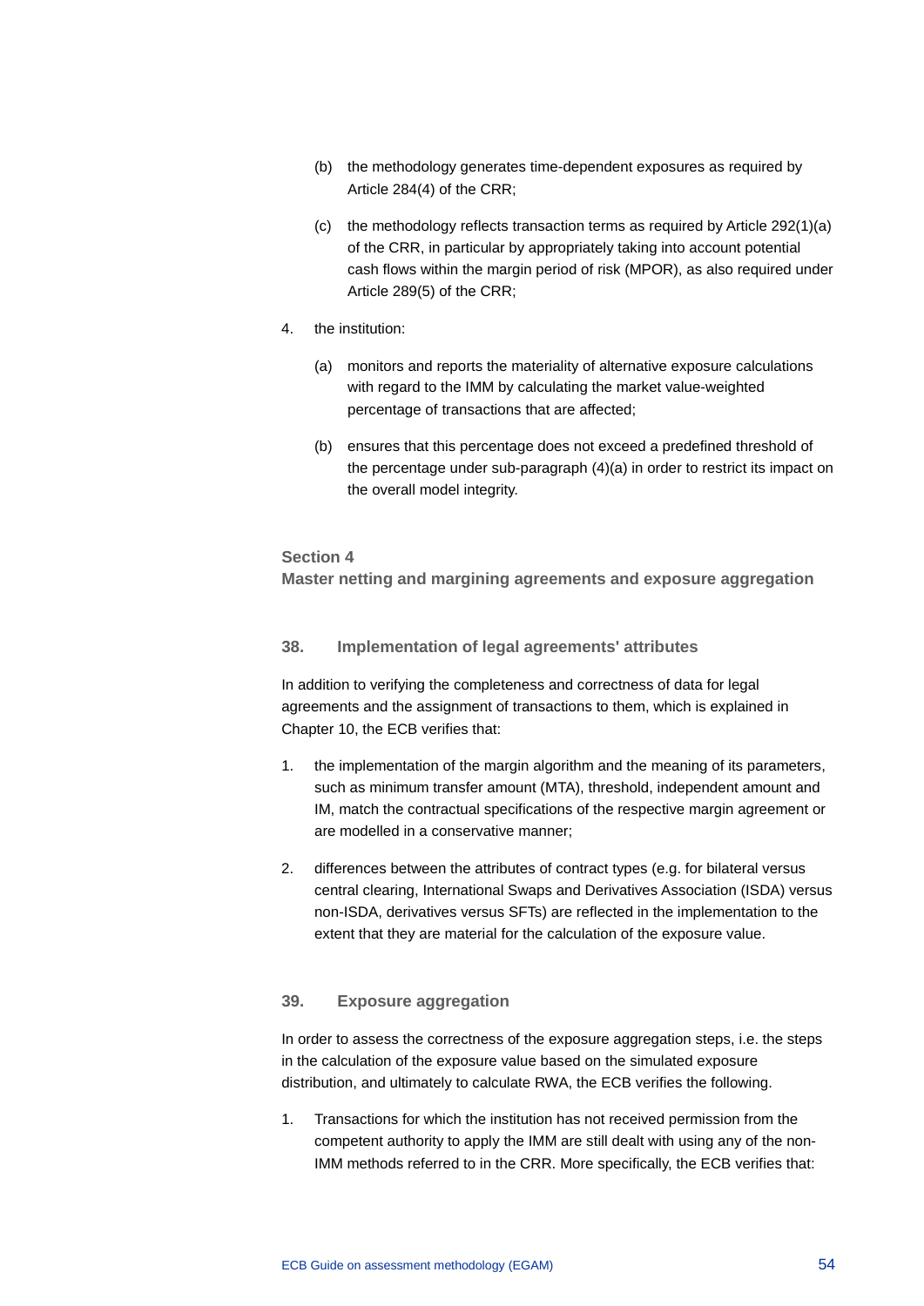(b) the methodology generates time-dependent exposures as required by Article 284(4) of the CRR;

(c) the methodology reflects transaction terms as required by Article 292(1)(a) of the CRR, in particular by appropriately taking into account potential cash flows within the margin period of risk (MPOR), as also required under Article 289(5) of the CRR;

4. the institution:

   (a) monitors and reports the materiality of alternative exposure calculations with regard to the IMM by calculating the market value-weighted percentage of transactions that are affected;

   (b) ensures that this percentage does not exceed a predefined threshold of the percentage under sub-paragraph (4)(a) in order to restrict its impact on the overall model integrity.

## Section 4
## Master netting and margining agreements and exposure aggregation

### 38. Implementation of legal agreements' attributes

In addition to verifying the completeness and correctness of data for legal agreements and the assignment of transactions to them, which is explained in Chapter 10, the ECB verifies that:

1. the implementation of the margin algorithm and the meaning of its parameters, such as minimum transfer amount (MTA), threshold, independent amount and IM, match the contractual specifications of the respective margin agreement or are modelled in a conservative manner;
2. differences between the attributes of contract types (e.g. for bilateral versus central clearing, International Swaps and Derivatives Association (ISDA) versus non-ISDA, derivatives versus SFTs) are reflected in the implementation to the extent that they are material for the calculation of the exposure value.

### 39. Exposure aggregation

In order to assess the correctness of the exposure aggregation steps, i.e. the steps in the calculation of the exposure value based on the simulated exposure distribution, and ultimately to calculate RWA, the ECB verifies the following.

1. Transactions for which the institution has not received permission from the competent authority to apply the IMM are still dealt with using any of the non-IMM methods referred to in the CRR. More specifically, the ECB verifies that: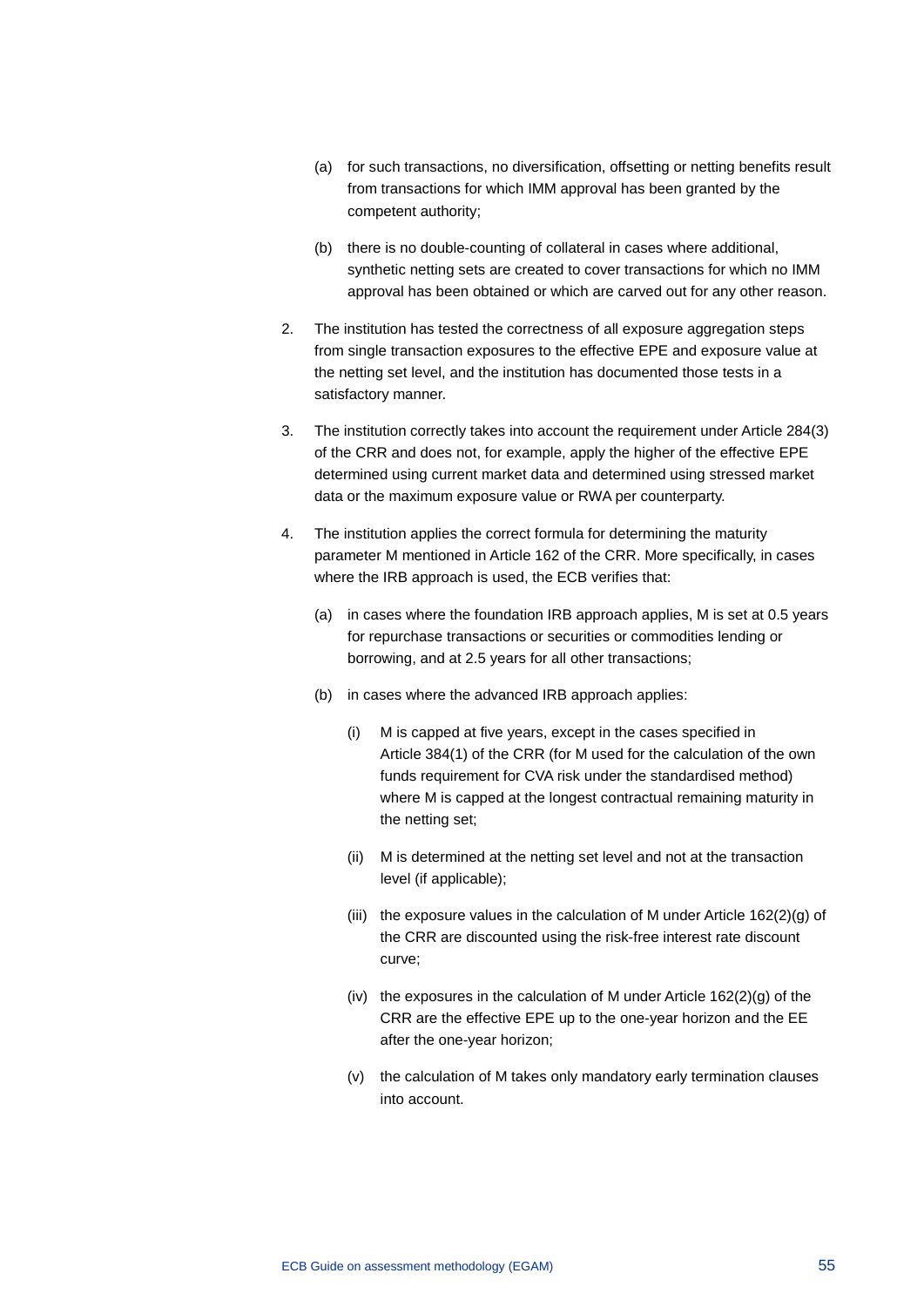(a) for such transactions, no diversification, offsetting or netting benefits result from transactions for which IMM approval has been granted by the competent authority;

(b) there is no double-counting of collateral in cases where additional, synthetic netting sets are created to cover transactions for which no IMM approval has been obtained or which are carved out for any other reason.

2. The institution has tested the correctness of all exposure aggregation steps from single transaction exposures to the effective EPE and exposure value at the netting set level, and the institution has documented those tests in a satisfactory manner.

3. The institution correctly takes into account the requirement under Article 284(3) of the CRR and does not, for example, apply the higher of the effective EPE determined using current market data and determined using stressed market data or the maximum exposure value or RWA per counterparty.

4. The institution applies the correct formula for determining the maturity parameter M mentioned in Article 162 of the CRR. More specifically, in cases where the IRB approach is used, the ECB verifies that:

   (a) in cases where the foundation IRB approach applies, M is set at 0.5 years for repurchase transactions or securities or commodities lending or borrowing, and at 2.5 years for all other transactions;

   (b) in cases where the advanced IRB approach applies:

      (i) M is capped at five years, except in the cases specified in Article 384(1) of the CRR (for M used for the calculation of the own funds requirement for CVA risk under the standardised method) where M is capped at the longest contractual remaining maturity in the netting set;

      (ii) M is determined at the netting set level and not at the transaction level (if applicable);

      (iii) the exposure values in the calculation of M under Article 162(2)(g) of the CRR are discounted using the risk-free interest rate discount curve;

      (iv) the exposures in the calculation of M under Article 162(2)(g) of the CRR are the effective EPE up to the one-year horizon and the EE after the one-year horizon;

      (v) the calculation of M takes only mandatory early termination clauses into account.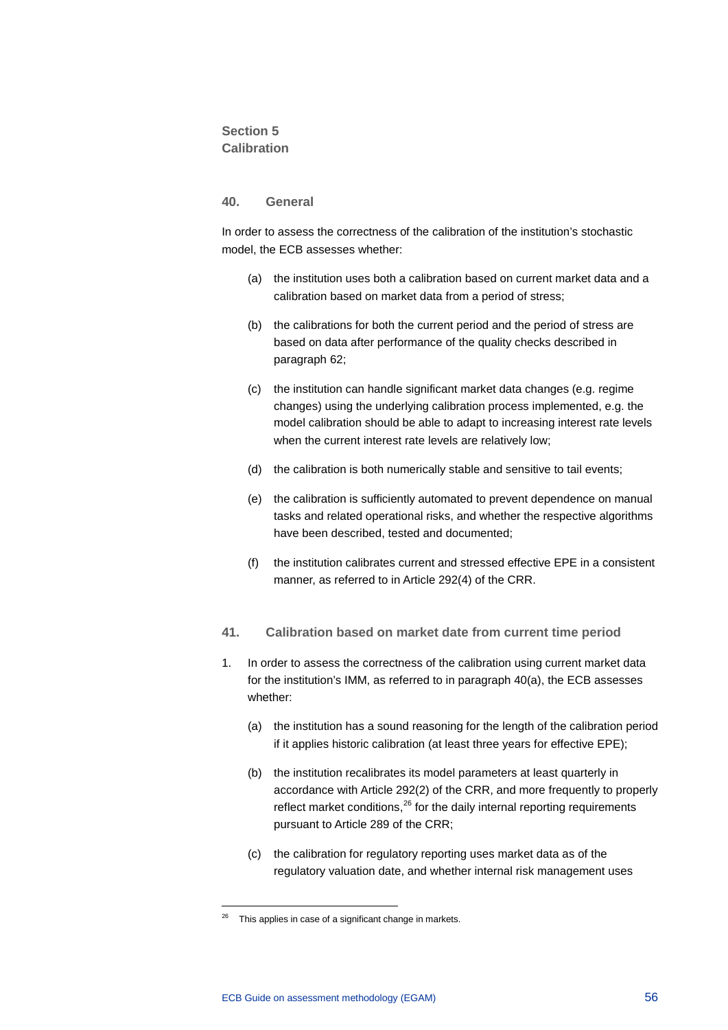## Section 5 Calibration

### 40. General

In order to assess the correctness of the calibration of the institution's stochastic model, the ECB assesses whether:

(a) the institution uses both a calibration based on current market data and a calibration based on market data from a period of stress;

(b) the calibrations for both the current period and the period of stress are based on data after performance of the quality checks described in paragraph 62;

(c) the institution can handle significant market data changes (e.g. regime changes) using the underlying calibration process implemented, e.g. the model calibration should be able to adapt to increasing interest rate levels when the current interest rate levels are relatively low;

(d) the calibration is both numerically stable and sensitive to tail events;

(e) the calibration is sufficiently automated to prevent dependence on manual tasks and related operational risks, and whether the respective algorithms have been described, tested and documented;

(f) the institution calibrates current and stressed effective EPE in a consistent manner, as referred to in Article 292(4) of the CRR.

### 41. Calibration based on market date from current time period

1. In order to assess the correctness of the calibration using current market data for the institution's IMM, as referred to in paragraph 40(a), the ECB assesses whether:

   (a) the institution has a sound reasoning for the length of the calibration period if it applies historic calibration (at least three years for effective EPE);

   (b) the institution recalibrates its model parameters at least quarterly in accordance with Article 292(2) of the CRR, and more frequently to properly reflect market conditions,[26] for the daily internal reporting requirements pursuant to Article 289 of the CRR;

   (c) the calibration for regulatory reporting uses market data as of the regulatory valuation date, and whether internal risk management uses

[26] This applies in case of a significant change in markets.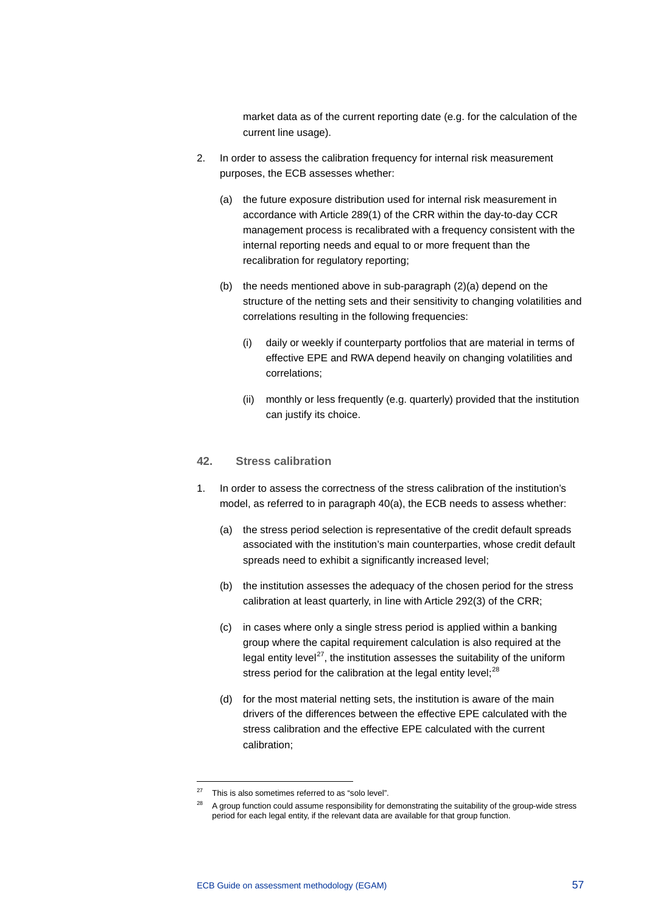market data as of the current reporting date (e.g. for the calculation of the current line usage).

2. In order to assess the calibration frequency for internal risk measurement purposes, the ECB assesses whether:

   (a) the future exposure distribution used for internal risk measurement in accordance with Article 289(1) of the CRR within the day-to-day CCR management process is recalibrated with a frequency consistent with the internal reporting needs and equal to or more frequent than the recalibration for regulatory reporting;

   (b) the needs mentioned above in sub-paragraph (2)(a) depend on the structure of the netting sets and their sensitivity to changing volatilities and correlations resulting in the following frequencies:

      (i) daily or weekly if counterparty portfolios that are material in terms of effective EPE and RWA depend heavily on changing volatilities and correlations;

      (ii) monthly or less frequently (e.g. quarterly) provided that the institution can justify its choice.

### 42. Stress calibration

1. In order to assess the correctness of the stress calibration of the institution's model, as referred to in paragraph 40(a), the ECB needs to assess whether:

   (a) the stress period selection is representative of the credit default spreads associated with the institution's main counterparties, whose credit default spreads need to exhibit a significantly increased level;

   (b) the institution assesses the adequacy of the chosen period for the stress calibration at least quarterly, in line with Article 292(3) of the CRR;

   (c) in cases where only a single stress period is applied within a banking group where the capital requirement calculation is also required at the legal entity level[27], the institution assesses the suitability of the uniform stress period for the calibration at the legal entity level;[28]

   (d) for the most material netting sets, the institution is aware of the main drivers of the differences between the effective EPE calculated with the stress calibration and the effective EPE calculated with the current calibration;

---

[27] This is also sometimes referred to as "solo level".

[28] A group function could assume responsibility for demonstrating the suitability of the group-wide stress period for each legal entity, if the relevant data are available for that group function.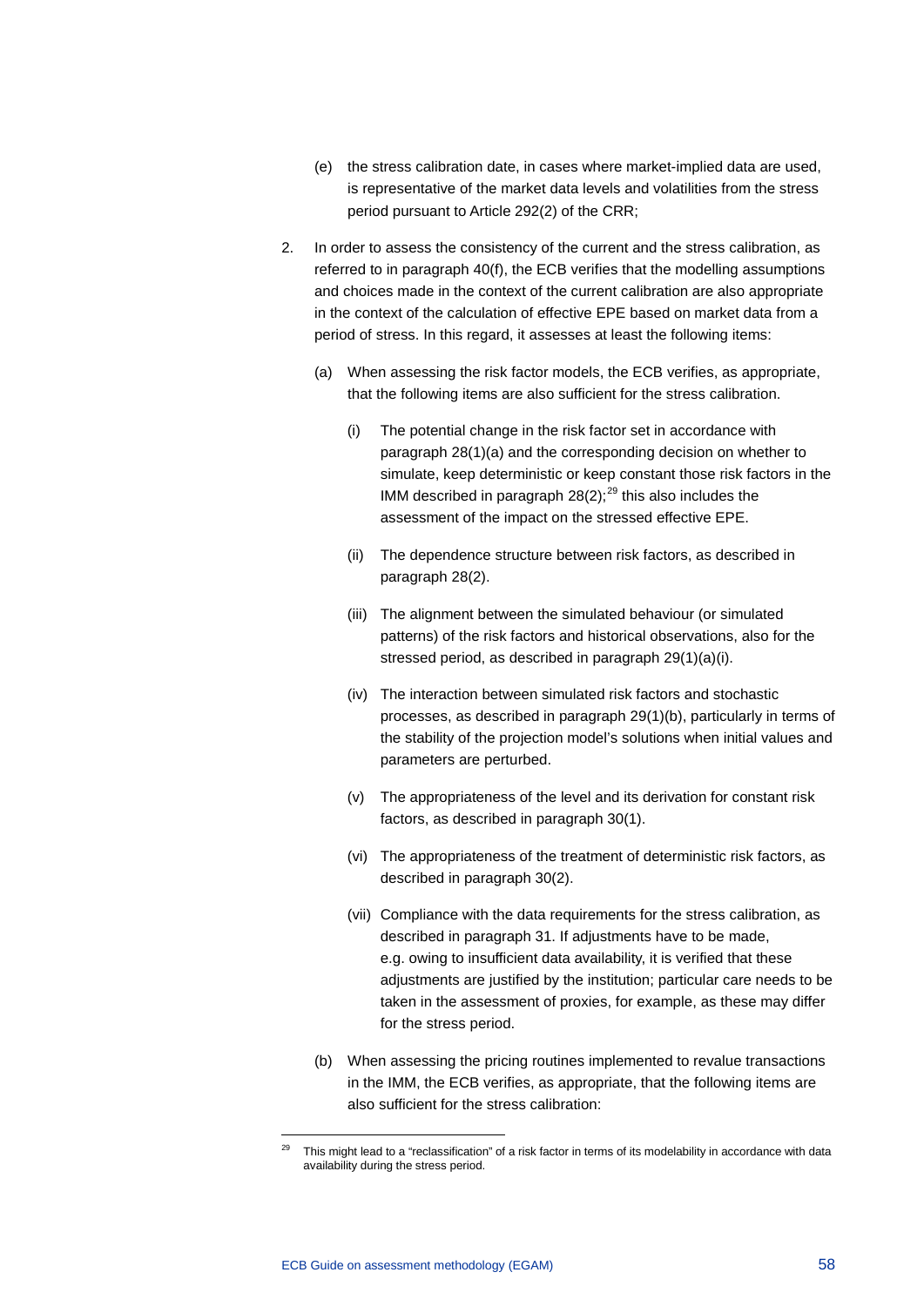(e) the stress calibration date, in cases where market-implied data are used, is representative of the market data levels and volatilities from the stress period pursuant to Article 292(2) of the CRR;

2. In order to assess the consistency of the current and the stress calibration, as referred to in paragraph 40(f), the ECB verifies that the modelling assumptions and choices made in the context of the current calibration are also appropriate in the context of the calculation of effective EPE based on market data from a period of stress. In this regard, it assesses at least the following items:

   (a) When assessing the risk factor models, the ECB verifies, as appropriate, that the following items are also sufficient for the stress calibration.

      (i) The potential change in the risk factor set in accordance with paragraph 28(1)(a) and the corresponding decision on whether to simulate, keep deterministic or keep constant those risk factors in the IMM described in paragraph 28(2);[29] this also includes the assessment of the impact on the stressed effective EPE.

      (ii) The dependence structure between risk factors, as described in paragraph 28(2).

      (iii) The alignment between the simulated behaviour (or simulated patterns) of the risk factors and historical observations, also for the stressed period, as described in paragraph 29(1)(a)(i).

      (iv) The interaction between simulated risk factors and stochastic processes, as described in paragraph 29(1)(b), particularly in terms of the stability of the projection model's solutions when initial values and parameters are perturbed.

      (v) The appropriateness of the level and its derivation for constant risk factors, as described in paragraph 30(1).

      (vi) The appropriateness of the treatment of deterministic risk factors, as described in paragraph 30(2).

      (vii) Compliance with the data requirements for the stress calibration, as described in paragraph 31. If adjustments have to be made, e.g. owing to insufficient data availability, it is verified that these adjustments are justified by the institution; particular care needs to be taken in the assessment of proxies, for example, as these may differ for the stress period.

   (b) When assessing the pricing routines implemented to revalue transactions in the IMM, the ECB verifies, as appropriate, that the following items are also sufficient for the stress calibration:

[29] This might lead to a "reclassification" of a risk factor in terms of its modelability in accordance with data availability during the stress period.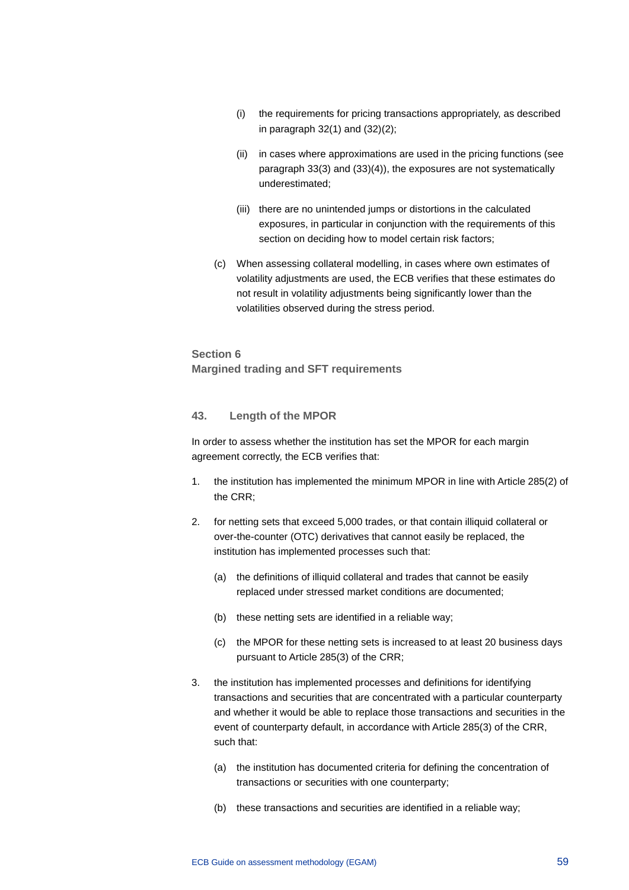(i) the requirements for pricing transactions appropriately, as described in paragraph 32(1) and (32)(2);

(ii) in cases where approximations are used in the pricing functions (see paragraph 33(3) and (33)(4)), the exposures are not systematically underestimated;

(iii) there are no unintended jumps or distortions in the calculated exposures, in particular in conjunction with the requirements of this section on deciding how to model certain risk factors;

(c) When assessing collateral modelling, in cases where own estimates of volatility adjustments are used, the ECB verifies that these estimates do not result in volatility adjustments being significantly lower than the volatilities observed during the stress period.

## Section 6
## Margined trading and SFT requirements

### 43. Length of the MPOR

In order to assess whether the institution has set the MPOR for each margin agreement correctly, the ECB verifies that:

1. the institution has implemented the minimum MPOR in line with Article 285(2) of the CRR;
2. for netting sets that exceed 5,000 trades, or that contain illiquid collateral or over-the-counter (OTC) derivatives that cannot easily be replaced, the institution has implemented processes such that:
   (a) the definitions of illiquid collateral and trades that cannot be easily replaced under stressed market conditions are documented;
   (b) these netting sets are identified in a reliable way;
   (c) the MPOR for these netting sets is increased to at least 20 business days pursuant to Article 285(3) of the CRR;
3. the institution has implemented processes and definitions for identifying transactions and securities that are concentrated with a particular counterparty and whether it would be able to replace those transactions and securities in the event of counterparty default, in accordance with Article 285(3) of the CRR, such that:
   (a) the institution has documented criteria for defining the concentration of transactions or securities with one counterparty;
   (b) these transactions and securities are identified in a reliable way;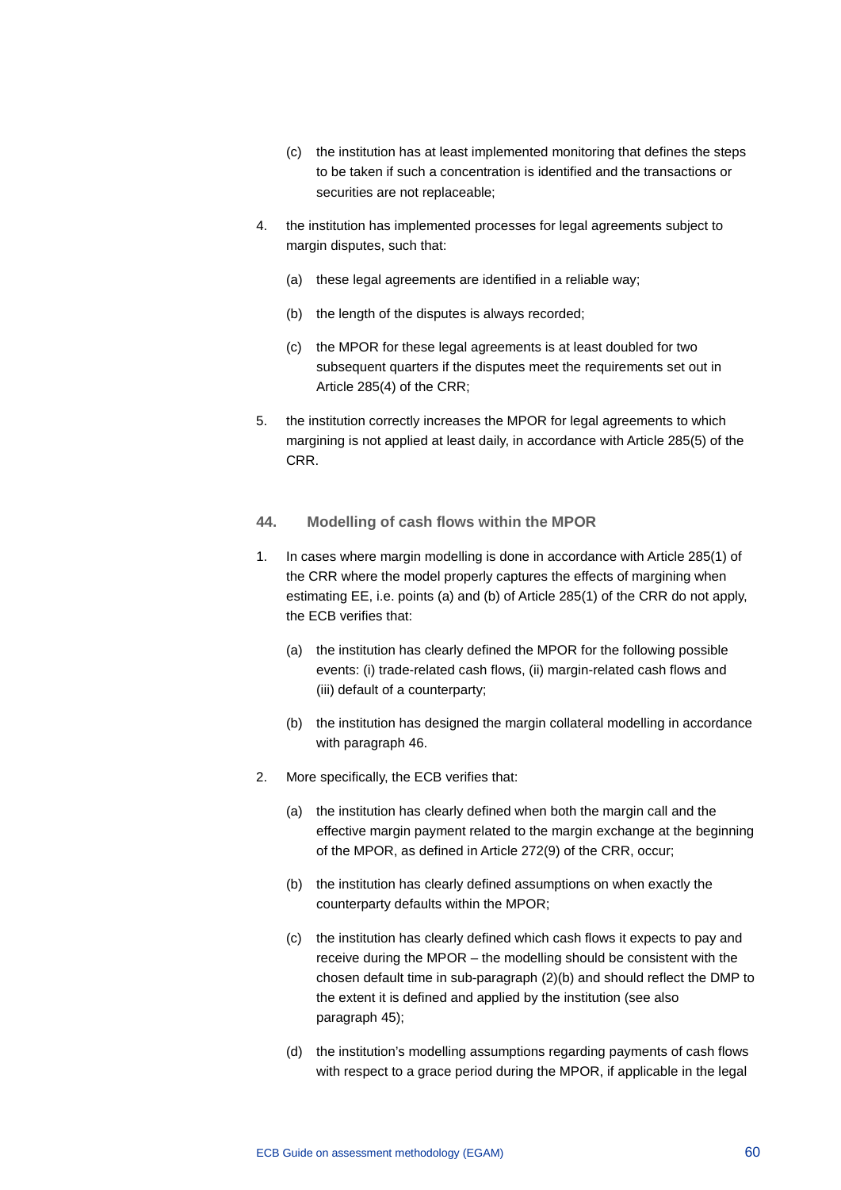(c) the institution has at least implemented monitoring that defines the steps to be taken if such a concentration is identified and the transactions or securities are not replaceable;

4. the institution has implemented processes for legal agreements subject to margin disputes, such that:

   (a) these legal agreements are identified in a reliable way;

   (b) the length of the disputes is always recorded;

   (c) the MPOR for these legal agreements is at least doubled for two subsequent quarters if the disputes meet the requirements set out in Article 285(4) of the CRR;

5. the institution correctly increases the MPOR for legal agreements to which margining is not applied at least daily, in accordance with Article 285(5) of the CRR.

### 44. Modelling of cash flows within the MPOR

1. In cases where margin modelling is done in accordance with Article 285(1) of the CRR where the model properly captures the effects of margining when estimating EE, i.e. points (a) and (b) of Article 285(1) of the CRR do not apply, the ECB verifies that:

   (a) the institution has clearly defined the MPOR for the following possible events: (i) trade-related cash flows, (ii) margin-related cash flows and (iii) default of a counterparty;

   (b) the institution has designed the margin collateral modelling in accordance with paragraph 46.

2. More specifically, the ECB verifies that:

   (a) the institution has clearly defined when both the margin call and the effective margin payment related to the margin exchange at the beginning of the MPOR, as defined in Article 272(9) of the CRR, occur;

   (b) the institution has clearly defined assumptions on when exactly the counterparty defaults within the MPOR;

   (c) the institution has clearly defined which cash flows it expects to pay and receive during the MPOR – the modelling should be consistent with the chosen default time in sub-paragraph (2)(b) and should reflect the DMP to the extent it is defined and applied by the institution (see also paragraph 45);

   (d) the institution's modelling assumptions regarding payments of cash flows with respect to a grace period during the MPOR, if applicable in the legal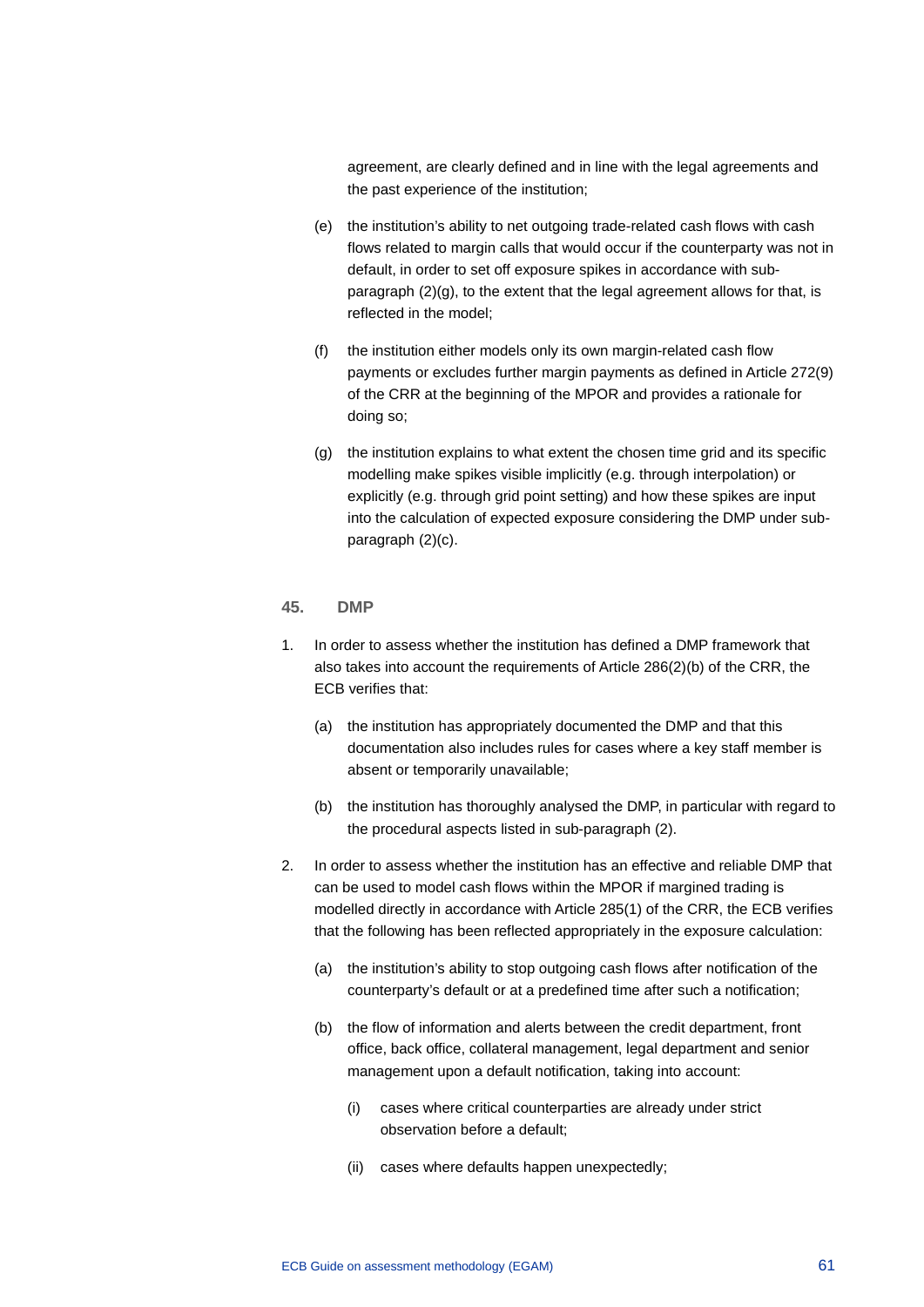agreement, are clearly defined and in line with the legal agreements and the past experience of the institution;

(e) the institution's ability to net outgoing trade-related cash flows with cash flows related to margin calls that would occur if the counterparty was not in default, in order to set off exposure spikes in accordance with sub-paragraph (2)(g), to the extent that the legal agreement allows for that, is reflected in the model;

(f) the institution either models only its own margin-related cash flow payments or excludes further margin payments as defined in Article 272(9) of the CRR at the beginning of the MPOR and provides a rationale for doing so;

(g) the institution explains to what extent the chosen time grid and its specific modelling make spikes visible implicitly (e.g. through interpolation) or explicitly (e.g. through grid point setting) and how these spikes are input into the calculation of expected exposure considering the DMP under sub-paragraph (2)(c).

## 45. DMP

1. In order to assess whether the institution has defined a DMP framework that also takes into account the requirements of Article 286(2)(b) of the CRR, the ECB verifies that:

   (a) the institution has appropriately documented the DMP and that this documentation also includes rules for cases where a key staff member is absent or temporarily unavailable;

   (b) the institution has thoroughly analysed the DMP, in particular with regard to the procedural aspects listed in sub-paragraph (2).

2. In order to assess whether the institution has an effective and reliable DMP that can be used to model cash flows within the MPOR if margined trading is modelled directly in accordance with Article 285(1) of the CRR, the ECB verifies that the following has been reflected appropriately in the exposure calculation:

   (a) the institution's ability to stop outgoing cash flows after notification of the counterparty's default or at a predefined time after such a notification;

   (b) the flow of information and alerts between the credit department, front office, back office, collateral management, legal department and senior management upon a default notification, taking into account:

      (i) cases where critical counterparties are already under strict observation before a default;

      (ii) cases where defaults happen unexpectedly;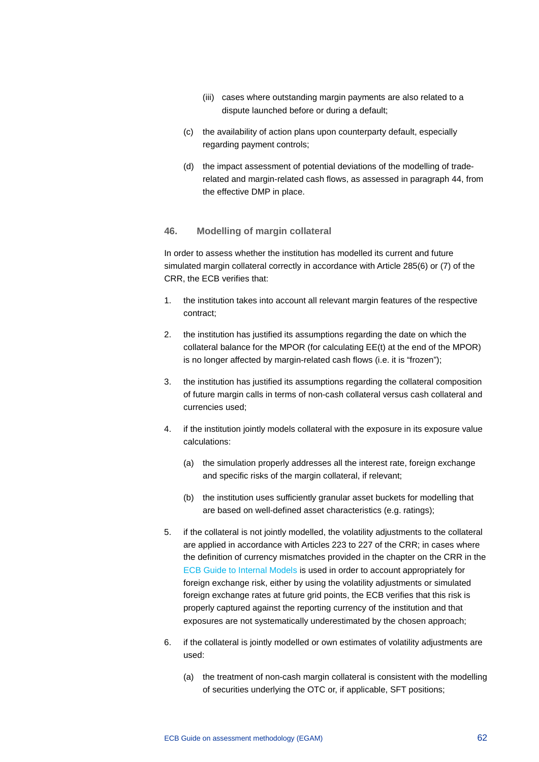(iii) cases where outstanding margin payments are also related to a dispute launched before or during a default;

(c) the availability of action plans upon counterparty default, especially regarding payment controls;

(d) the impact assessment of potential deviations of the modelling of trade-related and margin-related cash flows, as assessed in paragraph 44, from the effective DMP in place.

### 46. Modelling of margin collateral

In order to assess whether the institution has modelled its current and future simulated margin collateral correctly in accordance with Article 285(6) or (7) of the CRR, the ECB verifies that:

1. the institution takes into account all relevant margin features of the respective contract;
2. the institution has justified its assumptions regarding the date on which the collateral balance for the MPOR (for calculating EE(t) at the end of the MPOR) is no longer affected by margin-related cash flows (i.e. it is "frozen");
3. the institution has justified its assumptions regarding the collateral composition of future margin calls in terms of non-cash collateral versus cash collateral and currencies used;
4. if the institution jointly models collateral with the exposure in its exposure value calculations:
   (a) the simulation properly addresses all the interest rate, foreign exchange and specific risks of the margin collateral, if relevant;
   (b) the institution uses sufficiently granular asset buckets for modelling that are based on well-defined asset characteristics (e.g. ratings);
5. if the collateral is not jointly modelled, the volatility adjustments to the collateral are applied in accordance with Articles 223 to 227 of the CRR; in cases where the definition of currency mismatches provided in the chapter on the CRR in the ECB Guide to Internal Models is used in order to account appropriately for foreign exchange risk, either by using the volatility adjustments or simulated foreign exchange rates at future grid points, the ECB verifies that this risk is properly captured against the reporting currency of the institution and that exposures are not systematically underestimated by the chosen approach;
6. if the collateral is jointly modelled or own estimates of volatility adjustments are used:
   (a) the treatment of non-cash margin collateral is consistent with the modelling of securities underlying the OTC or, if applicable, SFT positions;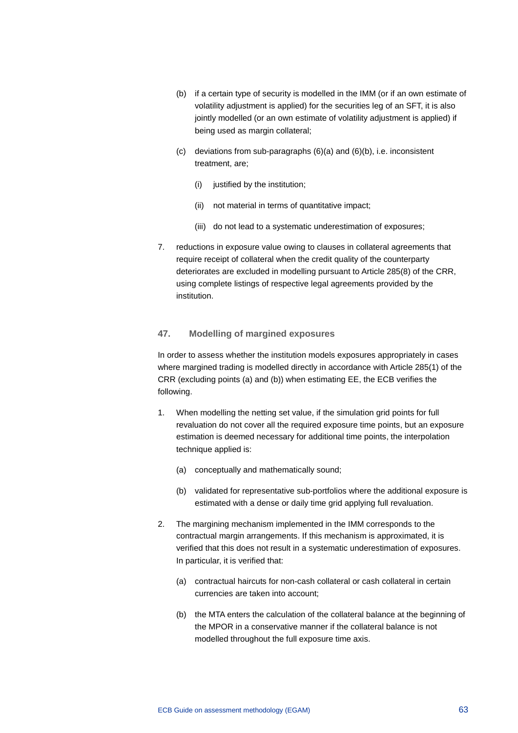(b) if a certain type of security is modelled in the IMM (or if an own estimate of volatility adjustment is applied) for the securities leg of an SFT, it is also jointly modelled (or an own estimate of volatility adjustment is applied) if being used as margin collateral;

(c) deviations from sub-paragraphs (6)(a) and (6)(b), i.e. inconsistent treatment, are;

   (i) justified by the institution;

   (ii) not material in terms of quantitative impact;

   (iii) do not lead to a systematic underestimation of exposures;

7. reductions in exposure value owing to clauses in collateral agreements that require receipt of collateral when the credit quality of the counterparty deteriorates are excluded in modelling pursuant to Article 285(8) of the CRR, using complete listings of respective legal agreements provided by the institution.

### 47. Modelling of margined exposures

In order to assess whether the institution models exposures appropriately in cases where margined trading is modelled directly in accordance with Article 285(1) of the CRR (excluding points (a) and (b)) when estimating EE, the ECB verifies the following.

1. When modelling the netting set value, if the simulation grid points for full revaluation do not cover all the required exposure time points, but an exposure estimation is deemed necessary for additional time points, the interpolation technique applied is:

   (a) conceptually and mathematically sound;

   (b) validated for representative sub-portfolios where the additional exposure is estimated with a dense or daily time grid applying full revaluation.

2. The margining mechanism implemented in the IMM corresponds to the contractual margin arrangements. If this mechanism is approximated, it is verified that this does not result in a systematic underestimation of exposures. In particular, it is verified that:

   (a) contractual haircuts for non-cash collateral or cash collateral in certain currencies are taken into account;

   (b) the MTA enters the calculation of the collateral balance at the beginning of the MPOR in a conservative manner if the collateral balance is not modelled throughout the full exposure time axis.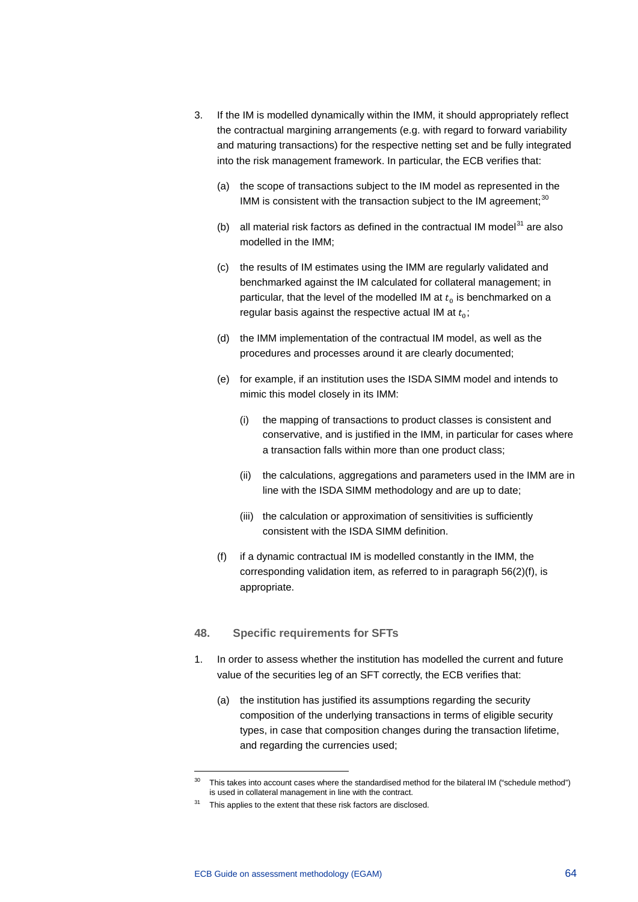3. If the IM is modelled dynamically within the IMM, it should appropriately reflect the contractual margining arrangements (e.g. with regard to forward variability and maturing transactions) for the respective netting set and be fully integrated into the risk management framework. In particular, the ECB verifies that:

   (a) the scope of transactions subject to the IM model as represented in the IMM is consistent with the transaction subject to the IM agreement;[30]

   (b) all material risk factors as defined in the contractual IM model[31] are also modelled in the IMM;

   (c) the results of IM estimates using the IMM are regularly validated and benchmarked against the IM calculated for collateral management; in particular, that the level of the modelled IM at $t_0$ is benchmarked on a regular basis against the respective actual IM at $t_0$;

   (d) the IMM implementation of the contractual IM model, as well as the procedures and processes around it are clearly documented;

   (e) for example, if an institution uses the ISDA SIMM model and intends to mimic this model closely in its IMM:

      (i) the mapping of transactions to product classes is consistent and conservative, and is justified in the IMM, in particular for cases where a transaction falls within more than one product class;

      (ii) the calculations, aggregations and parameters used in the IMM are in line with the ISDA SIMM methodology and are up to date;

      (iii) the calculation or approximation of sensitivities is sufficiently consistent with the ISDA SIMM definition.

   (f) if a dynamic contractual IM is modelled constantly in the IMM, the corresponding validation item, as referred to in paragraph 56(2)(f), is appropriate.

### 48. Specific requirements for SFTs

1. In order to assess whether the institution has modelled the current and future value of the securities leg of an SFT correctly, the ECB verifies that:

   (a) the institution has justified its assumptions regarding the security composition of the underlying transactions in terms of eligible security types, in case that composition changes during the transaction lifetime, and regarding the currencies used;

---

[30] This takes into account cases where the standardised method for the bilateral IM ("schedule method") is used in collateral management in line with the contract.

[31] This applies to the extent that these risk factors are disclosed.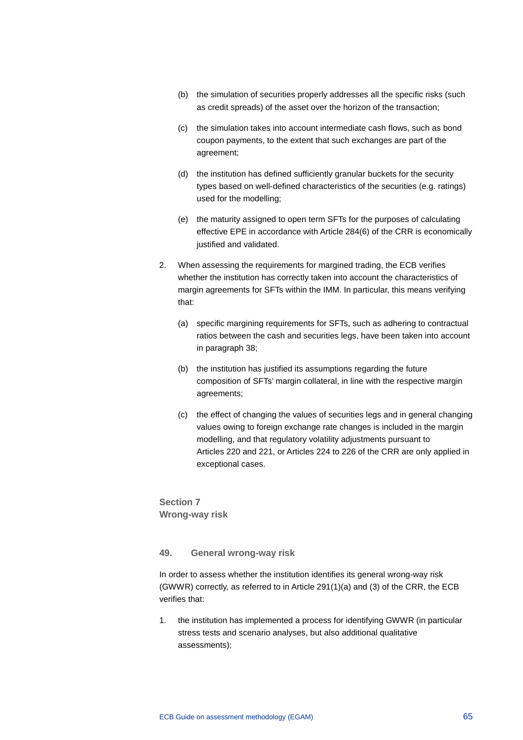(b) the simulation of securities properly addresses all the specific risks (such as credit spreads) of the asset over the horizon of the transaction;

(c) the simulation takes into account intermediate cash flows, such as bond coupon payments, to the extent that such exchanges are part of the agreement;

(d) the institution has defined sufficiently granular buckets for the security types based on well-defined characteristics of the securities (e.g. ratings) used for the modelling;

(e) the maturity assigned to open term SFTs for the purposes of calculating effective EPE in accordance with Article 284(6) of the CRR is economically justified and validated.

2. When assessing the requirements for margined trading, the ECB verifies whether the institution has correctly taken into account the characteristics of margin agreements for SFTs within the IMM. In particular, this means verifying that:

   (a) specific margining requirements for SFTs, such as adhering to contractual ratios between the cash and securities legs, have been taken into account in paragraph 38;

   (b) the institution has justified its assumptions regarding the future composition of SFTs' margin collateral, in line with the respective margin agreements;

   (c) the effect of changing the values of securities legs and in general changing values owing to foreign exchange rate changes is included in the margin modelling, and that regulatory volatility adjustments pursuant to Articles 220 and 221, or Articles 224 to 226 of the CRR are only applied in exceptional cases.

## Section 7 Wrong-way risk

### 49. General wrong-way risk

In order to assess whether the institution identifies its general wrong-way risk (GWWR) correctly, as referred to in Article 291(1)(a) and (3) of the CRR, the ECB verifies that:

1. the institution has implemented a process for identifying GWWR (in particular stress tests and scenario analyses, but also additional qualitative assessments);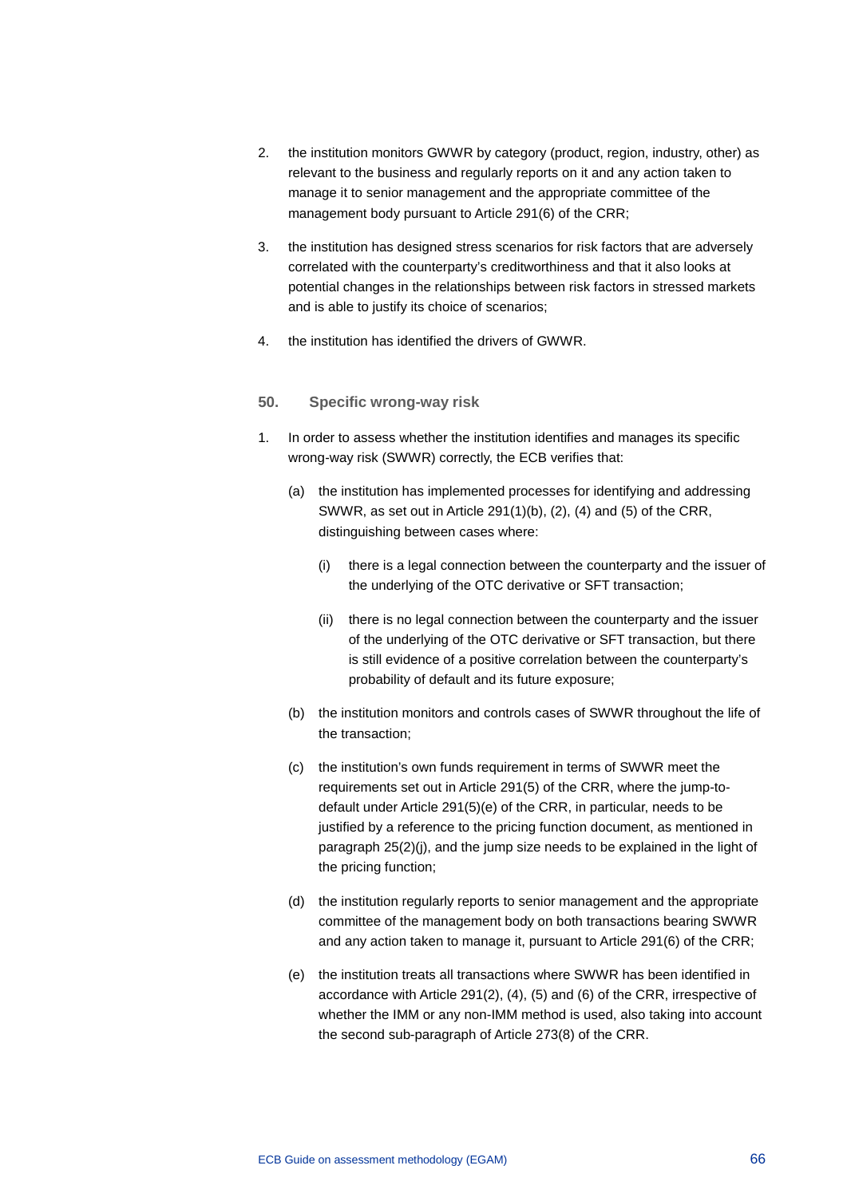2. the institution monitors GWWR by category (product, region, industry, other) as relevant to the business and regularly reports on it and any action taken to manage it to senior management and the appropriate committee of the management body pursuant to Article 291(6) of the CRR;

3. the institution has designed stress scenarios for risk factors that are adversely correlated with the counterparty's creditworthiness and that it also looks at potential changes in the relationships between risk factors in stressed markets and is able to justify its choice of scenarios;

4. the institution has identified the drivers of GWWR.

### 50. Specific wrong-way risk

1. In order to assess whether the institution identifies and manages its specific wrong-way risk (SWWR) correctly, the ECB verifies that:

   (a) the institution has implemented processes for identifying and addressing SWWR, as set out in Article 291(1)(b), (2), (4) and (5) of the CRR, distinguishing between cases where:

      (i) there is a legal connection between the counterparty and the issuer of the underlying of the OTC derivative or SFT transaction;

      (ii) there is no legal connection between the counterparty and the issuer of the underlying of the OTC derivative or SFT transaction, but there is still evidence of a positive correlation between the counterparty's probability of default and its future exposure;

   (b) the institution monitors and controls cases of SWWR throughout the life of the transaction;

   (c) the institution's own funds requirement in terms of SWWR meet the requirements set out in Article 291(5) of the CRR, where the jump-to-default under Article 291(5)(e) of the CRR, in particular, needs to be justified by a reference to the pricing function document, as mentioned in paragraph 25(2)(j), and the jump size needs to be explained in the light of the pricing function;

   (d) the institution regularly reports to senior management and the appropriate committee of the management body on both transactions bearing SWWR and any action taken to manage it, pursuant to Article 291(6) of the CRR;

   (e) the institution treats all transactions where SWWR has been identified in accordance with Article 291(2), (4), (5) and (6) of the CRR, irrespective of whether the IMM or any non-IMM method is used, also taking into account the second sub-paragraph of Article 273(8) of the CRR.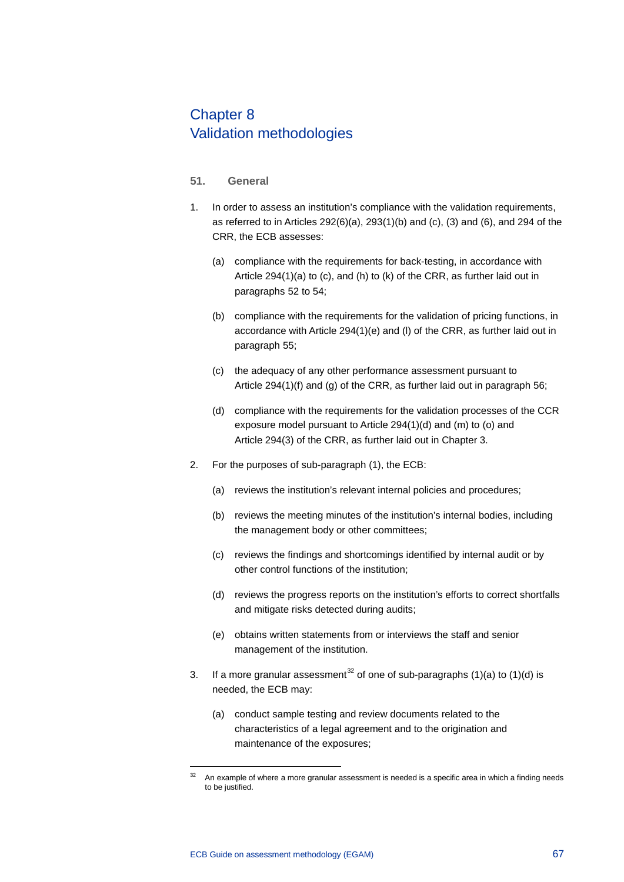# Chapter 8 Validation methodologies

## 51. General

1. In order to assess an institution's compliance with the validation requirements, as referred to in Articles 292(6)(a), 293(1)(b) and (c), (3) and (6), and 294 of the CRR, the ECB assesses:

   (a) compliance with the requirements for back-testing, in accordance with Article 294(1)(a) to (c), and (h) to (k) of the CRR, as further laid out in paragraphs 52 to 54;

   (b) compliance with the requirements for the validation of pricing functions, in accordance with Article 294(1)(e) and (l) of the CRR, as further laid out in paragraph 55;

   (c) the adequacy of any other performance assessment pursuant to Article 294(1)(f) and (g) of the CRR, as further laid out in paragraph 56;

   (d) compliance with the requirements for the validation processes of the CCR exposure model pursuant to Article 294(1)(d) and (m) to (o) and Article 294(3) of the CRR, as further laid out in Chapter 3.

2. For the purposes of sub-paragraph (1), the ECB:

   (a) reviews the institution's relevant internal policies and procedures;

   (b) reviews the meeting minutes of the institution's internal bodies, including the management body or other committees;

   (c) reviews the findings and shortcomings identified by internal audit or by other control functions of the institution;

   (d) reviews the progress reports on the institution's efforts to correct shortfalls and mitigate risks detected during audits;

   (e) obtains written statements from or interviews the staff and senior management of the institution.

3. If a more granular assessment[32] of one of sub-paragraphs (1)(a) to (1)(d) is needed, the ECB may:

   (a) conduct sample testing and review documents related to the characteristics of a legal agreement and to the origination and maintenance of the exposures;

[32] An example of where a more granular assessment is needed is a specific area in which a finding needs to be justified.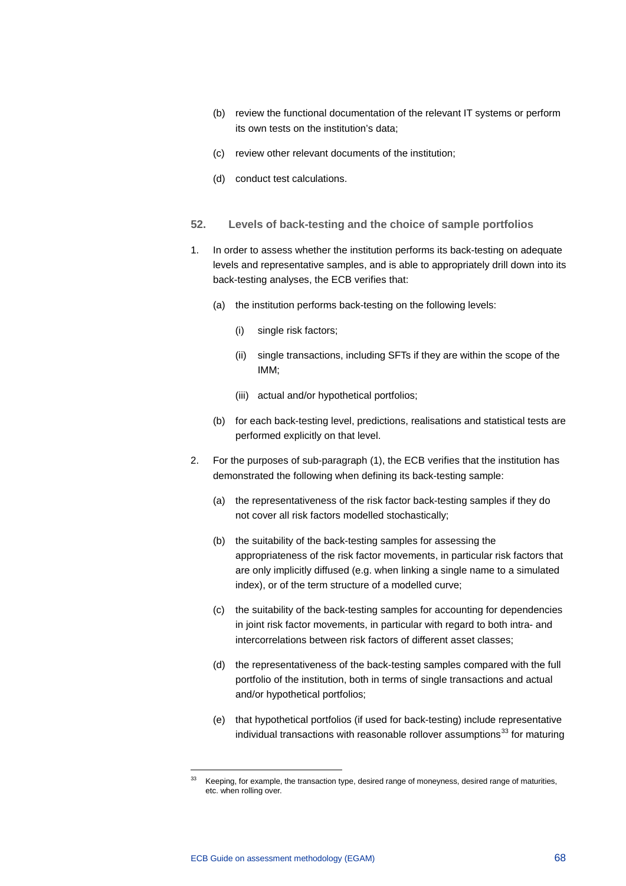(b) review the functional documentation of the relevant IT systems or perform its own tests on the institution's data;

(c) review other relevant documents of the institution;

(d) conduct test calculations.

## 52. Levels of back-testing and the choice of sample portfolios

1. In order to assess whether the institution performs its back-testing on adequate levels and representative samples, and is able to appropriately drill down into its back-testing analyses, the ECB verifies that:

   (a) the institution performs back-testing on the following levels:

      (i) single risk factors;

      (ii) single transactions, including SFTs if they are within the scope of the IMM;

      (iii) actual and/or hypothetical portfolios;

   (b) for each back-testing level, predictions, realisations and statistical tests are performed explicitly on that level.

2. For the purposes of sub-paragraph (1), the ECB verifies that the institution has demonstrated the following when defining its back-testing sample:

   (a) the representativeness of the risk factor back-testing samples if they do not cover all risk factors modelled stochastically;

   (b) the suitability of the back-testing samples for assessing the appropriateness of the risk factor movements, in particular risk factors that are only implicitly diffused (e.g. when linking a single name to a simulated index), or of the term structure of a modelled curve;

   (c) the suitability of the back-testing samples for accounting for dependencies in joint risk factor movements, in particular with regard to both intra- and intercorrelations between risk factors of different asset classes;

   (d) the representativeness of the back-testing samples compared with the full portfolio of the institution, both in terms of single transactions and actual and/or hypothetical portfolios;

   (e) that hypothetical portfolios (if used for back-testing) include representative individual transactions with reasonable rollover assumptions[33] for maturing

[33] Keeping, for example, the transaction type, desired range of moneyness, desired range of maturities, etc. when rolling over.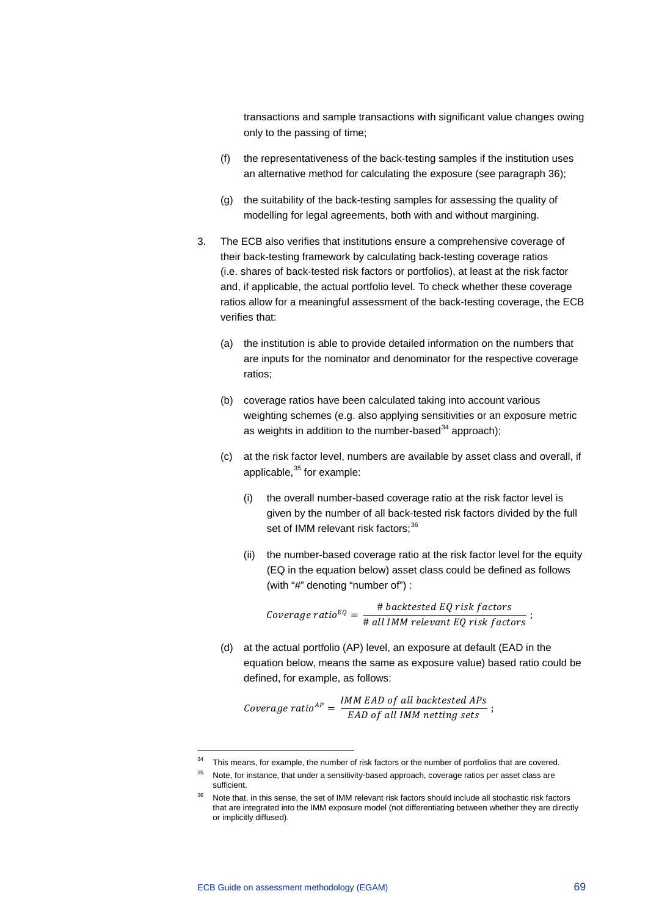transactions and sample transactions with significant value changes owing only to the passing of time;

(f) the representativeness of the back-testing samples if the institution uses an alternative method for calculating the exposure (see paragraph 36);

(g) the suitability of the back-testing samples for assessing the quality of modelling for legal agreements, both with and without margining.

3. The ECB also verifies that institutions ensure a comprehensive coverage of their back-testing framework by calculating back-testing coverage ratios (i.e. shares of back-tested risk factors or portfolios), at least at the risk factor and, if applicable, the actual portfolio level. To check whether these coverage ratios allow for a meaningful assessment of the back-testing coverage, the ECB verifies that:

   (a) the institution is able to provide detailed information on the numbers that are inputs for the nominator and denominator for the respective coverage ratios;

   (b) coverage ratios have been calculated taking into account various weighting schemes (e.g. also applying sensitivities or an exposure metric as weights in addition to the number-based[34] approach);

   (c) at the risk factor level, numbers are available by asset class and overall, if applicable,[35] for example:

      (i) the overall number-based coverage ratio at the risk factor level is given by the number of all back-tested risk factors divided by the full set of IMM relevant risk factors;[36]

      (ii) the number-based coverage ratio at the risk factor level for the equity (EQ in the equation below) asset class could be defined as follows (with "#" denoting "number of") :

$$Coverage\ ratio^{EQ} = \frac{\#\ backtested\ EQ\ risk\ factors}{\#\ all\ IMM\ relevant\ EQ\ risk\ factors}\ ;$$

   (d) at the actual portfolio (AP) level, an exposure at default (EAD in the equation below, means the same as exposure value) based ratio could be defined, for example, as follows:

$$Coverage\ ratio^{AP} = \frac{IMM\ EAD\ of\ all\ backtested\ APs}{EAD\ of\ all\ IMM\ netting\ sets}\ ;$$

---

[34] This means, for example, the number of risk factors or the number of portfolios that are covered.

[35] Note, for instance, that under a sensitivity-based approach, coverage ratios per asset class are sufficient.

[36] Note that, in this sense, the set of IMM relevant risk factors should include all stochastic risk factors that are integrated into the IMM exposure model (not differentiating between whether they are directly or implicitly diffused).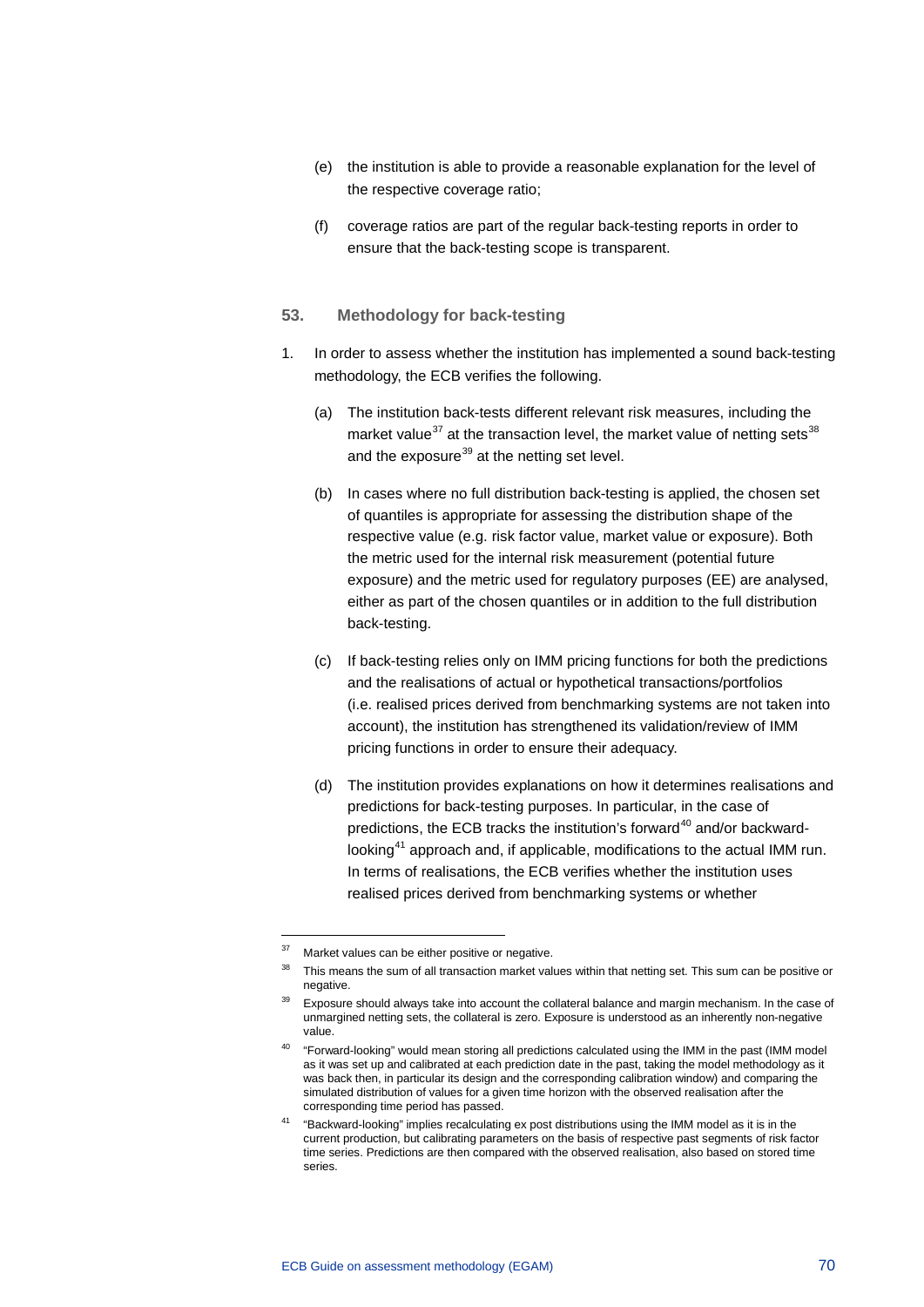(e) the institution is able to provide a reasonable explanation for the level of the respective coverage ratio;

(f) coverage ratios are part of the regular back-testing reports in order to ensure that the back-testing scope is transparent.

### 53. Methodology for back-testing

1. In order to assess whether the institution has implemented a sound back-testing methodology, the ECB verifies the following.

   (a) The institution back-tests different relevant risk measures, including the market value[37] at the transaction level, the market value of netting sets[38] and the exposure[39] at the netting set level.

   (b) In cases where no full distribution back-testing is applied, the chosen set of quantiles is appropriate for assessing the distribution shape of the respective value (e.g. risk factor value, market value or exposure). Both the metric used for the internal risk measurement (potential future exposure) and the metric used for regulatory purposes (EE) are analysed, either as part of the chosen quantiles or in addition to the full distribution back-testing.

   (c) If back-testing relies only on IMM pricing functions for both the predictions and the realisations of actual or hypothetical transactions/portfolios (i.e. realised prices derived from benchmarking systems are not taken into account), the institution has strengthened its validation/review of IMM pricing functions in order to ensure their adequacy.

   (d) The institution provides explanations on how it determines realisations and predictions for back-testing purposes. In particular, in the case of predictions, the ECB tracks the institution's forward[40] and/or backward-looking[41] approach and, if applicable, modifications to the actual IMM run. In terms of realisations, the ECB verifies whether the institution uses realised prices derived from benchmarking systems or whether

---

[37] Market values can be either positive or negative.

[38] This means the sum of all transaction market values within that netting set. This sum can be positive or negative.

[39] Exposure should always take into account the collateral balance and margin mechanism. In the case of unmargined netting sets, the collateral is zero. Exposure is understood as an inherently non-negative value.

[40] "Forward-looking" would mean storing all predictions calculated using the IMM in the past (IMM model as it was set up and calibrated at each prediction date in the past, taking the model methodology as it was back then, in particular its design and the corresponding calibration window) and comparing the simulated distribution of values for a given time horizon with the observed realisation after the corresponding time period has passed.

[41] "Backward-looking" implies recalculating ex post distributions using the IMM model as it is in the current production, but calibrating parameters on the basis of respective past segments of risk factor time series. Predictions are then compared with the observed realisation, also based on stored time series.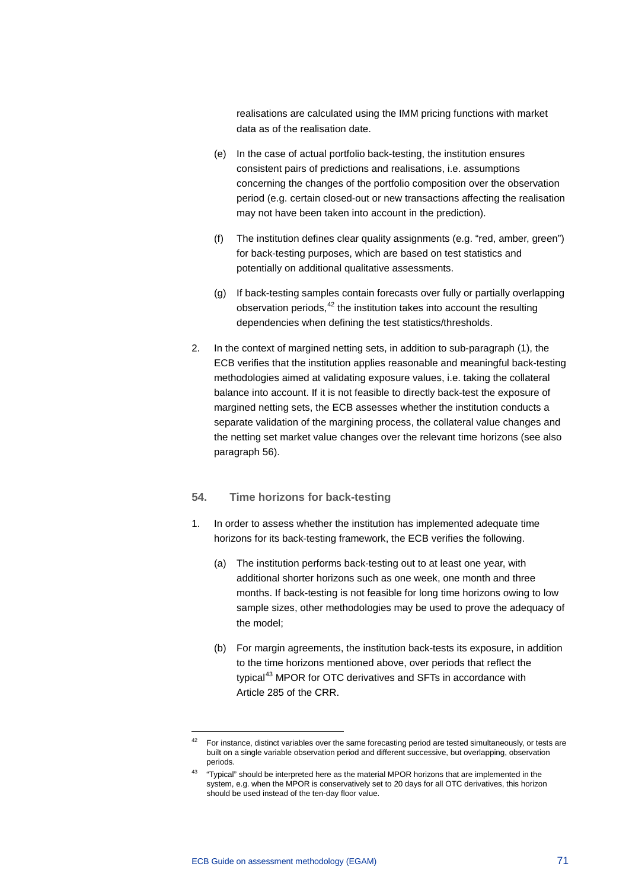realisations are calculated using the IMM pricing functions with market data as of the realisation date.

(e) In the case of actual portfolio back-testing, the institution ensures consistent pairs of predictions and realisations, i.e. assumptions concerning the changes of the portfolio composition over the observation period (e.g. certain closed-out or new transactions affecting the realisation may not have been taken into account in the prediction).

(f) The institution defines clear quality assignments (e.g. "red, amber, green") for back-testing purposes, which are based on test statistics and potentially on additional qualitative assessments.

(g) If back-testing samples contain forecasts over fully or partially overlapping observation periods,[42] the institution takes into account the resulting dependencies when defining the test statistics/thresholds.

2. In the context of margined netting sets, in addition to sub-paragraph (1), the ECB verifies that the institution applies reasonable and meaningful back-testing methodologies aimed at validating exposure values, i.e. taking the collateral balance into account. If it is not feasible to directly back-test the exposure of margined netting sets, the ECB assesses whether the institution conducts a separate validation of the margining process, the collateral value changes and the netting set market value changes over the relevant time horizons (see also paragraph 56).

### 54. Time horizons for back-testing

1. In order to assess whether the institution has implemented adequate time horizons for its back-testing framework, the ECB verifies the following.

   (a) The institution performs back-testing out to at least one year, with additional shorter horizons such as one week, one month and three months. If back-testing is not feasible for long time horizons owing to low sample sizes, other methodologies may be used to prove the adequacy of the model;

   (b) For margin agreements, the institution back-tests its exposure, in addition to the time horizons mentioned above, over periods that reflect the typical[43] MPOR for OTC derivatives and SFTs in accordance with Article 285 of the CRR.

---

[42] For instance, distinct variables over the same forecasting period are tested simultaneously, or tests are built on a single variable observation period and different successive, but overlapping, observation periods.

[43] "Typical" should be interpreted here as the material MPOR horizons that are implemented in the system, e.g. when the MPOR is conservatively set to 20 days for all OTC derivatives, this horizon should be used instead of the ten-day floor value.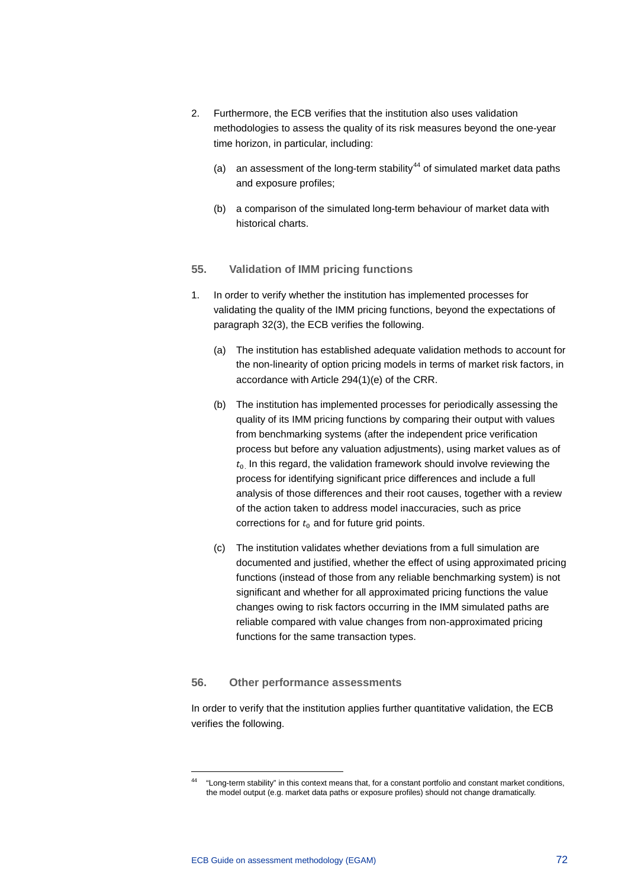2. Furthermore, the ECB verifies that the institution also uses validation methodologies to assess the quality of its risk measures beyond the one-year time horizon, in particular, including:

   (a) an assessment of the long-term stability[44] of simulated market data paths and exposure profiles;

   (b) a comparison of the simulated long-term behaviour of market data with historical charts.

### 55. Validation of IMM pricing functions

1. In order to verify whether the institution has implemented processes for validating the quality of the IMM pricing functions, beyond the expectations of paragraph 32(3), the ECB verifies the following.

   (a) The institution has established adequate validation methods to account for the non-linearity of option pricing models in terms of market risk factors, in accordance with Article 294(1)(e) of the CRR.

   (b) The institution has implemented processes for periodically assessing the quality of its IMM pricing functions by comparing their output with values from benchmarking systems (after the independent price verification process but before any valuation adjustments), using market values as of $t_0$. In this regard, the validation framework should involve reviewing the process for identifying significant price differences and include a full analysis of those differences and their root causes, together with a review of the action taken to address model inaccuracies, such as price corrections for $t_0$ and for future grid points.

   (c) The institution validates whether deviations from a full simulation are documented and justified, whether the effect of using approximated pricing functions (instead of those from any reliable benchmarking system) is not significant and whether for all approximated pricing functions the value changes owing to risk factors occurring in the IMM simulated paths are reliable compared with value changes from non-approximated pricing functions for the same transaction types.

### 56. Other performance assessments

In order to verify that the institution applies further quantitative validation, the ECB verifies the following.

---

[44] "Long-term stability" in this context means that, for a constant portfolio and constant market conditions, the model output (e.g. market data paths or exposure profiles) should not change dramatically.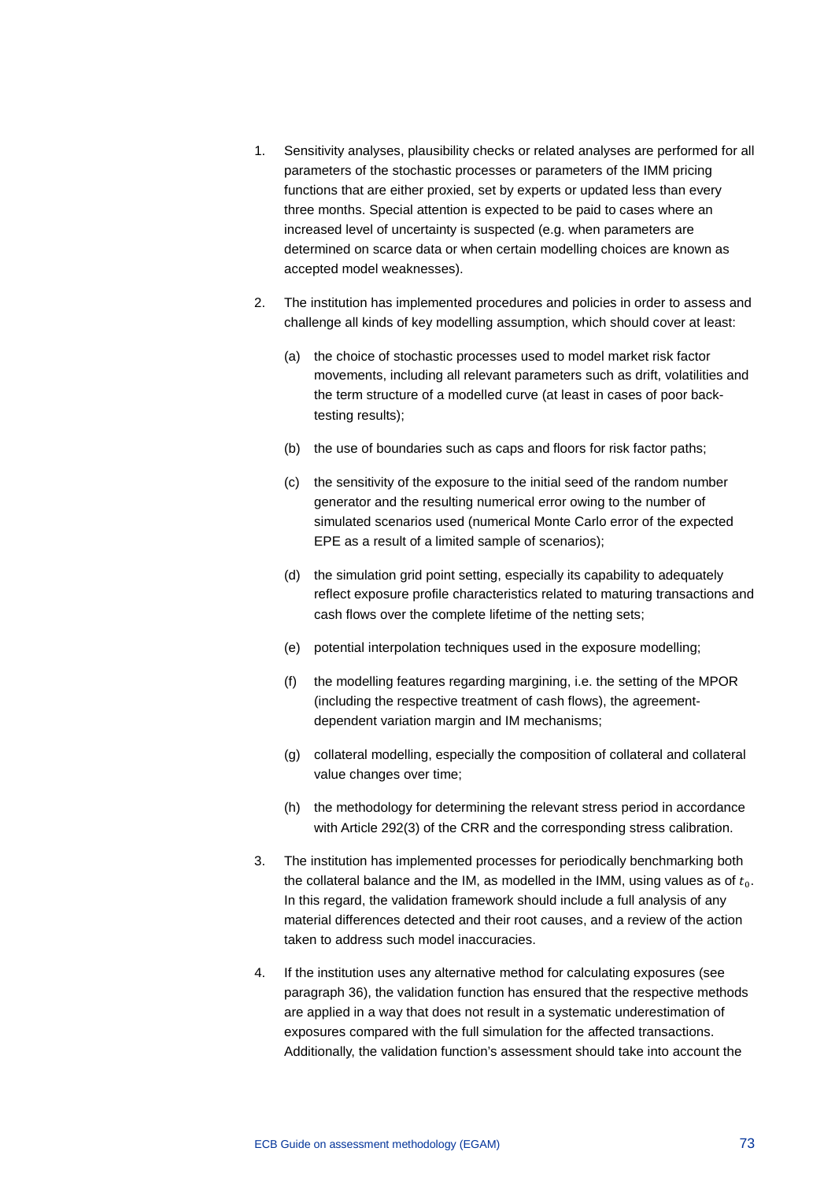1. Sensitivity analyses, plausibility checks or related analyses are performed for all parameters of the stochastic processes or parameters of the IMM pricing functions that are either proxied, set by experts or updated less than every three months. Special attention is expected to be paid to cases where an increased level of uncertainty is suspected (e.g. when parameters are determined on scarce data or when certain modelling choices are known as accepted model weaknesses).

2. The institution has implemented procedures and policies in order to assess and challenge all kinds of key modelling assumption, which should cover at least:

   (a) the choice of stochastic processes used to model market risk factor movements, including all relevant parameters such as drift, volatilities and the term structure of a modelled curve (at least in cases of poor back-testing results);

   (b) the use of boundaries such as caps and floors for risk factor paths;

   (c) the sensitivity of the exposure to the initial seed of the random number generator and the resulting numerical error owing to the number of simulated scenarios used (numerical Monte Carlo error of the expected EPE as a result of a limited sample of scenarios);

   (d) the simulation grid point setting, especially its capability to adequately reflect exposure profile characteristics related to maturing transactions and cash flows over the complete lifetime of the netting sets;

   (e) potential interpolation techniques used in the exposure modelling;

   (f) the modelling features regarding margining, i.e. the setting of the MPOR (including the respective treatment of cash flows), the agreement-dependent variation margin and IM mechanisms;

   (g) collateral modelling, especially the composition of collateral and collateral value changes over time;

   (h) the methodology for determining the relevant stress period in accordance with Article 292(3) of the CRR and the corresponding stress calibration.

3. The institution has implemented processes for periodically benchmarking both the collateral balance and the IM, as modelled in the IMM, using values as of $t_0$. In this regard, the validation framework should include a full analysis of any material differences detected and their root causes, and a review of the action taken to address such model inaccuracies.

4. If the institution uses any alternative method for calculating exposures (see paragraph 36), the validation function has ensured that the respective methods are applied in a way that does not result in a systematic underestimation of exposures compared with the full simulation for the affected transactions. Additionally, the validation function's assessment should take into account the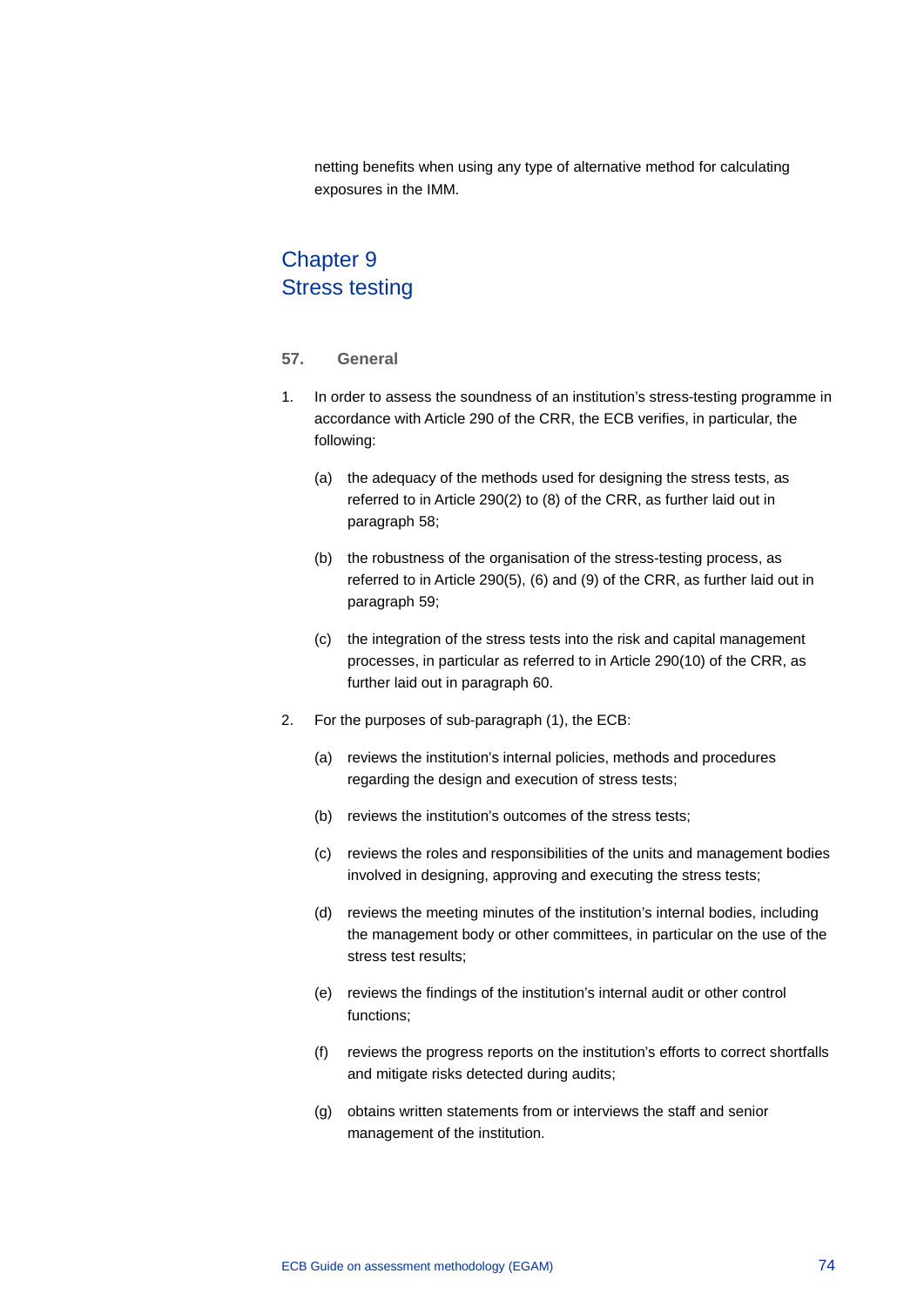netting benefits when using any type of alternative method for calculating exposures in the IMM.

# Chapter 9
# Stress testing

## 57. General

1. In order to assess the soundness of an institution's stress-testing programme in accordance with Article 290 of the CRR, the ECB verifies, in particular, the following:

   (a) the adequacy of the methods used for designing the stress tests, as referred to in Article 290(2) to (8) of the CRR, as further laid out in paragraph 58;

   (b) the robustness of the organisation of the stress-testing process, as referred to in Article 290(5), (6) and (9) of the CRR, as further laid out in paragraph 59;

   (c) the integration of the stress tests into the risk and capital management processes, in particular as referred to in Article 290(10) of the CRR, as further laid out in paragraph 60.

2. For the purposes of sub-paragraph (1), the ECB:

   (a) reviews the institution's internal policies, methods and procedures regarding the design and execution of stress tests;

   (b) reviews the institution's outcomes of the stress tests;

   (c) reviews the roles and responsibilities of the units and management bodies involved in designing, approving and executing the stress tests;

   (d) reviews the meeting minutes of the institution's internal bodies, including the management body or other committees, in particular on the use of the stress test results;

   (e) reviews the findings of the institution's internal audit or other control functions;

   (f) reviews the progress reports on the institution's efforts to correct shortfalls and mitigate risks detected during audits;

   (g) obtains written statements from or interviews the staff and senior management of the institution.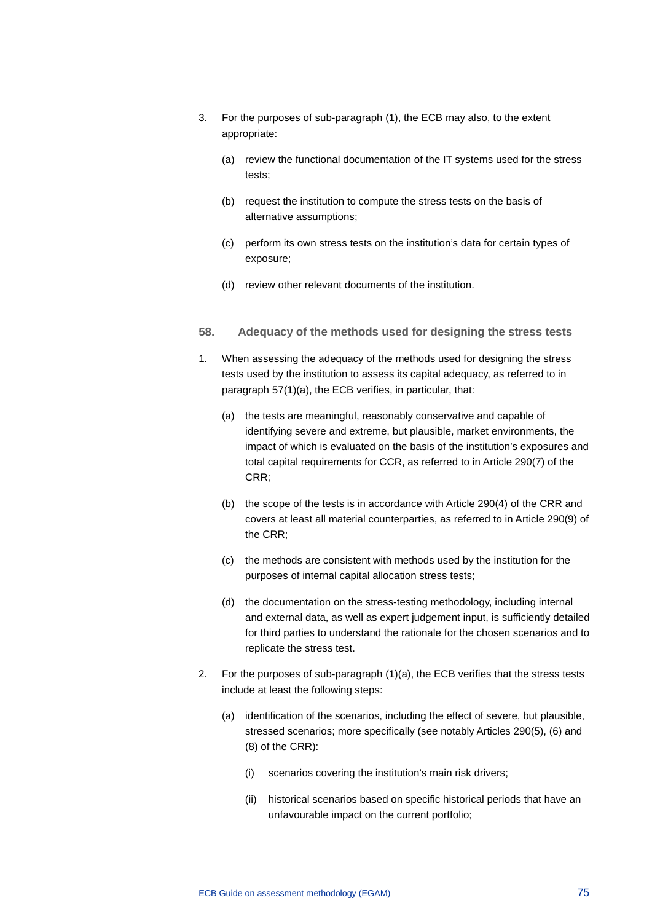3. For the purposes of sub-paragraph (1), the ECB may also, to the extent appropriate:

   (a) review the functional documentation of the IT systems used for the stress tests;

   (b) request the institution to compute the stress tests on the basis of alternative assumptions;

   (c) perform its own stress tests on the institution's data for certain types of exposure;

   (d) review other relevant documents of the institution.

### 58. Adequacy of the methods used for designing the stress tests

1. When assessing the adequacy of the methods used for designing the stress tests used by the institution to assess its capital adequacy, as referred to in paragraph 57(1)(a), the ECB verifies, in particular, that:

   (a) the tests are meaningful, reasonably conservative and capable of identifying severe and extreme, but plausible, market environments, the impact of which is evaluated on the basis of the institution's exposures and total capital requirements for CCR, as referred to in Article 290(7) of the CRR;

   (b) the scope of the tests is in accordance with Article 290(4) of the CRR and covers at least all material counterparties, as referred to in Article 290(9) of the CRR;

   (c) the methods are consistent with methods used by the institution for the purposes of internal capital allocation stress tests;

   (d) the documentation on the stress-testing methodology, including internal and external data, as well as expert judgement input, is sufficiently detailed for third parties to understand the rationale for the chosen scenarios and to replicate the stress test.

2. For the purposes of sub-paragraph (1)(a), the ECB verifies that the stress tests include at least the following steps:

   (a) identification of the scenarios, including the effect of severe, but plausible, stressed scenarios; more specifically (see notably Articles 290(5), (6) and (8) of the CRR):

      (i) scenarios covering the institution's main risk drivers;

      (ii) historical scenarios based on specific historical periods that have an unfavourable impact on the current portfolio;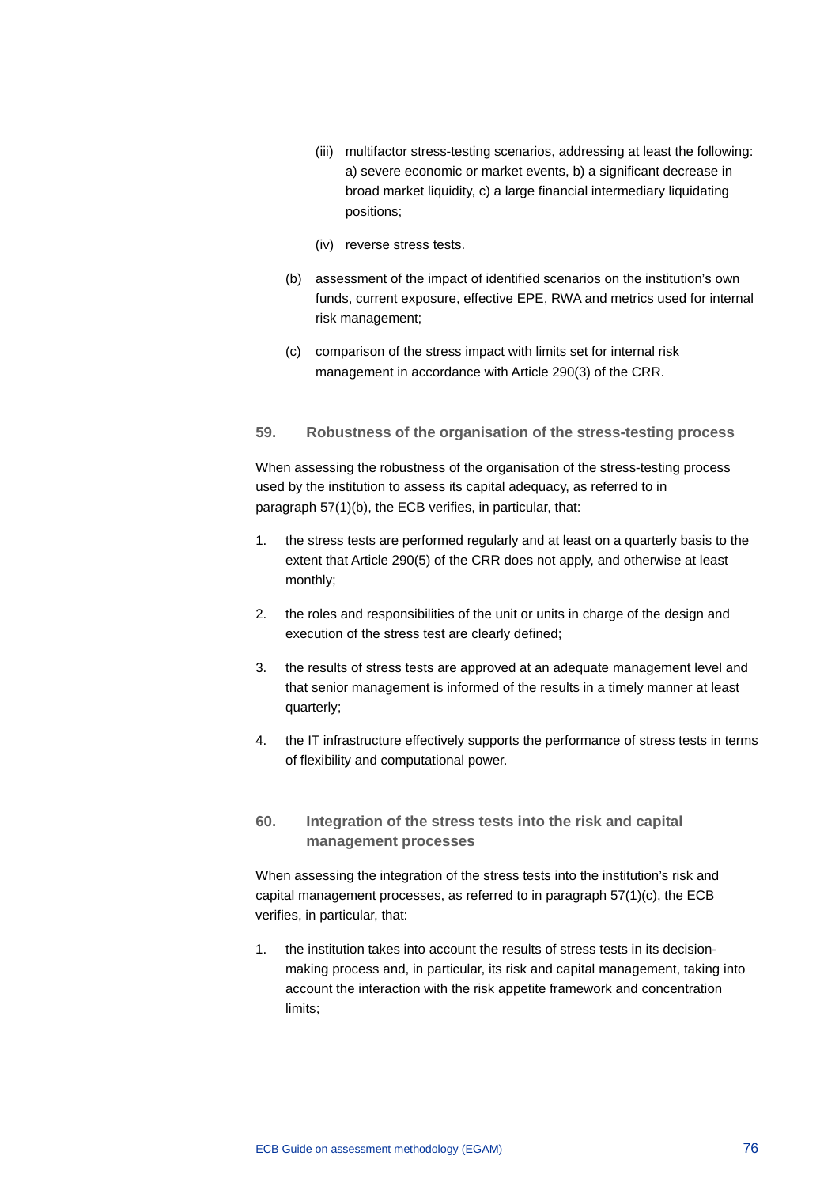(iii) multifactor stress-testing scenarios, addressing at least the following: a) severe economic or market events, b) a significant decrease in broad market liquidity, c) a large financial intermediary liquidating positions;

    (iv) reverse stress tests.

(b) assessment of the impact of identified scenarios on the institution's own funds, current exposure, effective EPE, RWA and metrics used for internal risk management;

(c) comparison of the stress impact with limits set for internal risk management in accordance with Article 290(3) of the CRR.

### 59. Robustness of the organisation of the stress-testing process

When assessing the robustness of the organisation of the stress-testing process used by the institution to assess its capital adequacy, as referred to in paragraph 57(1)(b), the ECB verifies, in particular, that:

1. the stress tests are performed regularly and at least on a quarterly basis to the extent that Article 290(5) of the CRR does not apply, and otherwise at least monthly;
2. the roles and responsibilities of the unit or units in charge of the design and execution of the stress test are clearly defined;
3. the results of stress tests are approved at an adequate management level and that senior management is informed of the results in a timely manner at least quarterly;
4. the IT infrastructure effectively supports the performance of stress tests in terms of flexibility and computational power.

### 60. Integration of the stress tests into the risk and capital management processes

When assessing the integration of the stress tests into the institution's risk and capital management processes, as referred to in paragraph 57(1)(c), the ECB verifies, in particular, that:

1. the institution takes into account the results of stress tests in its decision-making process and, in particular, its risk and capital management, taking into account the interaction with the risk appetite framework and concentration limits;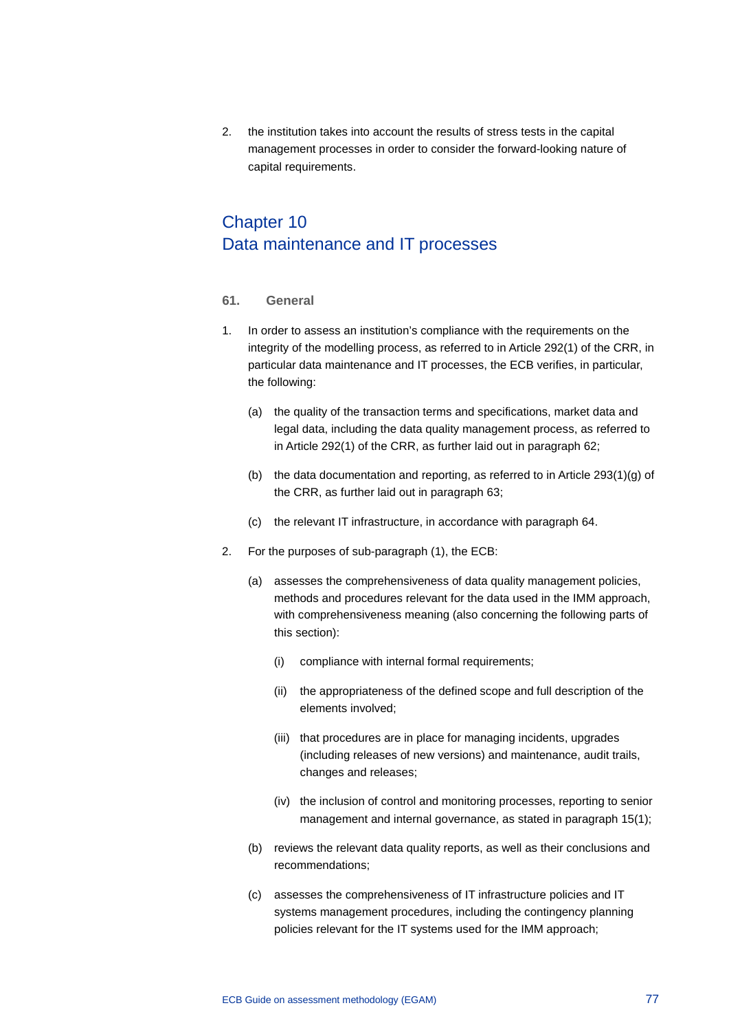2. the institution takes into account the results of stress tests in the capital management processes in order to consider the forward-looking nature of capital requirements.

# Chapter 10
# Data maintenance and IT processes

## 61. General

1. In order to assess an institution's compliance with the requirements on the integrity of the modelling process, as referred to in Article 292(1) of the CRR, in particular data maintenance and IT processes, the ECB verifies, in particular, the following:

   (a) the quality of the transaction terms and specifications, market data and legal data, including the data quality management process, as referred to in Article 292(1) of the CRR, as further laid out in paragraph 62;

   (b) the data documentation and reporting, as referred to in Article 293(1)(g) of the CRR, as further laid out in paragraph 63;

   (c) the relevant IT infrastructure, in accordance with paragraph 64.

2. For the purposes of sub-paragraph (1), the ECB:

   (a) assesses the comprehensiveness of data quality management policies, methods and procedures relevant for the data used in the IMM approach, with comprehensiveness meaning (also concerning the following parts of this section):

      (i) compliance with internal formal requirements;

      (ii) the appropriateness of the defined scope and full description of the elements involved;

      (iii) that procedures are in place for managing incidents, upgrades (including releases of new versions) and maintenance, audit trails, changes and releases;

      (iv) the inclusion of control and monitoring processes, reporting to senior management and internal governance, as stated in paragraph 15(1);

   (b) reviews the relevant data quality reports, as well as their conclusions and recommendations;

   (c) assesses the comprehensiveness of IT infrastructure policies and IT systems management procedures, including the contingency planning policies relevant for the IT systems used for the IMM approach;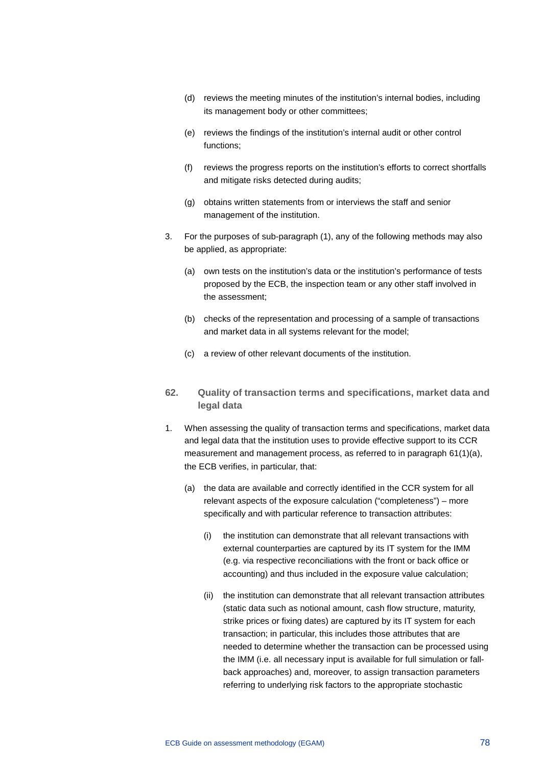(d) reviews the meeting minutes of the institution's internal bodies, including its management body or other committees;

(e) reviews the findings of the institution's internal audit or other control functions;

(f) reviews the progress reports on the institution's efforts to correct shortfalls and mitigate risks detected during audits;

(g) obtains written statements from or interviews the staff and senior management of the institution.

3. For the purposes of sub-paragraph (1), any of the following methods may also be applied, as appropriate:

   (a) own tests on the institution's data or the institution's performance of tests proposed by the ECB, the inspection team or any other staff involved in the assessment;

   (b) checks of the representation and processing of a sample of transactions and market data in all systems relevant for the model;

   (c) a review of other relevant documents of the institution.

## 62. Quality of transaction terms and specifications, market data and legal data

1. When assessing the quality of transaction terms and specifications, market data and legal data that the institution uses to provide effective support to its CCR measurement and management process, as referred to in paragraph 61(1)(a), the ECB verifies, in particular, that:

   (a) the data are available and correctly identified in the CCR system for all relevant aspects of the exposure calculation ("completeness") – more specifically and with particular reference to transaction attributes:

      (i) the institution can demonstrate that all relevant transactions with external counterparties are captured by its IT system for the IMM (e.g. via respective reconciliations with the front or back office or accounting) and thus included in the exposure value calculation;

      (ii) the institution can demonstrate that all relevant transaction attributes (static data such as notional amount, cash flow structure, maturity, strike prices or fixing dates) are captured by its IT system for each transaction; in particular, this includes those attributes that are needed to determine whether the transaction can be processed using the IMM (i.e. all necessary input is available for full simulation or fall-back approaches) and, moreover, to assign transaction parameters referring to underlying risk factors to the appropriate stochastic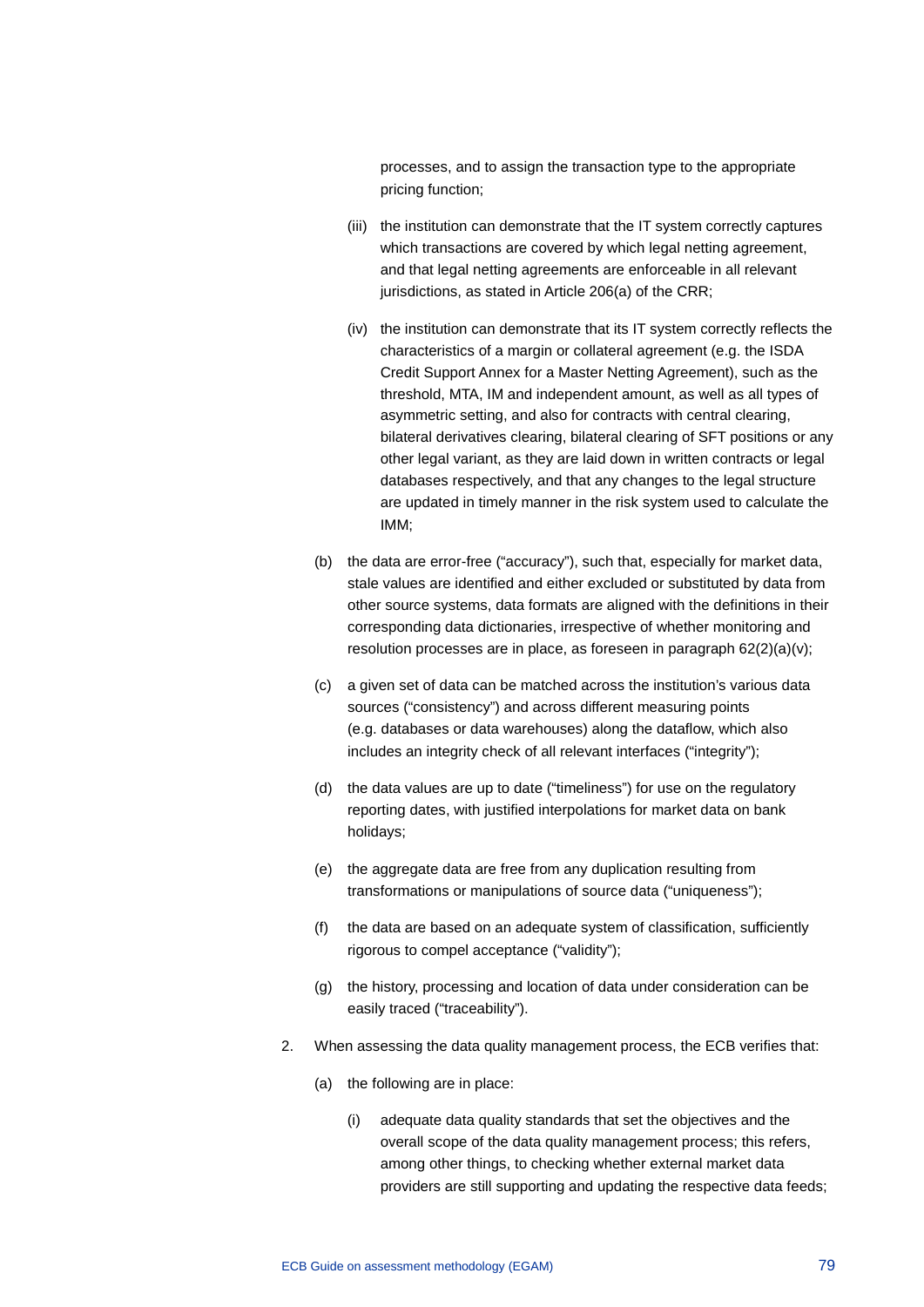processes, and to assign the transaction type to the appropriate pricing function;

(iii) the institution can demonstrate that the IT system correctly captures which transactions are covered by which legal netting agreement, and that legal netting agreements are enforceable in all relevant jurisdictions, as stated in Article 206(a) of the CRR;

(iv) the institution can demonstrate that its IT system correctly reflects the characteristics of a margin or collateral agreement (e.g. the ISDA Credit Support Annex for a Master Netting Agreement), such as the threshold, MTA, IM and independent amount, as well as all types of asymmetric setting, and also for contracts with central clearing, bilateral derivatives clearing, bilateral clearing of SFT positions or any other legal variant, as they are laid down in written contracts or legal databases respectively, and that any changes to the legal structure are updated in timely manner in the risk system used to calculate the IMM;

(b) the data are error-free ("accuracy"), such that, especially for market data, stale values are identified and either excluded or substituted by data from other source systems, data formats are aligned with the definitions in their corresponding data dictionaries, irrespective of whether monitoring and resolution processes are in place, as foreseen in paragraph 62(2)(a)(v);

(c) a given set of data can be matched across the institution's various data sources ("consistency") and across different measuring points (e.g. databases or data warehouses) along the dataflow, which also includes an integrity check of all relevant interfaces ("integrity");

(d) the data values are up to date ("timeliness") for use on the regulatory reporting dates, with justified interpolations for market data on bank holidays;

(e) the aggregate data are free from any duplication resulting from transformations or manipulations of source data ("uniqueness");

(f) the data are based on an adequate system of classification, sufficiently rigorous to compel acceptance ("validity");

(g) the history, processing and location of data under consideration can be easily traced ("traceability").

2. When assessing the data quality management process, the ECB verifies that:

(a) the following are in place:

(i) adequate data quality standards that set the objectives and the overall scope of the data quality management process; this refers, among other things, to checking whether external market data providers are still supporting and updating the respective data feeds;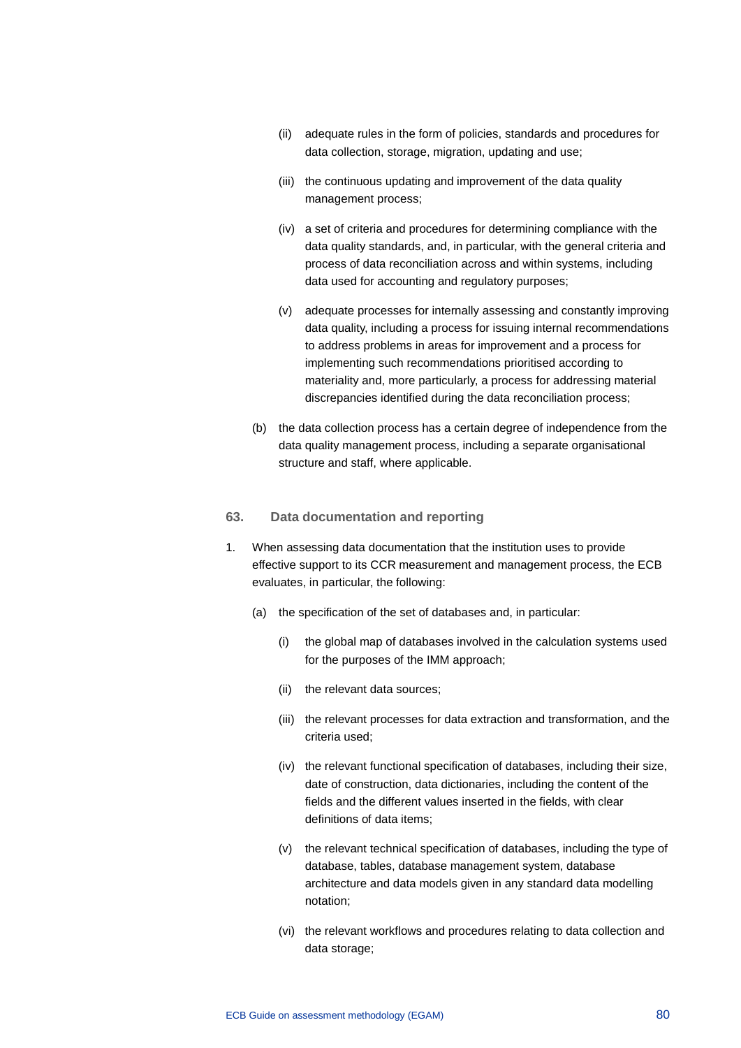(ii) adequate rules in the form of policies, standards and procedures for data collection, storage, migration, updating and use;

(iii) the continuous updating and improvement of the data quality management process;

(iv) a set of criteria and procedures for determining compliance with the data quality standards, and, in particular, with the general criteria and process of data reconciliation across and within systems, including data used for accounting and regulatory purposes;

(v) adequate processes for internally assessing and constantly improving data quality, including a process for issuing internal recommendations to address problems in areas for improvement and a process for implementing such recommendations prioritised according to materiality and, more particularly, a process for addressing material discrepancies identified during the data reconciliation process;

(b) the data collection process has a certain degree of independence from the data quality management process, including a separate organisational structure and staff, where applicable.

### 63. Data documentation and reporting

1. When assessing data documentation that the institution uses to provide effective support to its CCR measurement and management process, the ECB evaluates, in particular, the following:

   (a) the specification of the set of databases and, in particular:

      (i) the global map of databases involved in the calculation systems used for the purposes of the IMM approach;

      (ii) the relevant data sources;

      (iii) the relevant processes for data extraction and transformation, and the criteria used;

      (iv) the relevant functional specification of databases, including their size, date of construction, data dictionaries, including the content of the fields and the different values inserted in the fields, with clear definitions of data items;

      (v) the relevant technical specification of databases, including the type of database, tables, database management system, database architecture and data models given in any standard data modelling notation;

      (vi) the relevant workflows and procedures relating to data collection and data storage;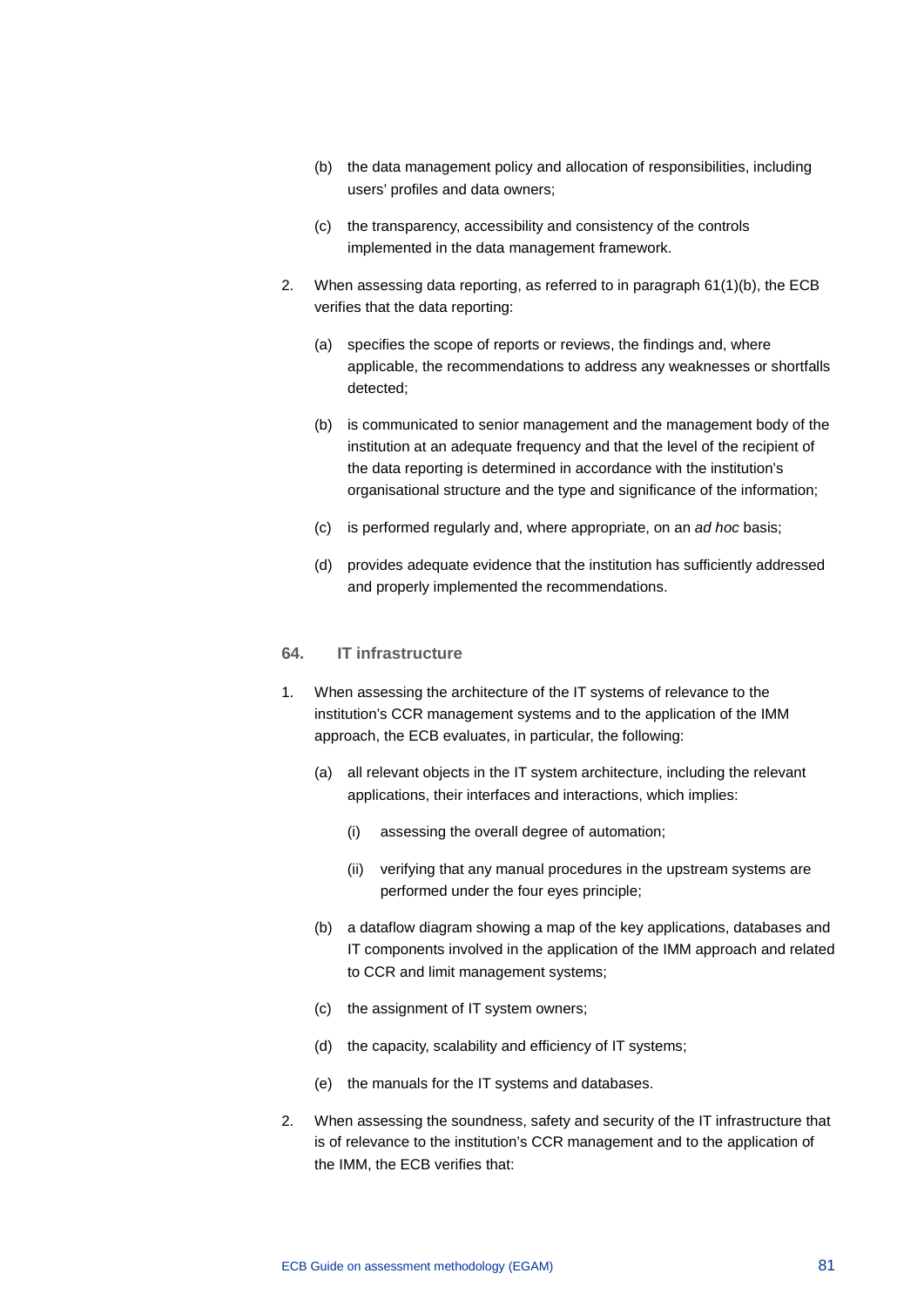(b) the data management policy and allocation of responsibilities, including users' profiles and data owners;

(c) the transparency, accessibility and consistency of the controls implemented in the data management framework.

2. When assessing data reporting, as referred to in paragraph 61(1)(b), the ECB verifies that the data reporting:

   (a) specifies the scope of reports or reviews, the findings and, where applicable, the recommendations to address any weaknesses or shortfalls detected;

   (b) is communicated to senior management and the management body of the institution at an adequate frequency and that the level of the recipient of the data reporting is determined in accordance with the institution's organisational structure and the type and significance of the information;

   (c) is performed regularly and, where appropriate, on an *ad hoc* basis;

   (d) provides adequate evidence that the institution has sufficiently addressed and properly implemented the recommendations.

### 64. IT infrastructure

1. When assessing the architecture of the IT systems of relevance to the institution's CCR management systems and to the application of the IMM approach, the ECB evaluates, in particular, the following:

   (a) all relevant objects in the IT system architecture, including the relevant applications, their interfaces and interactions, which implies:

      (i) assessing the overall degree of automation;

      (ii) verifying that any manual procedures in the upstream systems are performed under the four eyes principle;

   (b) a dataflow diagram showing a map of the key applications, databases and IT components involved in the application of the IMM approach and related to CCR and limit management systems;

   (c) the assignment of IT system owners;

   (d) the capacity, scalability and efficiency of IT systems;

   (e) the manuals for the IT systems and databases.

2. When assessing the soundness, safety and security of the IT infrastructure that is of relevance to the institution's CCR management and to the application of the IMM, the ECB verifies that: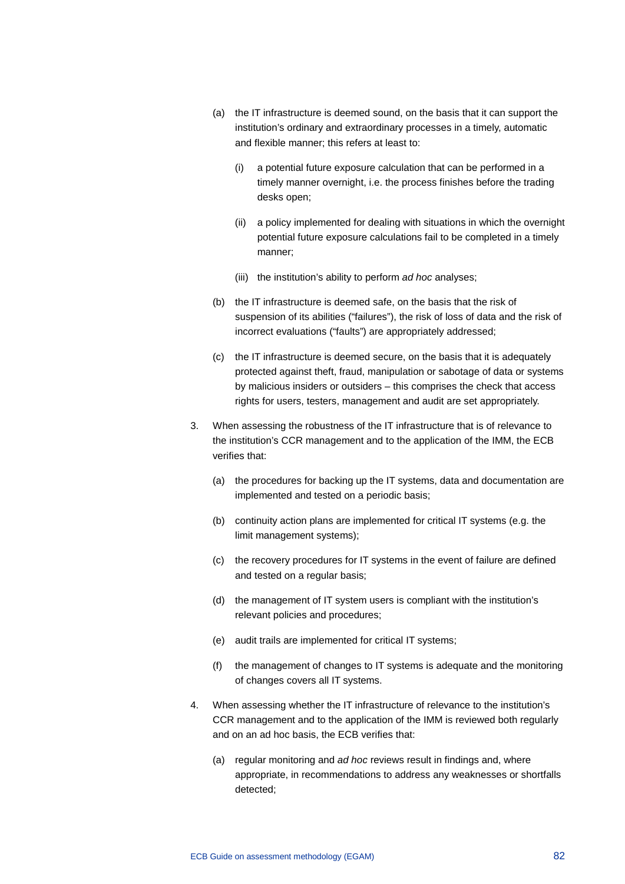(a) the IT infrastructure is deemed sound, on the basis that it can support the institution's ordinary and extraordinary processes in a timely, automatic and flexible manner; this refers at least to:

   (i) a potential future exposure calculation that can be performed in a timely manner overnight, i.e. the process finishes before the trading desks open;

   (ii) a policy implemented for dealing with situations in which the overnight potential future exposure calculations fail to be completed in a timely manner;

   (iii) the institution's ability to perform *ad hoc* analyses;

(b) the IT infrastructure is deemed safe, on the basis that the risk of suspension of its abilities ("failures"), the risk of loss of data and the risk of incorrect evaluations ("faults") are appropriately addressed;

(c) the IT infrastructure is deemed secure, on the basis that it is adequately protected against theft, fraud, manipulation or sabotage of data or systems by malicious insiders or outsiders – this comprises the check that access rights for users, testers, management and audit are set appropriately.

3. When assessing the robustness of the IT infrastructure that is of relevance to the institution's CCR management and to the application of the IMM, the ECB verifies that:

   (a) the procedures for backing up the IT systems, data and documentation are implemented and tested on a periodic basis;

   (b) continuity action plans are implemented for critical IT systems (e.g. the limit management systems);

   (c) the recovery procedures for IT systems in the event of failure are defined and tested on a regular basis;

   (d) the management of IT system users is compliant with the institution's relevant policies and procedures;

   (e) audit trails are implemented for critical IT systems;

   (f) the management of changes to IT systems is adequate and the monitoring of changes covers all IT systems.

4. When assessing whether the IT infrastructure of relevance to the institution's CCR management and to the application of the IMM is reviewed both regularly and on an ad hoc basis, the ECB verifies that:

   (a) regular monitoring and *ad hoc* reviews result in findings and, where appropriate, in recommendations to address any weaknesses or shortfalls detected;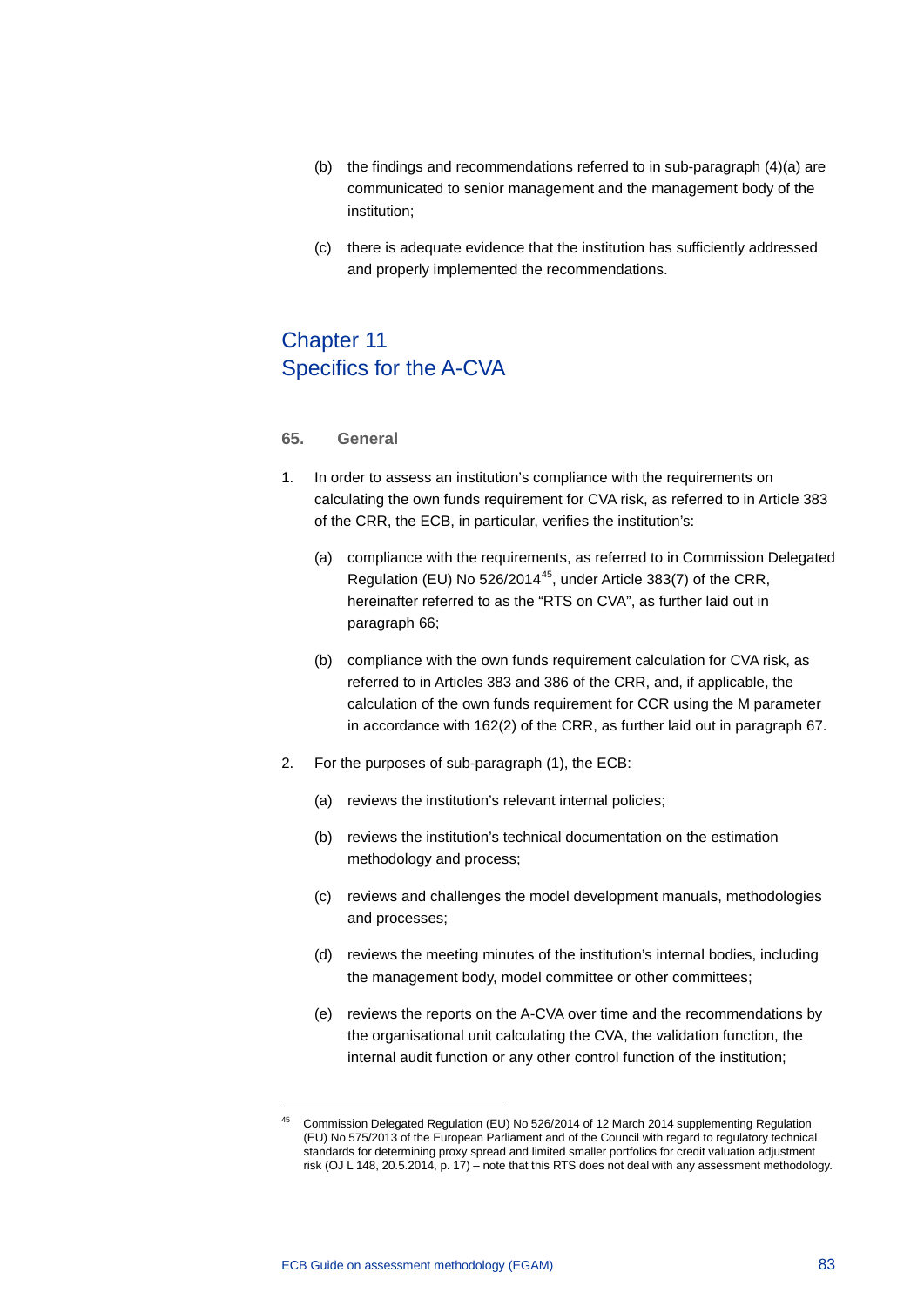(b) the findings and recommendations referred to in sub-paragraph (4)(a) are communicated to senior management and the management body of the institution;

(c) there is adequate evidence that the institution has sufficiently addressed and properly implemented the recommendations.

# Chapter 11
# Specifics for the A-CVA

### 65. General

1. In order to assess an institution's compliance with the requirements on calculating the own funds requirement for CVA risk, as referred to in Article 383 of the CRR, the ECB, in particular, verifies the institution's:

   (a) compliance with the requirements, as referred to in Commission Delegated Regulation (EU) No 526/2014[45], under Article 383(7) of the CRR, hereinafter referred to as the "RTS on CVA", as further laid out in paragraph 66;

   (b) compliance with the own funds requirement calculation for CVA risk, as referred to in Articles 383 and 386 of the CRR, and, if applicable, the calculation of the own funds requirement for CCR using the M parameter in accordance with 162(2) of the CRR, as further laid out in paragraph 67.

2. For the purposes of sub-paragraph (1), the ECB:

   (a) reviews the institution's relevant internal policies;

   (b) reviews the institution's technical documentation on the estimation methodology and process;

   (c) reviews and challenges the model development manuals, methodologies and processes;

   (d) reviews the meeting minutes of the institution's internal bodies, including the management body, model committee or other committees;

   (e) reviews the reports on the A-CVA over time and the recommendations by the organisational unit calculating the CVA, the validation function, the internal audit function or any other control function of the institution;

[45] Commission Delegated Regulation (EU) No 526/2014 of 12 March 2014 supplementing Regulation (EU) No 575/2013 of the European Parliament and of the Council with regard to regulatory technical standards for determining proxy spread and limited smaller portfolios for credit valuation adjustment risk (OJ L 148, 20.5.2014, p. 17) – note that this RTS does not deal with any assessment methodology.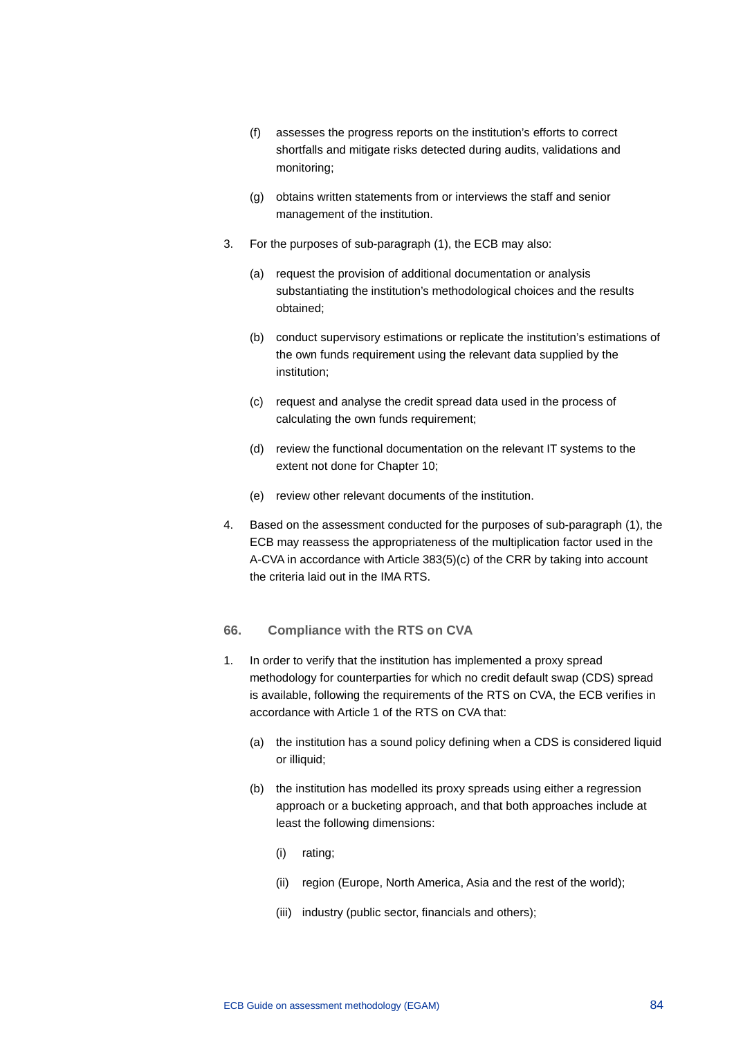(f) assesses the progress reports on the institution's efforts to correct shortfalls and mitigate risks detected during audits, validations and monitoring;

(g) obtains written statements from or interviews the staff and senior management of the institution.

3. For the purposes of sub-paragraph (1), the ECB may also:

   (a) request the provision of additional documentation or analysis substantiating the institution's methodological choices and the results obtained;

   (b) conduct supervisory estimations or replicate the institution's estimations of the own funds requirement using the relevant data supplied by the institution;

   (c) request and analyse the credit spread data used in the process of calculating the own funds requirement;

   (d) review the functional documentation on the relevant IT systems to the extent not done for Chapter 10;

   (e) review other relevant documents of the institution.

4. Based on the assessment conducted for the purposes of sub-paragraph (1), the ECB may reassess the appropriateness of the multiplication factor used in the A-CVA in accordance with Article 383(5)(c) of the CRR by taking into account the criteria laid out in the IMA RTS.

### 66. Compliance with the RTS on CVA

1. In order to verify that the institution has implemented a proxy spread methodology for counterparties for which no credit default swap (CDS) spread is available, following the requirements of the RTS on CVA, the ECB verifies in accordance with Article 1 of the RTS on CVA that:

   (a) the institution has a sound policy defining when a CDS is considered liquid or illiquid;

   (b) the institution has modelled its proxy spreads using either a regression approach or a bucketing approach, and that both approaches include at least the following dimensions:

      (i) rating;

      (ii) region (Europe, North America, Asia and the rest of the world);

      (iii) industry (public sector, financials and others);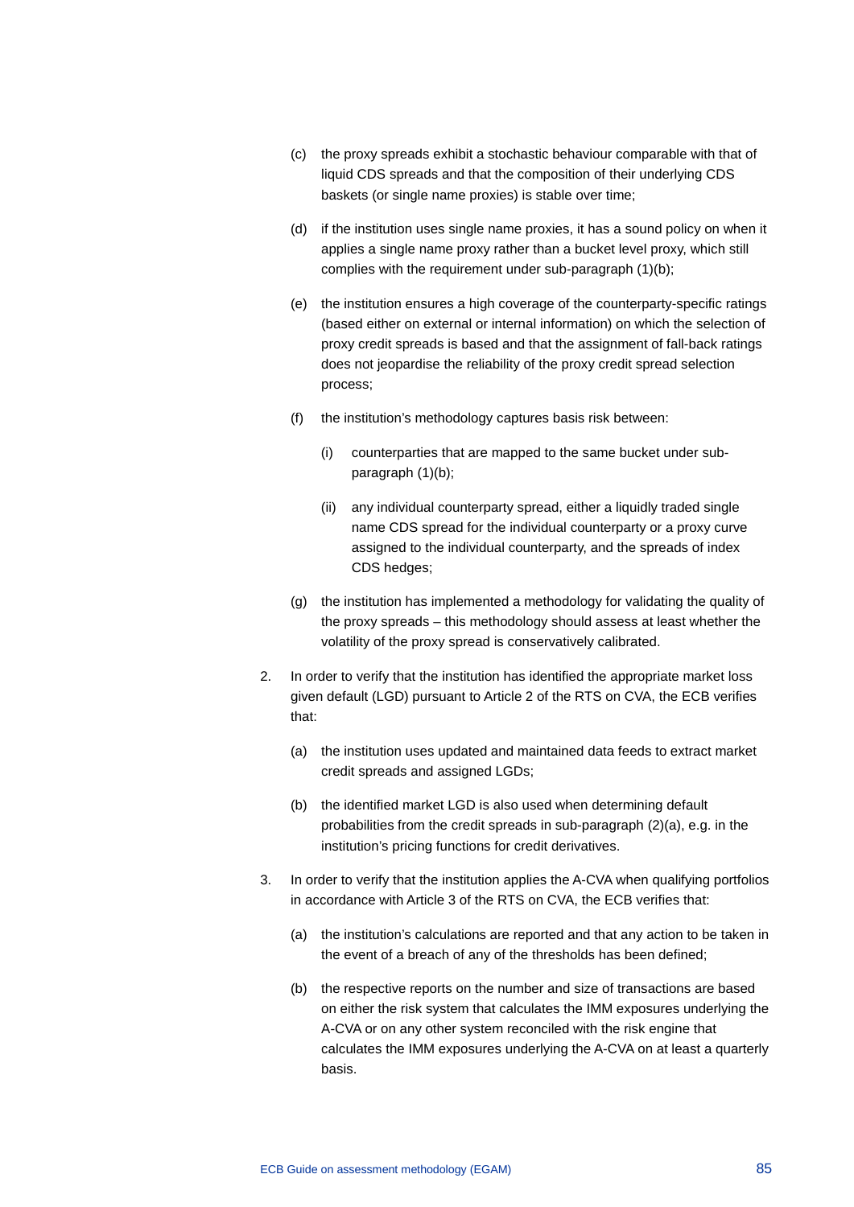(c) the proxy spreads exhibit a stochastic behaviour comparable with that of liquid CDS spreads and that the composition of their underlying CDS baskets (or single name proxies) is stable over time;

(d) if the institution uses single name proxies, it has a sound policy on when it applies a single name proxy rather than a bucket level proxy, which still complies with the requirement under sub-paragraph (1)(b);

(e) the institution ensures a high coverage of the counterparty-specific ratings (based either on external or internal information) on which the selection of proxy credit spreads is based and that the assignment of fall-back ratings does not jeopardise the reliability of the proxy credit spread selection process;

(f) the institution's methodology captures basis risk between:

   (i) counterparties that are mapped to the same bucket under sub-paragraph (1)(b);

   (ii) any individual counterparty spread, either a liquidly traded single name CDS spread for the individual counterparty or a proxy curve assigned to the individual counterparty, and the spreads of index CDS hedges;

(g) the institution has implemented a methodology for validating the quality of the proxy spreads – this methodology should assess at least whether the volatility of the proxy spread is conservatively calibrated.

2. In order to verify that the institution has identified the appropriate market loss given default (LGD) pursuant to Article 2 of the RTS on CVA, the ECB verifies that:

   (a) the institution uses updated and maintained data feeds to extract market credit spreads and assigned LGDs;

   (b) the identified market LGD is also used when determining default probabilities from the credit spreads in sub-paragraph (2)(a), e.g. in the institution's pricing functions for credit derivatives.

3. In order to verify that the institution applies the A-CVA when qualifying portfolios in accordance with Article 3 of the RTS on CVA, the ECB verifies that:

   (a) the institution's calculations are reported and that any action to be taken in the event of a breach of any of the thresholds has been defined;

   (b) the respective reports on the number and size of transactions are based on either the risk system that calculates the IMM exposures underlying the A-CVA or on any other system reconciled with the risk engine that calculates the IMM exposures underlying the A-CVA on at least a quarterly basis.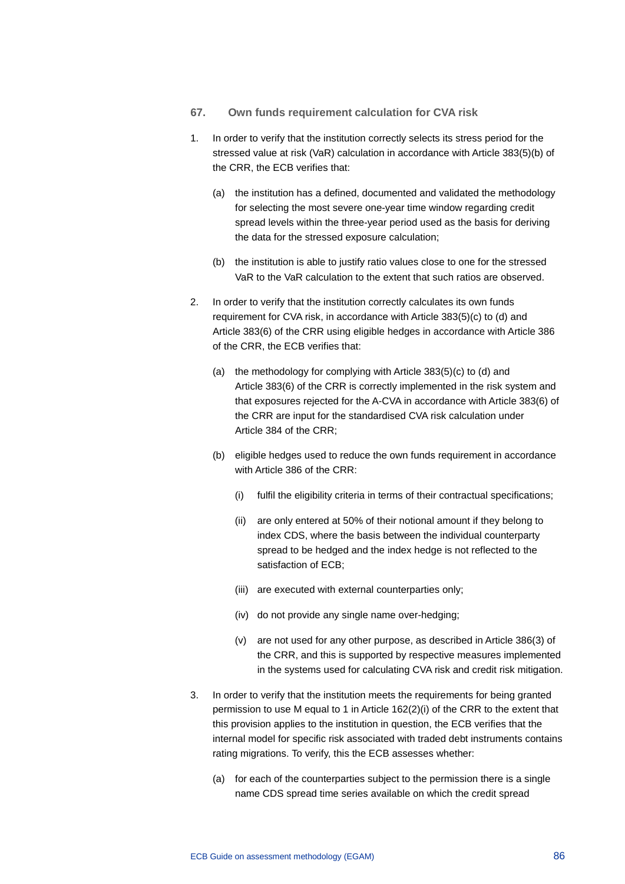### 67. Own funds requirement calculation for CVA risk

1. In order to verify that the institution correctly selects its stress period for the stressed value at risk (VaR) calculation in accordance with Article 383(5)(b) of the CRR, the ECB verifies that:

   (a) the institution has a defined, documented and validated the methodology for selecting the most severe one-year time window regarding credit spread levels within the three-year period used as the basis for deriving the data for the stressed exposure calculation;

   (b) the institution is able to justify ratio values close to one for the stressed VaR to the VaR calculation to the extent that such ratios are observed.

2. In order to verify that the institution correctly calculates its own funds requirement for CVA risk, in accordance with Article 383(5)(c) to (d) and Article 383(6) of the CRR using eligible hedges in accordance with Article 386 of the CRR, the ECB verifies that:

   (a) the methodology for complying with Article 383(5)(c) to (d) and Article 383(6) of the CRR is correctly implemented in the risk system and that exposures rejected for the A-CVA in accordance with Article 383(6) of the CRR are input for the standardised CVA risk calculation under Article 384 of the CRR;

   (b) eligible hedges used to reduce the own funds requirement in accordance with Article 386 of the CRR:

      (i) fulfil the eligibility criteria in terms of their contractual specifications;

      (ii) are only entered at 50% of their notional amount if they belong to index CDS, where the basis between the individual counterparty spread to be hedged and the index hedge is not reflected to the satisfaction of ECB;

      (iii) are executed with external counterparties only;

      (iv) do not provide any single name over-hedging;

      (v) are not used for any other purpose, as described in Article 386(3) of the CRR, and this is supported by respective measures implemented in the systems used for calculating CVA risk and credit risk mitigation.

3. In order to verify that the institution meets the requirements for being granted permission to use M equal to 1 in Article 162(2)(i) of the CRR to the extent that this provision applies to the institution in question, the ECB verifies that the internal model for specific risk associated with traded debt instruments contains rating migrations. To verify, this the ECB assesses whether:

   (a) for each of the counterparties subject to the permission there is a single name CDS spread time series available on which the credit spread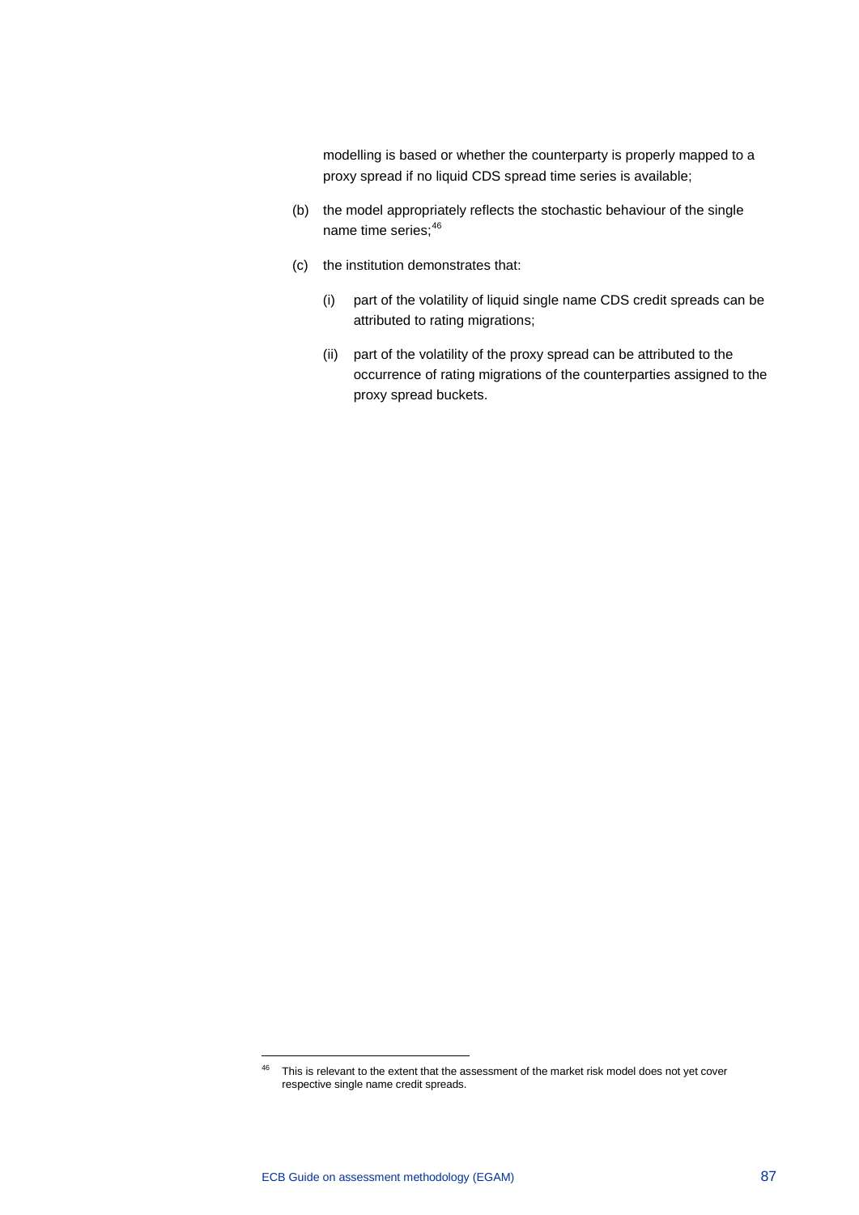modelling is based or whether the counterparty is properly mapped to a proxy spread if no liquid CDS spread time series is available;

(b) the model appropriately reflects the stochastic behaviour of the single name time series;[46]

(c) the institution demonstrates that:

   (i) part of the volatility of liquid single name CDS credit spreads can be attributed to rating migrations;

   (ii) part of the volatility of the proxy spread can be attributed to the occurrence of rating migrations of the counterparties assigned to the proxy spread buckets.

---

[46] This is relevant to the extent that the assessment of the market risk model does not yet cover respective single name credit spreads.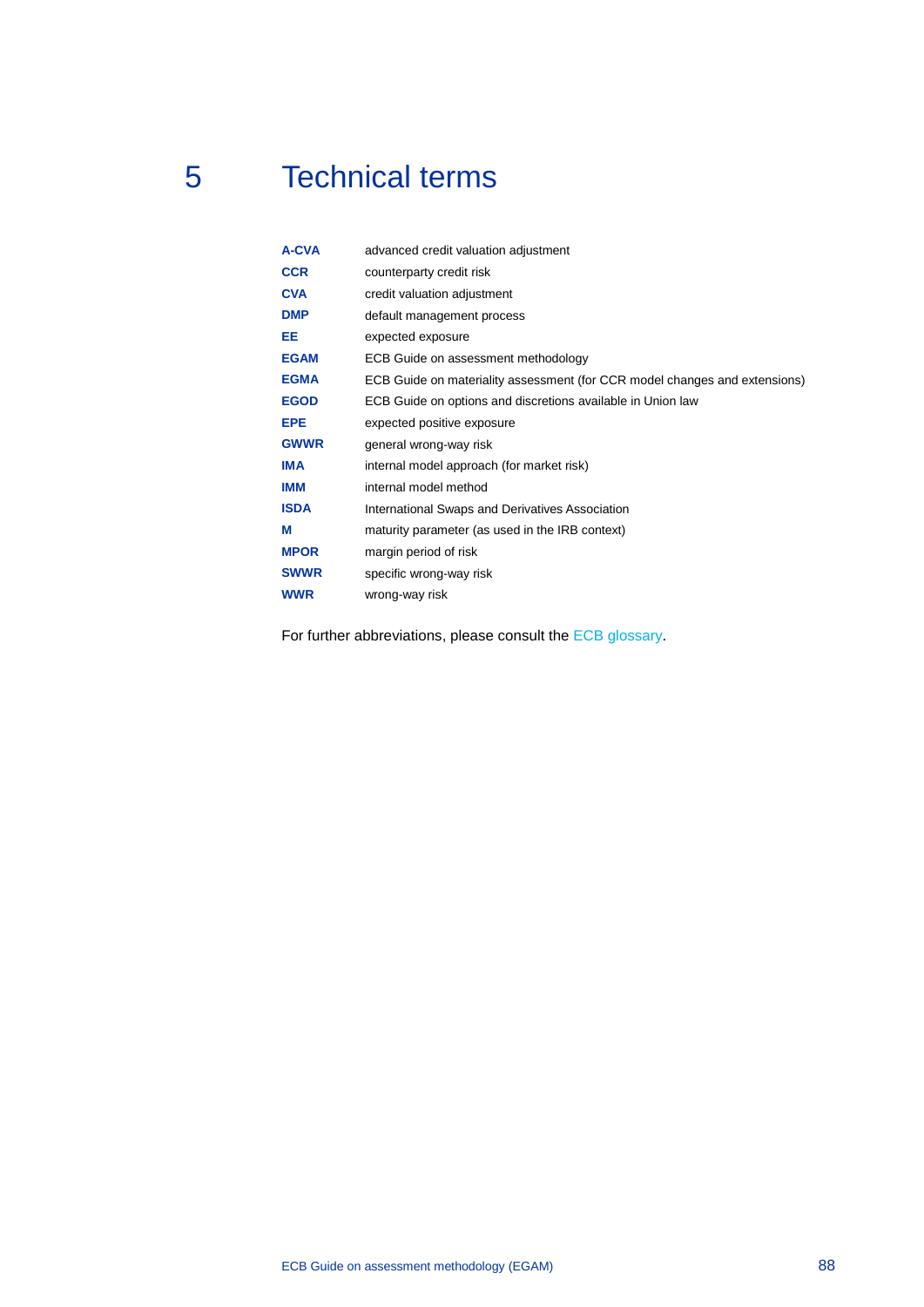# 5 Technical terms

| | |
|---|---|
| **A-CVA** | advanced credit valuation adjustment |
| **CCR** | counterparty credit risk |
| **CVA** | credit valuation adjustment |
| **DMP** | default management process |
| **EE** | expected exposure |
| **EGAM** | ECB Guide on assessment methodology |
| **EGMA** | ECB Guide on materiality assessment (for CCR model changes and extensions) |
| **EGOD** | ECB Guide on options and discretions available in Union law |
| **EPE** | expected positive exposure |
| **GWWR** | general wrong-way risk |
| **IMA** | internal model approach (for market risk) |
| **IMM** | internal model method |
| **ISDA** | International Swaps and Derivatives Association |
| **M** | maturity parameter (as used in the IRB context) |
| **MPOR** | margin period of risk |
| **SWWR** | specific wrong-way risk |
| **WWR** | wrong-way risk |

For further abbreviations, please consult the ECB glossary.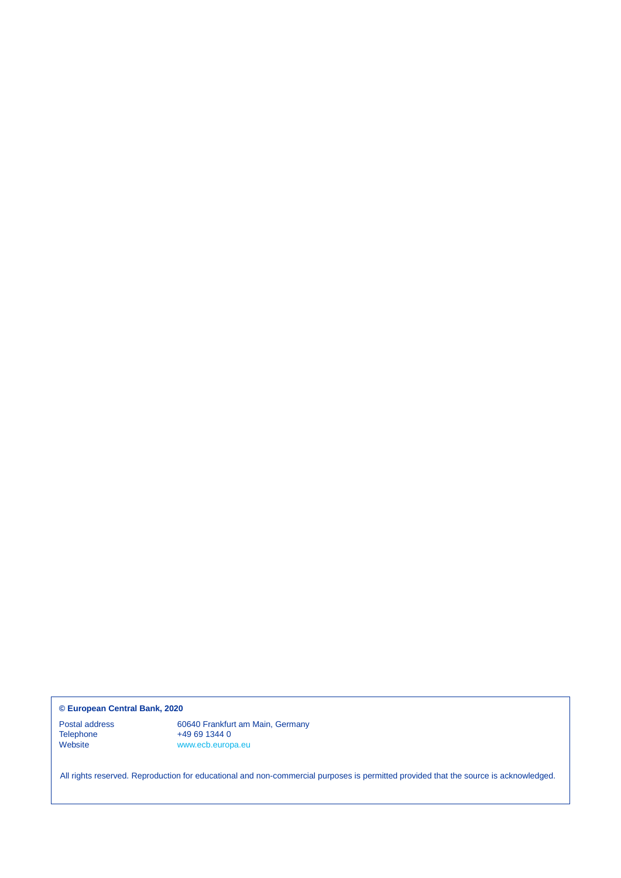**© European Central Bank, 2020**

| | |
|---|---|
| Postal address | 60640 Frankfurt am Main, Germany |
| Telephone | +49 69 1344 0 |
| Website | www.ecb.europa.eu |

All rights reserved. Reproduction for educational and non-commercial purposes is permitted provided that the source is acknowledged.